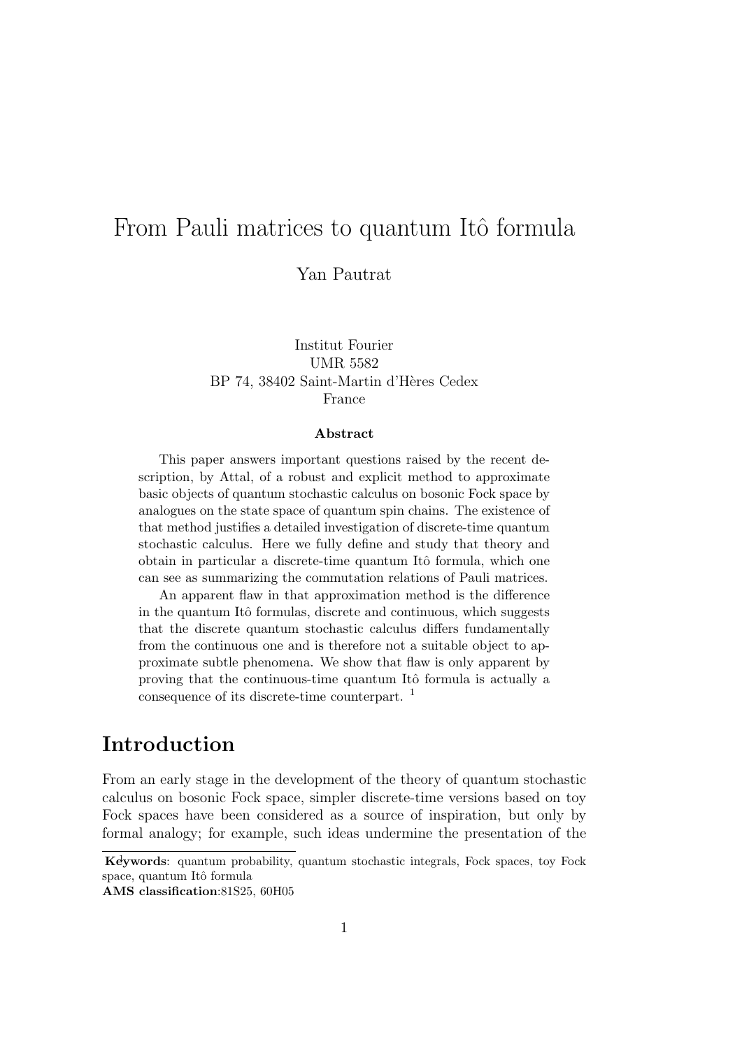# From Pauli matrices to quantum Itô formula

Yan Pautrat

Institut Fourier
UMR 5582
BP 74, 38402 Saint-Martin d'Hères Cedex
France

**Abstract**

This paper answers important questions raised by the recent description, by Attal, of a robust and explicit method to approximate basic objects of quantum stochastic calculus on bosonic Fock space by analogues on the state space of quantum spin chains. The existence of that method justifies a detailed investigation of discrete-time quantum stochastic calculus. Here we fully define and study that theory and obtain in particular a discrete-time quantum Itô formula, which one can see as summarizing the commutation relations of Pauli matrices.

An apparent flaw in that approximation method is the difference in the quantum Itô formulas, discrete and continuous, which suggests that the discrete quantum stochastic calculus differs fundamentally from the continuous one and is therefore not a suitable object to approximate subtle phenomena. We show that flaw is only apparent by proving that the continuous-time quantum Itô formula is actually a consequence of its discrete-time counterpart. [1]

## Introduction

From an early stage in the development of the theory of quantum stochastic calculus on bosonic Fock space, simpler discrete-time versions based on toy Fock spaces have been considered as a source of inspiration, but only by formal analogy; for example, such ideas undermine the presentation of the

---

**Keywords**: quantum probability, quantum stochastic integrals, Fock spaces, toy Fock space, quantum Itô formula

**AMS classification**:81S25, 60H05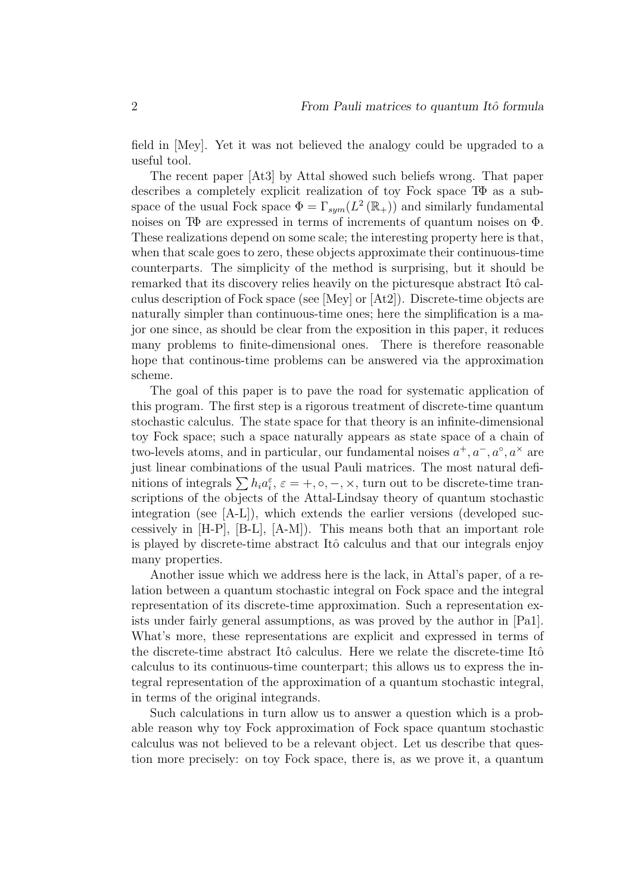field in [Mey]. Yet it was not believed the analogy could be upgraded to a useful tool.

The recent paper [At3] by Attal showed such beliefs wrong. That paper describes a completely explicit realization of toy Fock space $\mathrm{T}\Phi$ as a subspace of the usual Fock space $\Phi = \Gamma_{sym}(L^2(\mathbb{R}_+))$ and similarly fundamental noises on $\mathrm{T}\Phi$ are expressed in terms of increments of quantum noises on $\Phi$. These realizations depend on some scale; the interesting property here is that, when that scale goes to zero, these objects approximate their continuous-time counterparts. The simplicity of the method is surprising, but it should be remarked that its discovery relies heavily on the picturesque abstract Itô calculus description of Fock space (see [Mey] or [At2]). Discrete-time objects are naturally simpler than continuous-time ones; here the simplification is a major one since, as should be clear from the exposition in this paper, it reduces many problems to finite-dimensional ones. There is therefore reasonable hope that continous-time problems can be answered via the approximation scheme.

The goal of this paper is to pave the road for systematic application of this program. The first step is a rigorous treatment of discrete-time quantum stochastic calculus. The state space for that theory is an infinite-dimensional toy Fock space; such a space naturally appears as state space of a chain of two-levels atoms, and in particular, our fundamental noises $a^+, a^-, a^\circ, a^\times$ are just linear combinations of the usual Pauli matrices. The most natural definitions of integrals $\sum h_i a_i^\varepsilon$, $\varepsilon = +, \circ, -, \times$, turn out to be discrete-time transcriptions of the objects of the Attal-Lindsay theory of quantum stochastic integration (see [A-L]), which extends the earlier versions (developed successively in [H-P], [B-L], [A-M]). This means both that an important role is played by discrete-time abstract Itô calculus and that our integrals enjoy many properties.

Another issue which we address here is the lack, in Attal's paper, of a relation between a quantum stochastic integral on Fock space and the integral representation of its discrete-time approximation. Such a representation exists under fairly general assumptions, as was proved by the author in [Pa1]. What's more, these representations are explicit and expressed in terms of the discrete-time abstract Itô calculus. Here we relate the discrete-time Itô calculus to its continuous-time counterpart; this allows us to express the integral representation of the approximation of a quantum stochastic integral, in terms of the original integrands.

Such calculations in turn allow us to answer a question which is a probable reason why toy Fock approximation of Fock space quantum stochastic calculus was not believed to be a relevant object. Let us describe that question more precisely: on toy Fock space, there is, as we prove it, a quantum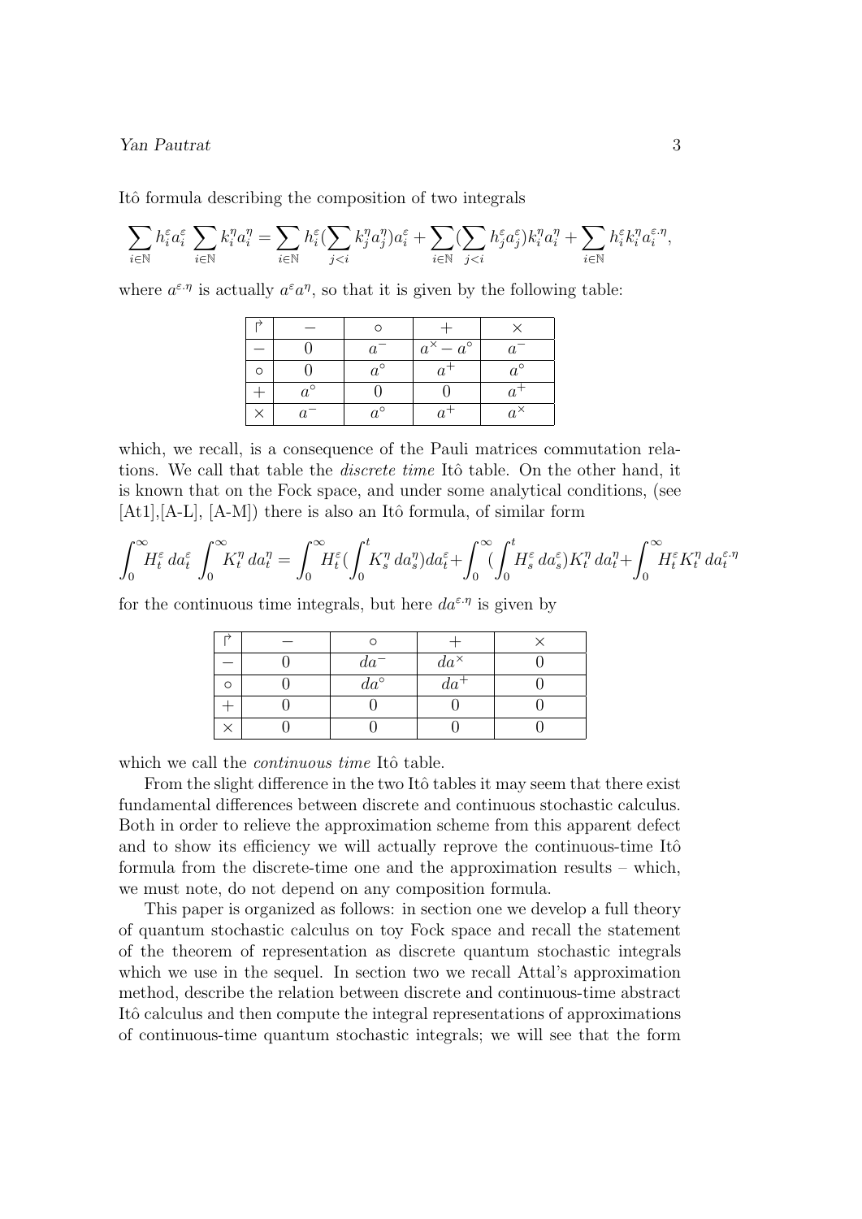Itô formula describing the composition of two integrals

$$\sum_{i\in\mathbb{N}} h_i^\varepsilon a_i^\varepsilon \sum_{i\in\mathbb{N}} k_i^\eta a_i^\eta = \sum_{i\in\mathbb{N}} h_i^\varepsilon (\sum_{j<i} k_j^\eta a_j^\eta) a_i^\varepsilon + \sum_{i\in\mathbb{N}} (\sum_{j<i} h_j^\varepsilon a_j^\varepsilon) k_i^\eta a_i^\eta + \sum_{i\in\mathbb{N}} h_i^\varepsilon k_i^\eta a_i^{\varepsilon.\eta},$$

where $a^{\varepsilon.\eta}$ is actually $a^\varepsilon a^\eta$, so that it is given by the following table:

| $\Lsh$ | $-$ | $\circ$ | $+$ | $\times$ |
|---|---|---|---|---|
| $-$ | $0$ | $a^-$ | $a^\times - a^\circ$ | $a^-$ |
| $\circ$ | $0$ | $a^\circ$ | $a^+$ | $a^\circ$ |
| $+$ | $a^\circ$ | $0$ | $0$ | $a^+$ |
| $\times$ | $a^-$ | $a^\circ$ | $a^+$ | $a^\times$ |

which, we recall, is a consequence of the Pauli matrices commutation relations. We call that table the *discrete time* Itô table. On the other hand, it is known that on the Fock space, and under some analytical conditions, (see [At1],[A-L], [A-M]) there is also an Itô formula, of similar form

$$\int_0^\infty H_t^\varepsilon \, da_t^\varepsilon \int_0^\infty K_t^\eta \, da_t^\eta = \int_0^\infty H_t^\varepsilon (\int_0^t K_s^\eta \, da_s^\eta) da_t^\varepsilon + \int_0^\infty (\int_0^t H_s^\varepsilon \, da_s^\varepsilon) K_t^\eta \, da_t^\eta + \int_0^\infty H_t^\varepsilon K_t^\eta \, da_t^{\varepsilon.\eta}$$

for the continuous time integrals, but here $da^{\varepsilon.\eta}$ is given by

| $\Lsh$ | $-$ | $\circ$ | $+$ | $\times$ |
|---|---|---|---|---|
| $-$ | $0$ | $da^-$ | $da^\times$ | $0$ |
| $\circ$ | $0$ | $da^\circ$ | $da^+$ | $0$ |
| $+$ | $0$ | $0$ | $0$ | $0$ |
| $\times$ | $0$ | $0$ | $0$ | $0$ |

which we call the *continuous time* Itô table.

From the slight difference in the two Itô tables it may seem that there exist fundamental differences between discrete and continuous stochastic calculus. Both in order to relieve the approximation scheme from this apparent defect and to show its efficiency we will actually reprove the continuous-time Itô formula from the discrete-time one and the approximation results – which, we must note, do not depend on any composition formula.

This paper is organized as follows: in section one we develop a full theory of quantum stochastic calculus on toy Fock space and recall the statement of the theorem of representation as discrete quantum stochastic integrals which we use in the sequel. In section two we recall Attal's approximation method, describe the relation between discrete and continuous-time abstract Itô calculus and then compute the integral representations of approximations of continuous-time quantum stochastic integrals; we will see that the form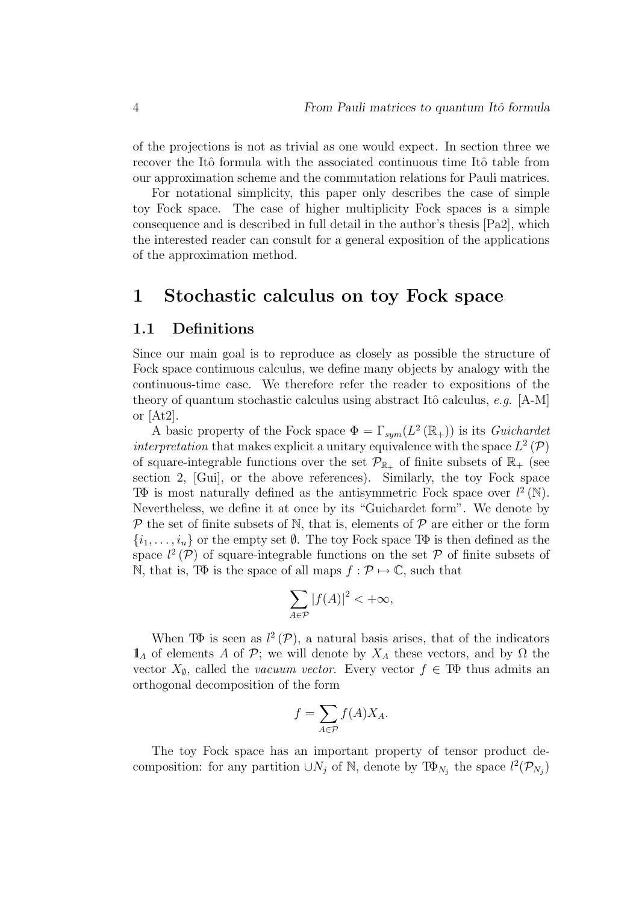of the projections is not as trivial as one would expect. In section three we recover the Itô formula with the associated continuous time Itô table from our approximation scheme and the commutation relations for Pauli matrices.

For notational simplicity, this paper only describes the case of simple toy Fock space. The case of higher multiplicity Fock spaces is a simple consequence and is described in full detail in the author's thesis [Pa2], which the interested reader can consult for a general exposition of the applications of the approximation method.

# 1 Stochastic calculus on toy Fock space

## 1.1 Definitions

Since our main goal is to reproduce as closely as possible the structure of Fock space continuous calculus, we define many objects by analogy with the continuous-time case. We therefore refer the reader to expositions of the theory of quantum stochastic calculus using abstract Itô calculus, *e.g.* [A-M] or [At2].

A basic property of the Fock space $\Phi = \Gamma_{sym}(L^2(\mathbb{R}_+))$ is its *Guichardet interpretation* that makes explicit a unitary equivalence with the space $L^2(\mathcal{P})$ of square-integrable functions over the set $\mathcal{P}_{\mathbb{R}_+}$ of finite subsets of $\mathbb{R}_+$ (see section 2, [Gui], or the above references). Similarly, the toy Fock space $\mathrm{T}\Phi$ is most naturally defined as the antisymmetric Fock space over $l^2(\mathbb{N})$. Nevertheless, we define it at once by its "Guichardet form". We denote by $\mathcal{P}$ the set of finite subsets of $\mathbb{N}$, that is, elements of $\mathcal{P}$ are either or the form $\{i_1, \ldots, i_n\}$ or the empty set $\emptyset$. The toy Fock space $\mathrm{T}\Phi$ is then defined as the space $l^2(\mathcal{P})$ of square-integrable functions on the set $\mathcal{P}$ of finite subsets of $\mathbb{N}$, that is, $\mathrm{T}\Phi$ is the space of all maps $f : \mathcal{P} \mapsto \mathbb{C}$, such that

$$\sum_{A\in\mathcal{P}} |f(A)|^2 < +\infty,$$

When $\mathrm{T}\Phi$ is seen as $l^2(\mathcal{P})$, a natural basis arises, that of the indicators $\mathbb{1}_A$ of elements $A$ of $\mathcal{P}$; we will denote by $X_A$ these vectors, and by $\Omega$ the vector $X_\emptyset$, called the *vacuum vector*. Every vector $f \in \mathrm{T}\Phi$ thus admits an orthogonal decomposition of the form

$$f = \sum_{A\in\mathcal{P}} f(A) X_A.$$

The toy Fock space has an important property of tensor product decomposition: for any partition $\cup N_j$ of $\mathbb{N}$, denote by $\mathrm{T}\Phi_{N_j}$ the space $l^2(\mathcal{P}_{N_j})$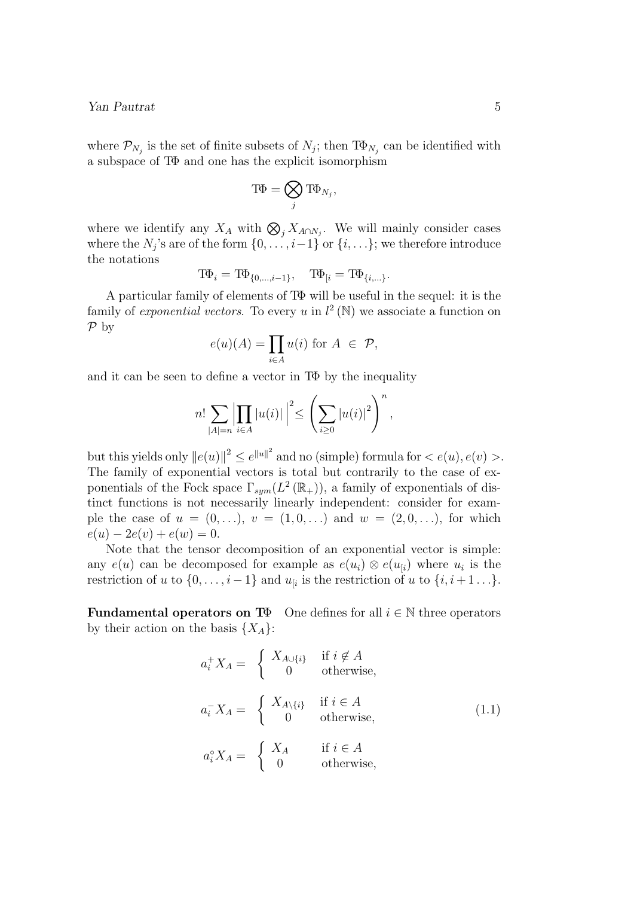where $\mathcal{P}_{N_j}$ is the set of finite subsets of $N_j$; then $\mathrm{T\Phi}_{N_j}$ can be identified with a subspace of $\mathrm{T\Phi}$ and one has the explicit isomorphism

$$\mathrm{T\Phi} = \bigotimes_j \mathrm{T\Phi}_{N_j},$$

where we identify any $X_A$ with $\bigotimes_j X_{A\cap N_j}$. We will mainly consider cases where the $N_j$'s are of the form $\{0,\ldots,i-1\}$ or $\{i,\ldots\}$; we therefore introduce the notations

$$\mathrm{T\Phi}_i = \mathrm{T\Phi}_{\{0,\ldots,i-1\}}, \quad \mathrm{T\Phi}_{[i} = \mathrm{T\Phi}_{\{i,\ldots\}}.$$

A particular family of elements of $\mathrm{T\Phi}$ will be useful in the sequel: it is the family of *exponential vectors*. To every $u$ in $l^2(\mathbb{N})$ we associate a function on $\mathcal{P}$ by

$$e(u)(A) = \prod_{i\in A} u(i) \text{ for } A \in \mathcal{P},$$

and it can be seen to define a vector in $\mathrm{T\Phi}$ by the inequality

$$n! \sum_{|A|=n} \Big|\prod_{i\in A} |u(i)|\Big|^2 \leq \left(\sum_{i\geq 0} |u(i)|^2\right)^n,$$

but this yields only $\|e(u)\|^2 \leq e^{\|u\|^2}$ and no (simple) formula for $< e(u), e(v) >$. The family of exponential vectors is total but contrarily to the case of exponentials of the Fock space $\Gamma_{sym}(L^2(\mathbb{R}_+))$, a family of exponentials of distinct functions is not necessarily linearly independent: consider for example the case of $u = (0,\ldots)$, $v = (1,0,\ldots)$ and $w = (2,0,\ldots)$, for which $e(u) - 2e(v) + e(w) = 0$.

Note that the tensor decomposition of an exponential vector is simple: any $e(u)$ can be decomposed for example as $e(u_i) \otimes e(u_{[i})$ where $u_i$ is the restriction of $u$ to $\{0,\ldots,i-1\}$ and $u_{[i}$ is the restriction of $u$ to $\{i, i+1\ldots\}$.

**Fundamental operators on $\mathrm{T\Phi}$** One defines for all $i \in \mathbb{N}$ three operators by their action on the basis $\{X_A\}$:

$$\begin{aligned}
a_i^+ X_A &= \begin{cases} X_{A\cup\{i\}} & \text{if } i \notin A \\ 0 & \text{otherwise,} \end{cases} \\
a_i^- X_A &= \begin{cases} X_{A\setminus\{i\}} & \text{if } i \in A \\ 0 & \text{otherwise,} \end{cases} \qquad (1.1) \\
a_i^\circ X_A &= \begin{cases} X_A & \text{if } i \in A \\ 0 & \text{otherwise,} \end{cases}
\end{aligned}$$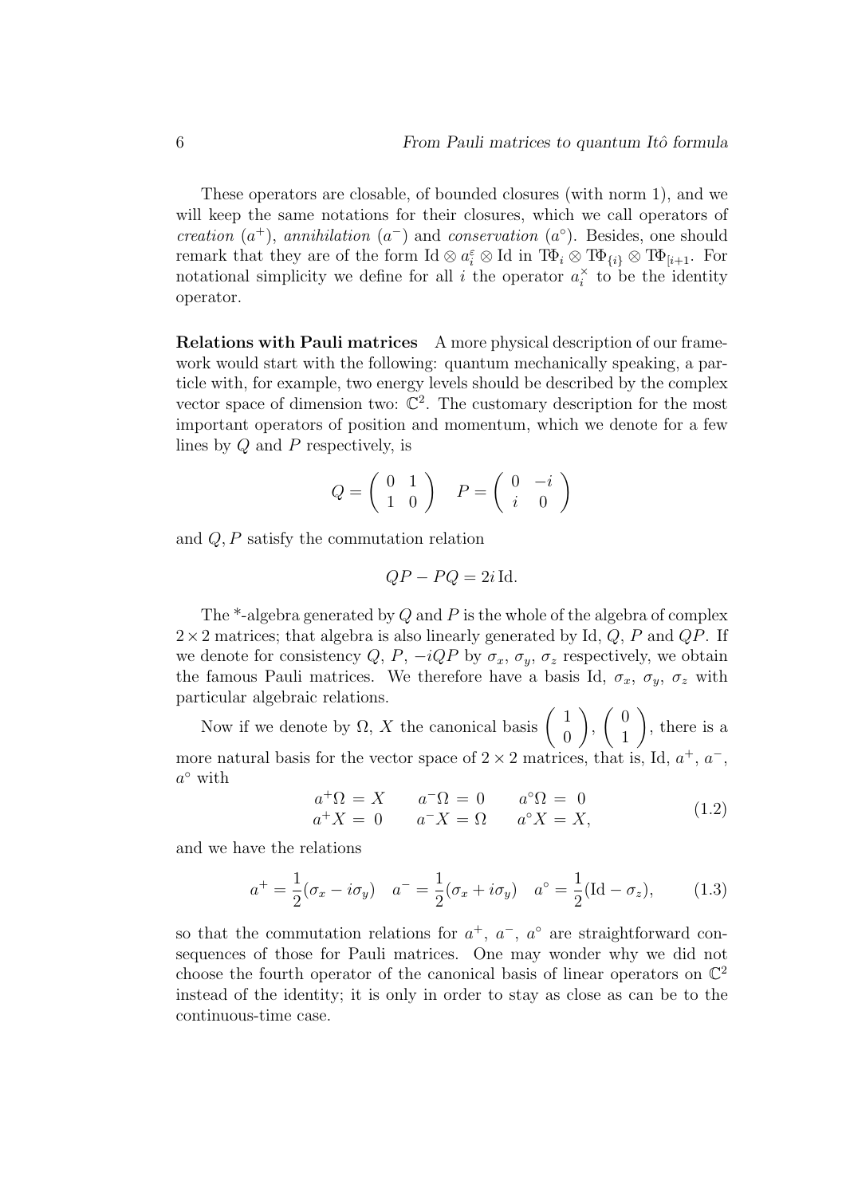These operators are closable, of bounded closures (with norm 1), and we will keep the same notations for their closures, which we call operators of *creation* ($a^+$), *annihilation* ($a^-$) and *conservation* ($a^\circ$). Besides, one should remark that they are of the form $\mathrm{Id} \otimes a_i^\varepsilon \otimes \mathrm{Id}$ in $\mathrm{T\Phi}_i \otimes \mathrm{T\Phi}_{\{i\}} \otimes \mathrm{T\Phi}_{[i+1}$. For notational simplicity we define for all $i$ the operator $a_i^\times$ to be the identity operator.

**Relations with Pauli matrices** A more physical description of our framework would start with the following: quantum mechanically speaking, a particle with, for example, two energy levels should be described by the complex vector space of dimension two: $\mathbb{C}^2$. The customary description for the most important operators of position and momentum, which we denote for a few lines by $Q$ and $P$ respectively, is

$$Q = \begin{pmatrix} 0 & 1 \\ 1 & 0 \end{pmatrix} \quad P = \begin{pmatrix} 0 & -i \\ i & 0 \end{pmatrix}$$

and $Q, P$ satisfy the commutation relation

$$QP - PQ = 2i\,\mathrm{Id}.$$

The *-algebra generated by $Q$ and $P$ is the whole of the algebra of complex $2 \times 2$ matrices; that algebra is also linearly generated by Id, $Q$, $P$ and $QP$. If we denote for consistency $Q$, $P$, $-iQP$ by $\sigma_x$, $\sigma_y$, $\sigma_z$ respectively, we obtain the famous Pauli matrices. We therefore have a basis Id, $\sigma_x$, $\sigma_y$, $\sigma_z$ with particular algebraic relations.

Now if we denote by $\Omega$, $X$ the canonical basis $\begin{pmatrix} 1 \\ 0 \end{pmatrix}$, $\begin{pmatrix} 0 \\ 1 \end{pmatrix}$, there is a more natural basis for the vector space of $2 \times 2$ matrices, that is, Id, $a^+$, $a^-$, $a^\circ$ with

$$\begin{aligned} a^+\Omega &= X \qquad & a^-\Omega &= 0 \qquad & a^\circ\Omega &= 0 \\ a^+X &= 0 \qquad & a^-X &= \Omega \qquad & a^\circ X &= X, \end{aligned} \tag{1.2}$$

and we have the relations

$$a^+ = \frac{1}{2}(\sigma_x - i\sigma_y) \quad a^- = \frac{1}{2}(\sigma_x + i\sigma_y) \quad a^\circ = \frac{1}{2}(\mathrm{Id} - \sigma_z), \tag{1.3}$$

so that the commutation relations for $a^+$, $a^-$, $a^\circ$ are straightforward consequences of those for Pauli matrices. One may wonder why we did not choose the fourth operator of the canonical basis of linear operators on $\mathbb{C}^2$ instead of the identity; it is only in order to stay as close as can be to the continuous-time case.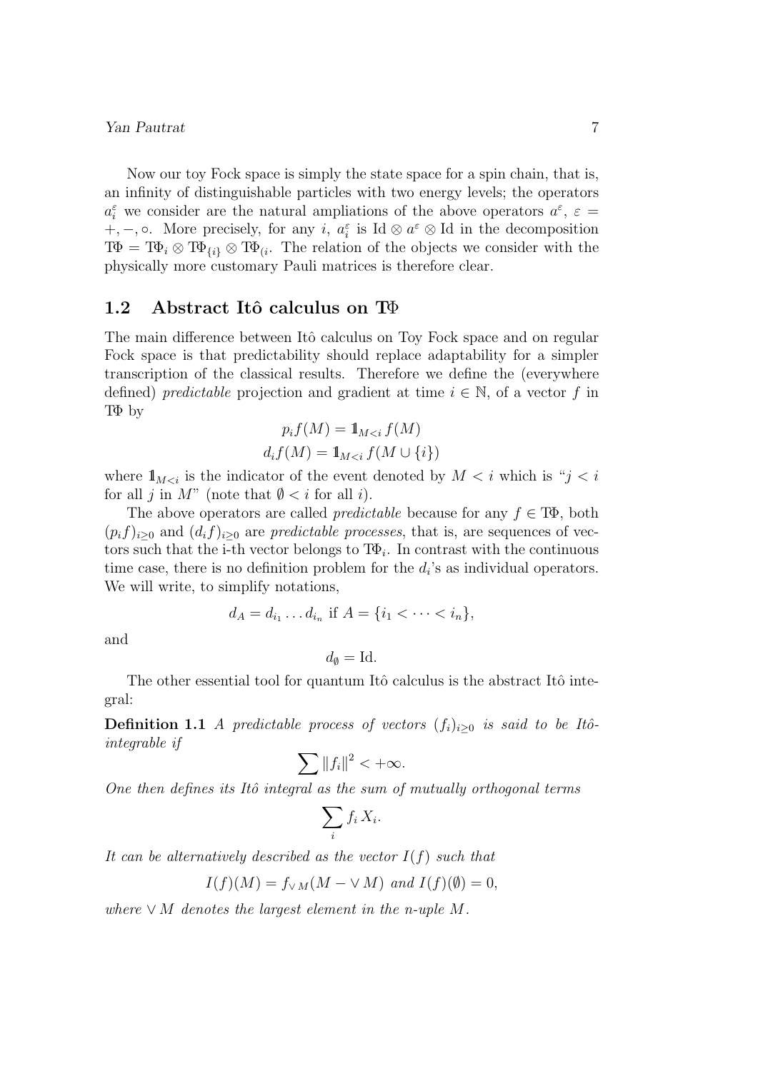Now our toy Fock space is simply the state space for a spin chain, that is, an infinity of distinguishable particles with two energy levels; the operators $a_i^\varepsilon$ we consider are the natural ampliations of the above operators $a^\varepsilon$, $\varepsilon = +, -, \circ$. More precisely, for any $i$, $a_i^\varepsilon$ is $\mathrm{Id} \otimes a^\varepsilon \otimes \mathrm{Id}$ in the decomposition $T\Phi = T\Phi_i \otimes T\Phi_{\{i\}} \otimes T\Phi_{(i}$. The relation of the objects we consider with the physically more customary Pauli matrices is therefore clear.

## 1.2 Abstract Itô calculus on TΦ

The main difference between Itô calculus on Toy Fock space and on regular Fock space is that predictability should replace adaptability for a simpler transcription of the classical results. Therefore we define the (everywhere defined) *predictable* projection and gradient at time $i \in \mathbb{N}$, of a vector $f$ in $T\Phi$ by

$$p_i f(M) = \mathbb{1}_{M<i}\, f(M)$$
$$d_i f(M) = \mathbb{1}_{M<i}\, f(M \cup \{i\})$$

where $\mathbb{1}_{M<i}$ is the indicator of the event denoted by $M < i$ which is "$j < i$ for all $j$ in $M$" (note that $\emptyset < i$ for all $i$).

The above operators are called *predictable* because for any $f \in T\Phi$, both $(p_i f)_{i\geq 0}$ and $(d_i f)_{i\geq 0}$ are *predictable processes*, that is, are sequences of vectors such that the i-th vector belongs to $T\Phi_i$. In contrast with the continuous time case, there is no definition problem for the $d_i$'s as individual operators. We will write, to simplify notations,

$$d_A = d_{i_1} \dots d_{i_n} \text{ if } A = \{i_1 < \dots < i_n\},$$

and

$$d_\emptyset = \mathrm{Id}.$$

The other essential tool for quantum Itô calculus is the abstract Itô integral:

**Definition 1.1** *A predictable process of vectors $(f_i)_{i\geq 0}$ is said to be Itô-integrable if*

$$\sum \|f_i\|^2 < +\infty.$$

*One then defines its Itô integral as the sum of mutually orthogonal terms*

$$\sum_i f_i\, X_i.$$

*It can be alternatively described as the vector $I(f)$ such that*

$$I(f)(M) = f_{\vee M}(M - \vee M) \text{ and } I(f)(\emptyset) = 0,$$

*where $\vee M$ denotes the largest element in the n-uple $M$.*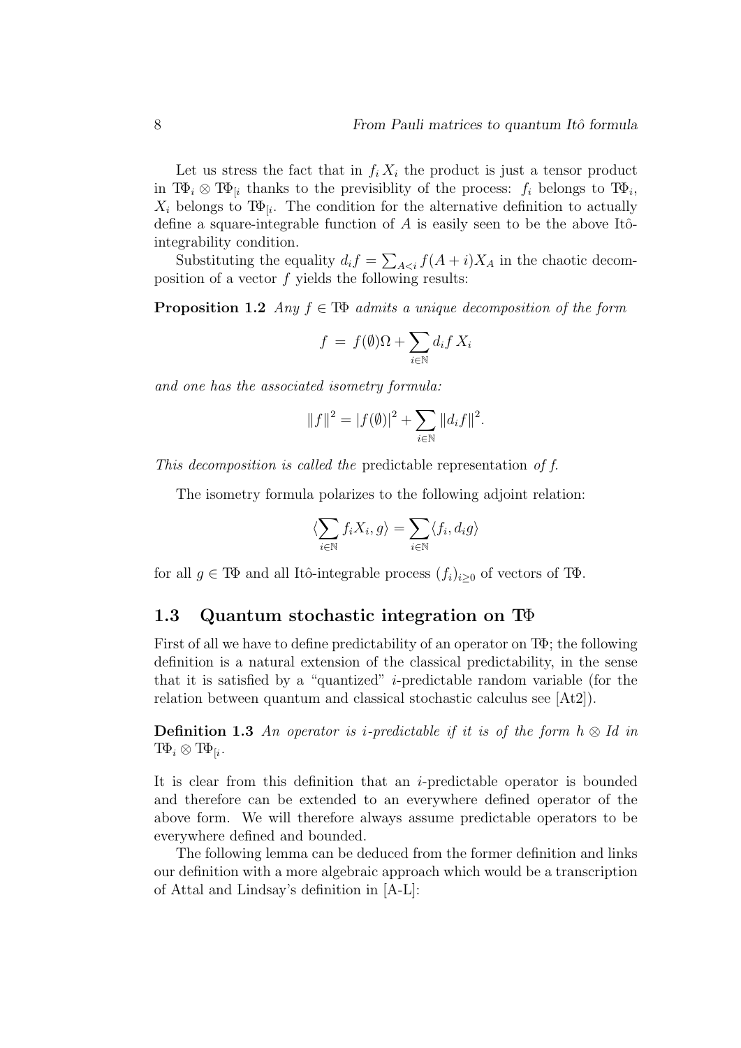Let us stress the fact that in $f_i X_i$ the product is just a tensor product in $T\Phi_i \otimes T\Phi_{[i}$ thanks to the previsiblity of the process: $f_i$ belongs to $T\Phi_i$, $X_i$ belongs to $T\Phi_{[i}$. The condition for the alternative definition to actually define a square-integrable function of $A$ is easily seen to be the above Itô-integrability condition.

Substituting the equality $d_i f = \sum_{A<i} f(A+i) X_A$ in the chaotic decomposition of a vector $f$ yields the following results:

**Proposition 1.2** *Any $f \in T\Phi$ admits a unique decomposition of the form*

$$f \;=\; f(\emptyset)\Omega + \sum_{i\in\mathbb{N}} d_i f\, X_i$$

*and one has the associated isometry formula:*

$$\|f\|^2 = |f(\emptyset)|^2 + \sum_{i\in\mathbb{N}} \|d_i f\|^2.$$

*This decomposition is called the* predictable representation *of f.*

The isometry formula polarizes to the following adjoint relation:

$$\langle \sum_{i\in\mathbb{N}} f_i X_i, g\rangle = \sum_{i\in\mathbb{N}} \langle f_i, d_i g\rangle$$

for all $g \in T\Phi$ and all Itô-integrable process $(f_i)_{i\geq 0}$ of vectors of $T\Phi$.

## 1.3 Quantum stochastic integration on TΦ

First of all we have to define predictability of an operator on TΦ; the following definition is a natural extension of the classical predictability, in the sense that it is satisfied by a "quantized" $i$-predictable random variable (for the relation between quantum and classical stochastic calculus see [At2]).

**Definition 1.3** *An operator is i-predictable if it is of the form $h \otimes Id$ in $T\Phi_i \otimes T\Phi_{[i}$.*

It is clear from this definition that an $i$-predictable operator is bounded and therefore can be extended to an everywhere defined operator of the above form. We will therefore always assume predictable operators to be everywhere defined and bounded.

The following lemma can be deduced from the former definition and links our definition with a more algebraic approach which would be a transcription of Attal and Lindsay's definition in [A-L]: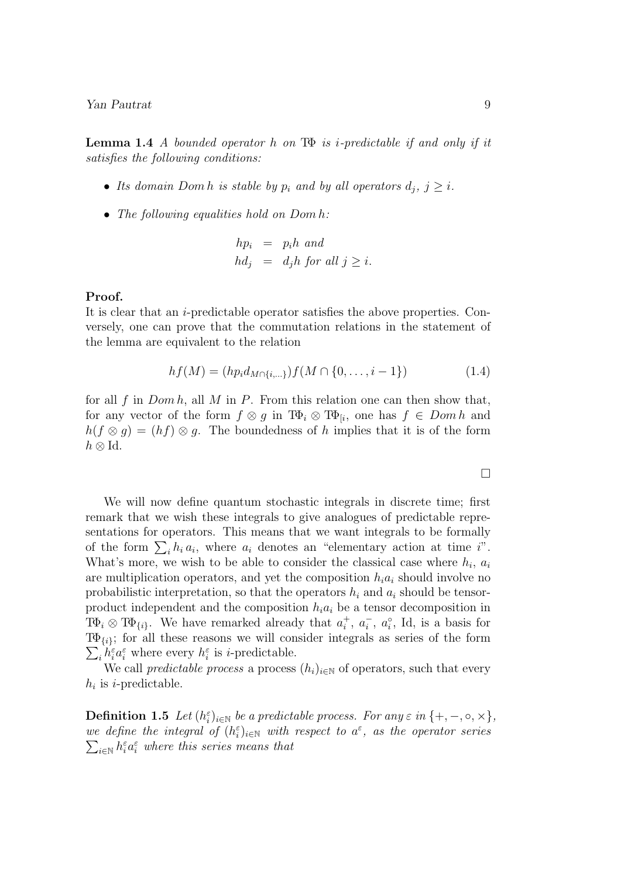**Lemma 1.4** *A bounded operator $h$ on $T\Phi$ is $i$-predictable if and only if it satisfies the following conditions:*

- *Its domain $Dom\, h$ is stable by $p_i$ and by all operators $d_j$, $j \geq i$.*
- *The following equalities hold on $Dom\, h$:*

$$\begin{aligned} hp_i &= p_i h \text{ and} \\ hd_j &= d_j h \text{ for all } j \geq i. \end{aligned}$$

**Proof.**
It is clear that an $i$-predictable operator satisfies the above properties. Conversely, one can prove that the commutation relations in the statement of the lemma are equivalent to the relation

$$hf(M) = (hp_i d_{M\cap\{i,\ldots\}}) f(M \cap \{0, \ldots, i-1\}) \tag{1.4}$$

for all $f$ in $Dom\, h$, all $M$ in $P$. From this relation one can then show that, for any vector of the form $f \otimes g$ in $T\Phi_i \otimes T\Phi_{[i}$, one has $f \in Dom\, h$ and $h(f \otimes g) = (hf) \otimes g$. The boundedness of $h$ implies that it is of the form $h \otimes \mathrm{Id}$.

□

We will now define quantum stochastic integrals in discrete time; first remark that we wish these integrals to give analogues of predictable representations for operators. This means that we want integrals to be formally of the form $\sum_i h_i a_i$, where $a_i$ denotes an "elementary action at time $i$". What's more, we wish to be able to consider the classical case where $h_i$, $a_i$ are multiplication operators, and yet the composition $h_i a_i$ should involve no probabilistic interpretation, so that the operators $h_i$ and $a_i$ should be tensor-product independent and the composition $h_i a_i$ be a tensor decomposition in $T\Phi_i \otimes T\Phi_{\{i\}}$. We have remarked already that $a_i^+$, $a_i^-$, $a_i^\circ$, Id, is a basis for $T\Phi_{\{i\}}$; for all these reasons we will consider integrals as series of the form $\sum_i h_i^\varepsilon a_i^\varepsilon$ where every $h_i^\varepsilon$ is $i$-predictable.

We call *predictable process* a process $(h_i)_{i\in\mathbb{N}}$ of operators, such that every $h_i$ is $i$-predictable.

**Definition 1.5** *Let $(h_i^\varepsilon)_{i\in\mathbb{N}}$ be a predictable process. For any $\varepsilon$ in $\{+, -, \circ, \times\}$, we define the integral of $(h_i^\varepsilon)_{i\in\mathbb{N}}$ with respect to $a^\varepsilon$, as the operator series $\sum_{i\in\mathbb{N}} h_i^\varepsilon a_i^\varepsilon$ where this series means that*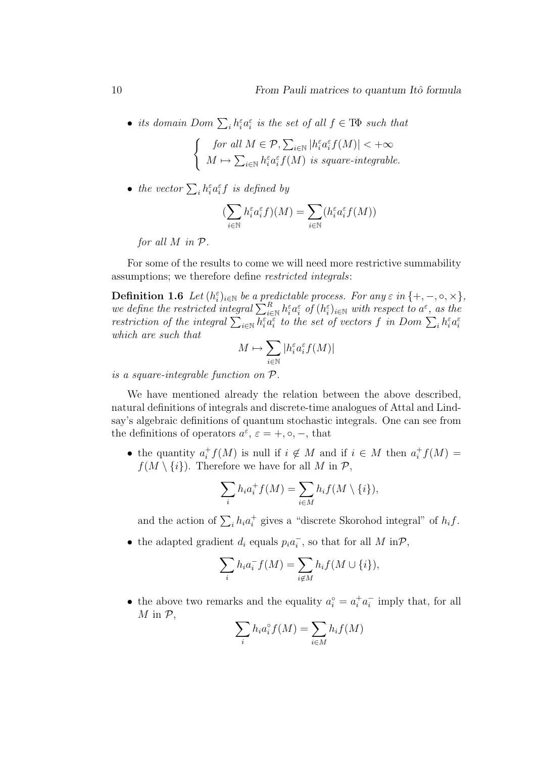- *its domain Dom* $\sum_i h_i^\varepsilon a_i^\varepsilon$ *is the set of all* $f \in \mathrm{T}\Phi$ *such that*

$$\left\{ \begin{array}{l} \text{for all } M \in \mathcal{P}, \sum_{i\in\mathbb{N}} |h_i^\varepsilon a_i^\varepsilon f(M)| < +\infty \\ M \mapsto \sum_{i\in\mathbb{N}} h_i^\varepsilon a_i^\varepsilon f(M) \text{ is square-integrable.} \end{array} \right.$$

- *the vector* $\sum_i h_i^\varepsilon a_i^\varepsilon f$ *is defined by*

$$(\sum_{i\in\mathbb{N}} h_i^\varepsilon a_i^\varepsilon f)(M) = \sum_{i\in\mathbb{N}} (h_i^\varepsilon a_i^\varepsilon f(M))$$

  *for all* $M$ *in* $\mathcal{P}$.

For some of the results to come we will need more restrictive summability assumptions; we therefore define *restricted integrals*:

**Definition 1.6** *Let* $(h_i^\varepsilon)_{i\in\mathbb{N}}$ *be a predictable process. For any* $\varepsilon$ *in* $\{+,-,\circ,\times\}$, *we define the restricted integral* $\sum_{i\in\mathbb{N}}^R h_i^\varepsilon a_i^\varepsilon$ *of* $(h_i^\varepsilon)_{i\in\mathbb{N}}$ *with respect to* $a^\varepsilon$, *as the restriction of the integral* $\sum_{i\in\mathbb{N}} h_i^\varepsilon a_i^\varepsilon$ *to the set of vectors* $f$ *in Dom* $\sum_i h_i^\varepsilon a_i^\varepsilon$ *which are such that*

$$M \mapsto \sum_{i\in\mathbb{N}} |h_i^\varepsilon a_i^\varepsilon f(M)|$$

*is a square-integrable function on* $\mathcal{P}$.

We have mentioned already the relation between the above described, natural definitions of integrals and discrete-time analogues of Attal and Lindsay's algebraic definitions of quantum stochastic integrals. One can see from the definitions of operators $a^\varepsilon$, $\varepsilon = +, \circ, -$, that

- the quantity $a_i^+ f(M)$ is null if $i \notin M$ and if $i \in M$ then $a_i^+ f(M) = f(M \setminus \{i\})$. Therefore we have for all $M$ in $\mathcal{P}$,

$$\sum_i h_i a_i^+ f(M) = \sum_{i\in M} h_i f(M \setminus \{i\}),$$

  and the action of $\sum_i h_i a_i^+$ gives a "discrete Skorohod integral" of $h_i f$.

- the adapted gradient $d_i$ equals $p_i a_i^-$, so that for all $M$ in$\mathcal{P}$,

$$\sum_i h_i a_i^- f(M) = \sum_{i\notin M} h_i f(M \cup \{i\}),$$

- the above two remarks and the equality $a_i^\circ = a_i^+ a_i^-$ imply that, for all $M$ in $\mathcal{P}$,

$$\sum_i h_i a_i^\circ f(M) = \sum_{i\in M} h_i f(M)$$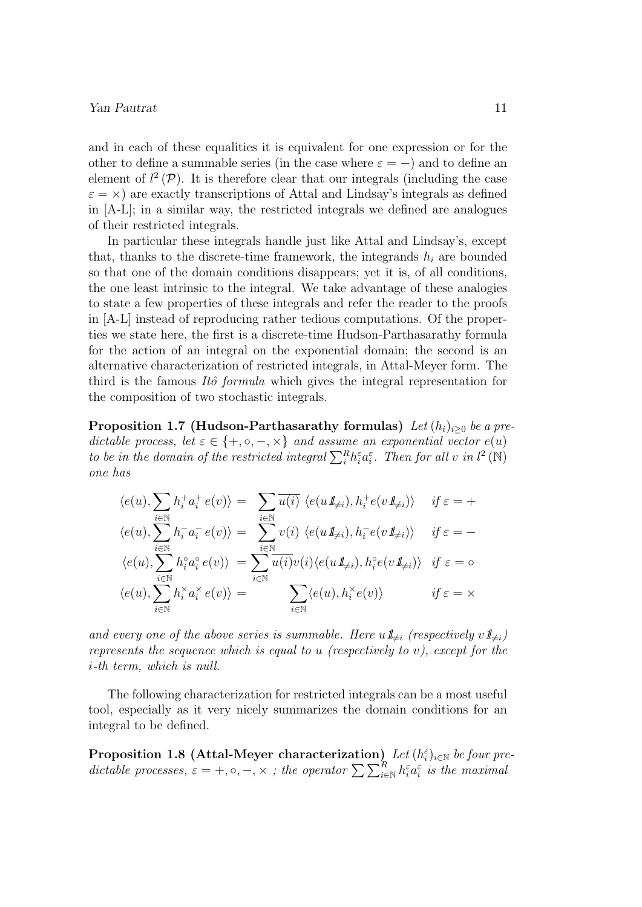and in each of these equalities it is equivalent for one expression or for the other to define a summable series (in the case where $\varepsilon = -$) and to define an element of $l^2(\mathcal{P})$. It is therefore clear that our integrals (including the case $\varepsilon = \times$) are exactly transcriptions of Attal and Lindsay's integrals as defined in [A-L]; in a similar way, the restricted integrals we defined are analogues of their restricted integrals.

In particular these integrals handle just like Attal and Lindsay's, except that, thanks to the discrete-time framework, the integrands $h_i$ are bounded so that one of the domain conditions disappears; yet it is, of all conditions, the one least intrinsic to the integral. We take advantage of these analogies to state a few properties of these integrals and refer the reader to the proofs in [A-L] instead of reproducing rather tedious computations. Of the properties we state here, the first is a discrete-time Hudson-Parthasarathy formula for the action of an integral on the exponential domain; the second is an alternative characterization of restricted integrals, in Attal-Meyer form. The third is the famous *Itô formula* which gives the integral representation for the composition of two stochastic integrals.

**Proposition 1.7 (Hudson-Parthasarathy formulas)** *Let $(h_i)_{i\geq 0}$ be a predictable process, let $\varepsilon \in \{+, \circ, -, \times\}$ and assume an exponential vector $e(u)$ to be in the domain of the restricted integral $\sum_i^R h_i^\varepsilon a_i^\varepsilon$. Then for all $v$ in $l^2(\mathbb{N})$ one has*

$$
\begin{aligned}
\langle e(u), \sum_{i\in\mathbb{N}} h_i^+ a_i^+ e(v)\rangle &= \sum_{i\in\mathbb{N}} \overline{u(i)}\ \langle e(u\mathbb{1}_{\neq i}), h_i^+ e(v\mathbb{1}_{\neq i})\rangle \quad \text{if } \varepsilon = + \\
\langle e(u), \sum_{i\in\mathbb{N}} h_i^- a_i^- e(v)\rangle &= \sum_{i\in\mathbb{N}} v(i)\ \langle e(u\mathbb{1}_{\neq i}), h_i^- e(v\mathbb{1}_{\neq i})\rangle \quad \text{if } \varepsilon = - \\
\langle e(u), \sum_{i\in\mathbb{N}} h_i^\circ a_i^\circ e(v)\rangle &= \sum_{i\in\mathbb{N}} \overline{u(i)}v(i)\langle e(u\mathbb{1}_{\neq i}), h_i^\circ e(v\mathbb{1}_{\neq i})\rangle \quad \text{if } \varepsilon = \circ \\
\langle e(u), \sum_{i\in\mathbb{N}} h_i^\times a_i^\times e(v)\rangle &= \sum_{i\in\mathbb{N}} \langle e(u), h_i^\times e(v)\rangle \quad \text{if } \varepsilon = \times
\end{aligned}
$$

*and every one of the above series is summable. Here $u\mathbb{1}_{\neq i}$ (respectively $v\mathbb{1}_{\neq i}$) represents the sequence which is equal to $u$ (respectively to $v$), except for the $i$-th term, which is null.*

The following characterization for restricted integrals can be a most useful tool, especially as it very nicely summarizes the domain conditions for an integral to be defined.

**Proposition 1.8 (Attal-Meyer characterization)** *Let $(h_i^\varepsilon)_{i\in\mathbb{N}}$ be four predictable processes, $\varepsilon = +, \circ, -, \times$ ; the operator $\sum \sum_{i\in\mathbb{N}}^R h_i^\varepsilon a_i^\varepsilon$ is the maximal*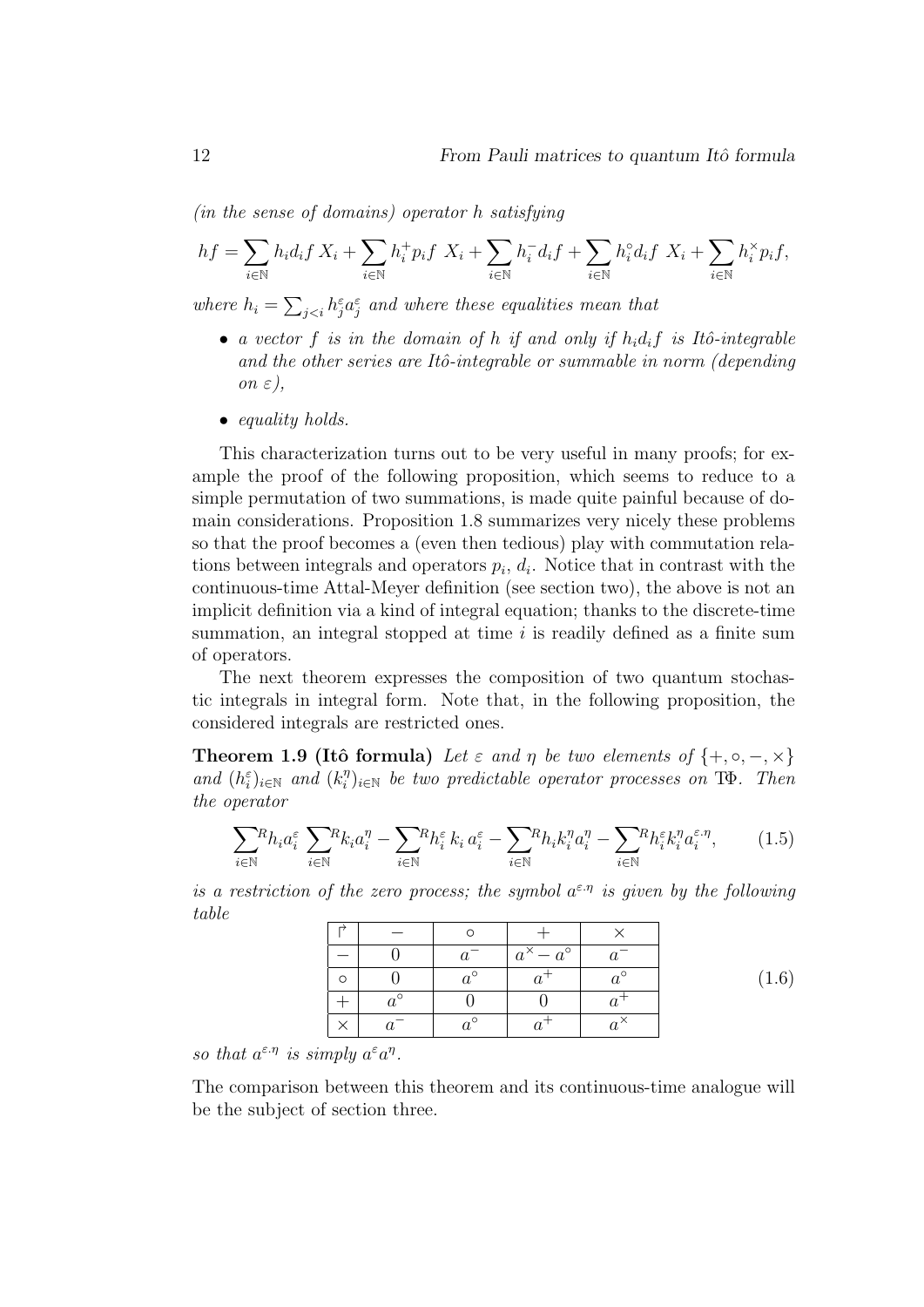(in the sense of domains) operator $h$ satisfying

$$hf = \sum_{i\in\mathbb{N}} h_i d_i f\, X_i + \sum_{i\in\mathbb{N}} h_i^+ p_i f\ X_i + \sum_{i\in\mathbb{N}} h_i^- d_i f + \sum_{i\in\mathbb{N}} h_i^\circ d_i f\ X_i + \sum_{i\in\mathbb{N}} h_i^\times p_i f,$$

where $h_i = \sum_{j<i} h_j^\varepsilon a_j^\varepsilon$ and where these equalities mean that

- *a vector $f$ is in the domain of $h$ if and only if $h_i d_i f$ is Itô-integrable and the other series are Itô-integrable or summable in norm (depending on $\varepsilon$),*
- *equality holds.*

This characterization turns out to be very useful in many proofs; for example the proof of the following proposition, which seems to reduce to a simple permutation of two summations, is made quite painful because of domain considerations. Proposition 1.8 summarizes very nicely these problems so that the proof becomes a (even then tedious) play with commutation relations between integrals and operators $p_i$, $d_i$. Notice that in contrast with the continuous-time Attal-Meyer definition (see section two), the above is not an implicit definition via a kind of integral equation; thanks to the discrete-time summation, an integral stopped at time $i$ is readily defined as a finite sum of operators.

The next theorem expresses the composition of two quantum stochastic integrals in integral form. Note that, in the following proposition, the considered integrals are restricted ones.

**Theorem 1.9 (Itô formula)** *Let $\varepsilon$ and $\eta$ be two elements of $\{+,\circ,-,\times\}$ and $(h_i^\varepsilon)_{i\in\mathbb{N}}$ and $(k_i^\eta)_{i\in\mathbb{N}}$ be two predictable operator processes on $\mathrm{T}\Phi$. Then the operator*

$$\sum_{i\in\mathbb{N}}^R h_i a_i^\varepsilon \sum_{i\in\mathbb{N}}^R k_i a_i^\eta - \sum_{i\in\mathbb{N}}^R h_i^\varepsilon\, k_i\, a_i^\varepsilon - \sum_{i\in\mathbb{N}}^R h_i k_i^\eta a_i^\eta - \sum_{i\in\mathbb{N}}^R h_i^\varepsilon k_i^\eta a_i^{\varepsilon.\eta}, \qquad (1.5)$$

*is a restriction of the zero process; the symbol $a^{\varepsilon.\eta}$ is given by the following table*

| $\vec{\ }$ | $-$ | $\circ$ | $+$ | $\times$ |
|---|---|---|---|---|
| $-$ | $0$ | $a^-$ | $a^\times - a^\circ$ | $a^-$ |
| $\circ$ | $0$ | $a^\circ$ | $a^+$ | $a^\circ$ |
| $+$ | $a^\circ$ | $0$ | $0$ | $a^+$ |
| $\times$ | $a^-$ | $a^\circ$ | $a^+$ | $a^\times$ |

(1.6)

*so that $a^{\varepsilon.\eta}$ is simply $a^\varepsilon a^\eta$.*

The comparison between this theorem and its continuous-time analogue will be the subject of section three.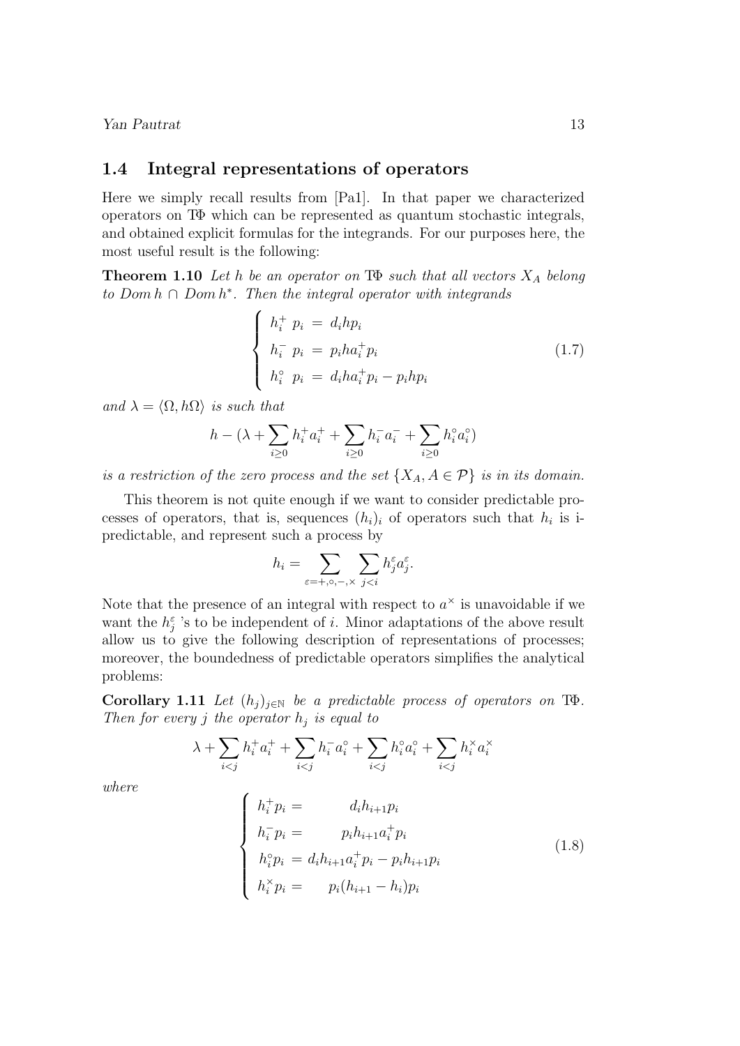## 1.4 Integral representations of operators

Here we simply recall results from [Pa1]. In that paper we characterized operators on $\mathbb{T}\Phi$ which can be represented as quantum stochastic integrals, and obtained explicit formulas for the integrands. For our purposes here, the most useful result is the following:

**Theorem 1.10** *Let $h$ be an operator on $\mathbb{T}\Phi$ such that all vectors $X_A$ belong to $Dom\, h \cap Dom\, h^*$. Then the integral operator with integrands*

$$\left\{\begin{array}{l} h_i^+ \ p_i \ = \ d_i h p_i \\ h_i^- \ p_i \ = \ p_i h a_i^+ p_i \\ h_i^\circ \ p_i \ = \ d_i h a_i^+ p_i - p_i h p_i \end{array}\right. \tag{1.7}$$

*and $\lambda = \langle \Omega, h\Omega\rangle$ is such that*

$$h - (\lambda + \sum_{i\geq 0} h_i^+ a_i^+ + \sum_{i\geq 0} h_i^- a_i^- + \sum_{i\geq 0} h_i^\circ a_i^\circ)$$

*is a restriction of the zero process and the set $\{X_A, A \in \mathcal{P}\}$ is in its domain.*

This theorem is not quite enough if we want to consider predictable processes of operators, that is, sequences $(h_i)_i$ of operators such that $h_i$ is i-predictable, and represent such a process by

$$h_i = \sum_{\varepsilon=+,\circ,-,\times} \sum_{j<i} h_j^\varepsilon a_j^\varepsilon.$$

Note that the presence of an integral with respect to $a^\times$ is unavoidable if we want the $h_j^\varepsilon$ 's to be independent of $i$. Minor adaptations of the above result allow us to give the following description of representations of processes; moreover, the boundedness of predictable operators simplifies the analytical problems:

**Corollary 1.11** *Let $(h_j)_{j\in\mathbb{N}}$ be a predictable process of operators on $\mathbb{T}\Phi$. Then for every $j$ the operator $h_j$ is equal to*

$$\lambda + \sum_{i<j} h_i^+ a_i^+ + \sum_{i<j} h_i^- a_i^\circ + \sum_{i<j} h_i^\circ a_i^\circ + \sum_{i<j} h_i^\times a_i^\times$$

*where*

$$\left\{\begin{array}{l} h_i^+ p_i = \qquad d_i h_{i+1} p_i \\ h_i^- p_i = \qquad p_i h_{i+1} a_i^+ p_i \\ h_i^\circ p_i = d_i h_{i+1} a_i^+ p_i - p_i h_{i+1} p_i \\ h_i^\times p_i = \qquad p_i (h_{i+1} - h_i) p_i \end{array}\right. \tag{1.8}$$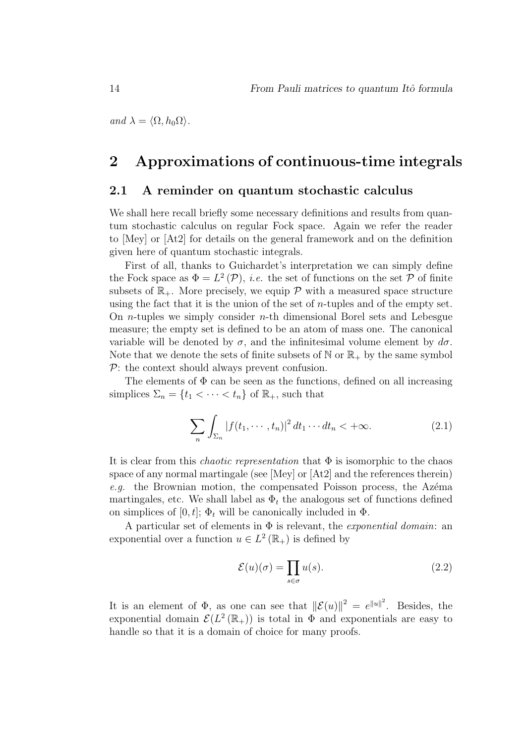*and* $\lambda = \langle \Omega, h_0 \Omega \rangle$.

# 2 Approximations of continuous-time integrals

## 2.1 A reminder on quantum stochastic calculus

We shall here recall briefly some necessary definitions and results from quantum stochastic calculus on regular Fock space. Again we refer the reader to [Mey] or [At2] for details on the general framework and on the definition given here of quantum stochastic integrals.

First of all, thanks to Guichardet's interpretation we can simply define the Fock space as $\Phi = L^2(\mathcal{P})$, *i.e.* the set of functions on the set $\mathcal{P}$ of finite subsets of $\mathbb{R}_+$. More precisely, we equip $\mathcal{P}$ with a measured space structure using the fact that it is the union of the set of $n$-tuples and of the empty set. On $n$-tuples we simply consider $n$-th dimensional Borel sets and Lebesgue measure; the empty set is defined to be an atom of mass one. The canonical variable will be denoted by $\sigma$, and the infinitesimal volume element by $d\sigma$. Note that we denote the sets of finite subsets of $\mathbb{N}$ or $\mathbb{R}_+$ by the same symbol $\mathcal{P}$: the context should always prevent confusion.

The elements of $\Phi$ can be seen as the functions, defined on all increasing simplices $\Sigma_n = \{t_1 < \cdots < t_n\}$ of $\mathbb{R}_+$, such that

$$\sum_n \int_{\Sigma_n} |f(t_1, \cdots, t_n)|^2 \, dt_1 \cdots dt_n < +\infty. \tag{2.1}$$

It is clear from this *chaotic representation* that $\Phi$ is isomorphic to the chaos space of any normal martingale (see [Mey] or [At2] and the references therein) *e.g.* the Brownian motion, the compensated Poisson process, the Azéma martingales, etc. We shall label as $\Phi_t$ the analogous set of functions defined on simplices of $[0, t]$; $\Phi_t$ will be canonically included in $\Phi$.

A particular set of elements in $\Phi$ is relevant, the *exponential domain*: an exponential over a function $u \in L^2(\mathbb{R}_+)$ is defined by

$$\mathcal{E}(u)(\sigma) = \prod_{s \in \sigma} u(s). \tag{2.2}$$

It is an element of $\Phi$, as one can see that $\|\mathcal{E}(u)\|^2 = e^{\|u\|^2}$. Besides, the exponential domain $\mathcal{E}(L^2(\mathbb{R}_+))$ is total in $\Phi$ and exponentials are easy to handle so that it is a domain of choice for many proofs.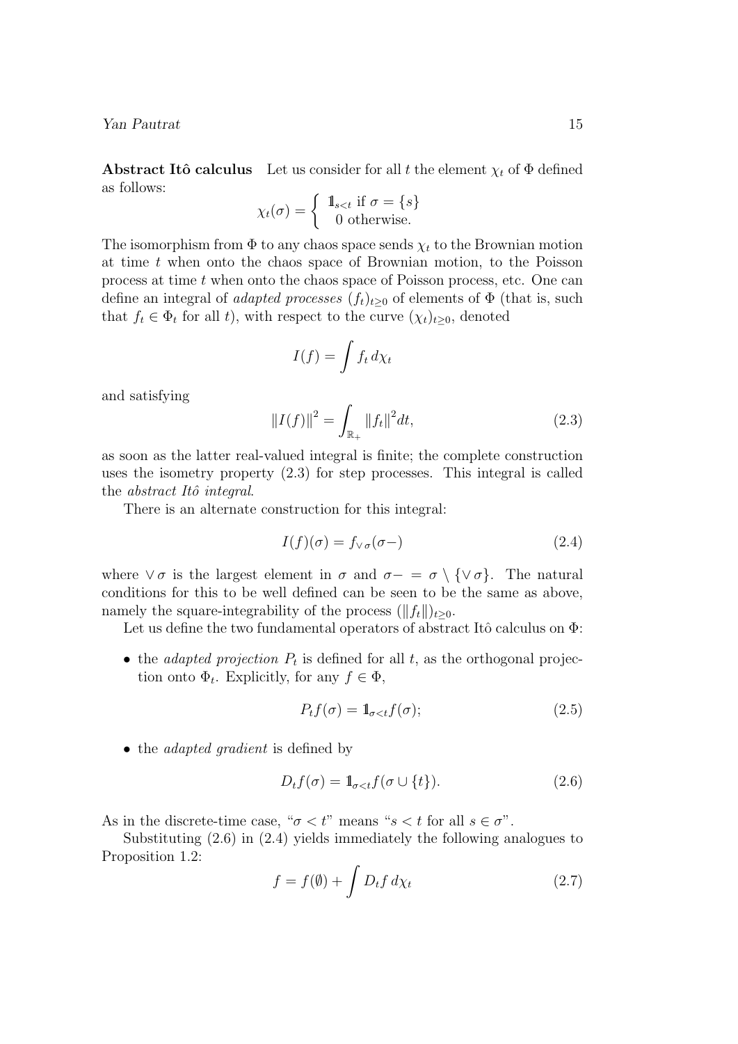**Abstract Itô calculus** Let us consider for all $t$ the element $\chi_t$ of $\Phi$ defined as follows:

$$\chi_t(\sigma) = \begin{cases} \mathbb{1}_{s<t} \text{ if } \sigma = \{s\} \\ 0 \text{ otherwise.} \end{cases}$$

The isomorphism from $\Phi$ to any chaos space sends $\chi_t$ to the Brownian motion at time $t$ when onto the chaos space of Brownian motion, to the Poisson process at time $t$ when onto the chaos space of Poisson process, etc. One can define an integral of *adapted processes* $(f_t)_{t\geq 0}$ of elements of $\Phi$ (that is, such that $f_t \in \Phi_t$ for all $t$), with respect to the curve $(\chi_t)_{t\geq 0}$, denoted

$$I(f) = \int f_t \, d\chi_t$$

and satisfying

$$\|I(f)\|^2 = \int_{\mathbb{R}_+} \|f_t\|^2 dt, \tag{2.3}$$

as soon as the latter real-valued integral is finite; the complete construction uses the isometry property (2.3) for step processes. This integral is called the *abstract Itô integral*.

There is an alternate construction for this integral:

$$I(f)(\sigma) = f_{\vee\sigma}(\sigma-) \tag{2.4}$$

where $\vee\sigma$ is the largest element in $\sigma$ and $\sigma- = \sigma \setminus \{\vee\sigma\}$. The natural conditions for this to be well defined can be seen to be the same as above, namely the square-integrability of the process $(\|f_t\|)_{t\geq 0}$.

Let us define the two fundamental operators of abstract Itô calculus on $\Phi$:

- the *adapted projection* $P_t$ is defined for all $t$, as the orthogonal projection onto $\Phi_t$. Explicitly, for any $f \in \Phi$,

$$P_t f(\sigma) = \mathbb{1}_{\sigma<t} f(\sigma); \tag{2.5}$$

- the *adapted gradient* is defined by

$$D_t f(\sigma) = \mathbb{1}_{\sigma<t} f(\sigma \cup \{t\}). \tag{2.6}$$

As in the discrete-time case, "$\sigma < t$" means "$s < t$ for all $s \in \sigma$".

Substituting (2.6) in (2.4) yields immediately the following analogues to Proposition 1.2:

$$f = f(\emptyset) + \int D_t f \, d\chi_t \tag{2.7}$$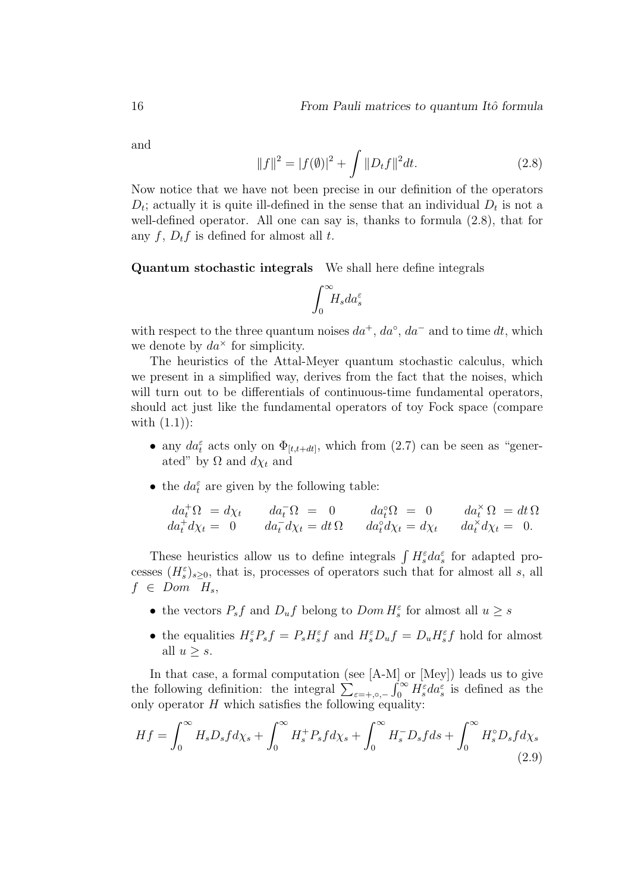and

$$\|f\|^2 = |f(\emptyset)|^2 + \int \|D_t f\|^2 dt. \tag{2.8}$$

Now notice that we have not been precise in our definition of the operators $D_t$; actually it is quite ill-defined in the sense that an individual $D_t$ is not a well-defined operator. All one can say is, thanks to formula (2.8), that for any $f$, $D_t f$ is defined for almost all $t$.

**Quantum stochastic integrals** We shall here define integrals

$$\int_0^\infty H_s da_s^\varepsilon$$

with respect to the three quantum noises $da^+$, $da^\circ$, $da^-$ and to time $dt$, which we denote by $da^\times$ for simplicity.

The heuristics of the Attal-Meyer quantum stochastic calculus, which we present in a simplified way, derives from the fact that the noises, which will turn out to be differentials of continuous-time fundamental operators, should act just like the fundamental operators of toy Fock space (compare with (1.1)):

- any $da_t^\varepsilon$ acts only on $\Phi_{[t,t+dt]}$, which from (2.7) can be seen as "generated" by $\Omega$ and $d\chi_t$ and
- the $da_t^\varepsilon$ are given by the following table:

$$\begin{array}{llll} da_t^+\Omega \ = d\chi_t & da_t^-\Omega \ = \ 0 & da_t^\circ\Omega \ = \ 0 & da_t^\times\,\Omega \ = dt\,\Omega \\ da_t^+ d\chi_t = \ 0 & da_t^- d\chi_t = dt\,\Omega & da_t^\circ d\chi_t = d\chi_t & da_t^\times d\chi_t = \ 0. \end{array}$$

These heuristics allow us to define integrals $\int H_s^\varepsilon da_s^\varepsilon$ for adapted processes $(H_s^\varepsilon)_{s\geq 0}$, that is, processes of operators such that for almost all $s$, all $f \in Dom \ \ H_s$,

- the vectors $P_s f$ and $D_u f$ belong to $Dom\, H_s^\varepsilon$ for almost all $u \geq s$
- the equalities $H_s^\varepsilon P_s f = P_s H_s^\varepsilon f$ and $H_s^\varepsilon D_u f = D_u H_s^\varepsilon f$ hold for almost all $u \geq s$.

In that case, a formal computation (see [A-M] or [Mey]) leads us to give the following definition: the integral $\sum_{\varepsilon=+,\circ,-} \int_0^\infty H_s^\varepsilon da_s^\varepsilon$ is defined as the only operator $H$ which satisfies the following equality:

$$Hf = \int_0^\infty H_s D_s f d\chi_s + \int_0^\infty H_s^+ P_s f d\chi_s + \int_0^\infty H_s^- D_s f ds + \int_0^\infty H_s^\circ D_s f d\chi_s \tag{2.9}$$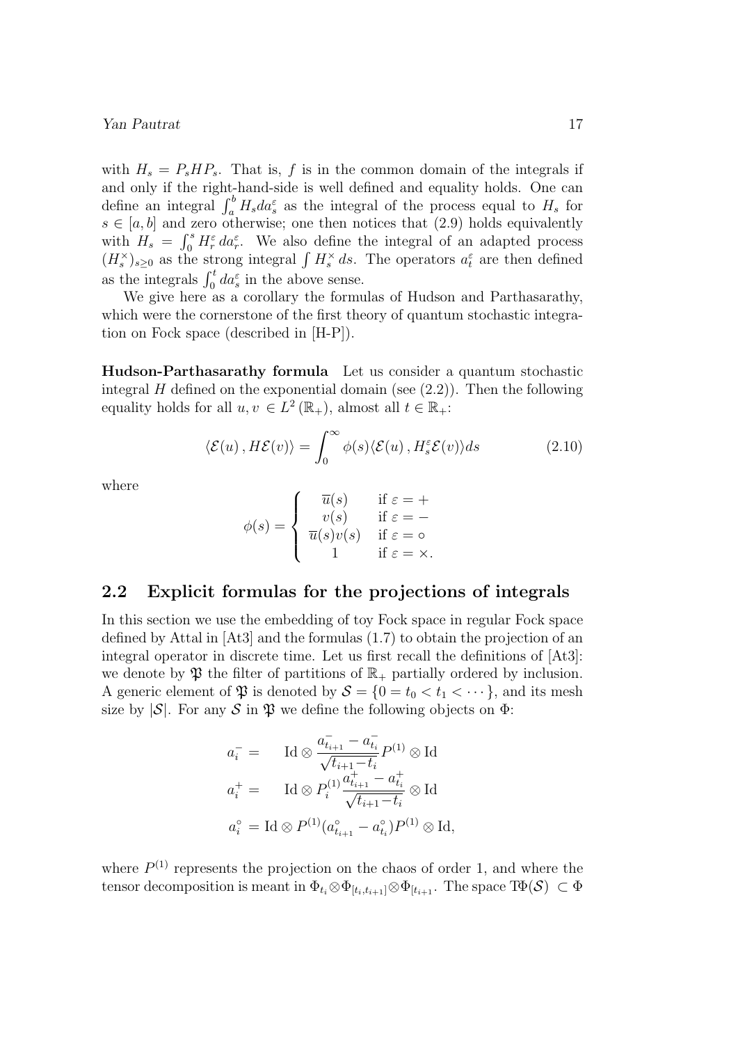with $H_s = P_s H P_s$. That is, $f$ is in the common domain of the integrals if and only if the right-hand-side is well defined and equality holds. One can define an integral $\int_a^b H_s da_s^\varepsilon$ as the integral of the process equal to $H_s$ for $s \in [a, b]$ and zero otherwise; one then notices that (2.9) holds equivalently with $H_s = \int_0^s H_r^\varepsilon \, da_r^\varepsilon$. We also define the integral of an adapted process $(H_s^\times)_{s\geq 0}$ as the strong integral $\int H_s^\times \, ds$. The operators $a_t^\varepsilon$ are then defined as the integrals $\int_0^t da_s^\varepsilon$ in the above sense.

We give here as a corollary the formulas of Hudson and Parthasarathy, which were the cornerstone of the first theory of quantum stochastic integration on Fock space (described in [H-P]).

**Hudson-Parthasarathy formula** Let us consider a quantum stochastic integral $H$ defined on the exponential domain (see (2.2)). Then the following equality holds for all $u, v \in L^2(\mathbb{R}_+)$, almost all $t \in \mathbb{R}_+$:

$$\langle \mathcal{E}(u) \, , H\mathcal{E}(v) \rangle = \int_0^\infty \phi(s) \langle \mathcal{E}(u) \, , H_s^\varepsilon \mathcal{E}(v) \rangle ds \tag{2.10}$$

where

$$\phi(s) = \begin{cases} \overline{u}(s) & \text{if } \varepsilon = + \\ v(s) & \text{if } \varepsilon = - \\ \overline{u}(s)v(s) & \text{if } \varepsilon = \circ \\ 1 & \text{if } \varepsilon = \times. \end{cases}$$

## 2.2 Explicit formulas for the projections of integrals

In this section we use the embedding of toy Fock space in regular Fock space defined by Attal in [At3] and the formulas (1.7) to obtain the projection of an integral operator in discrete time. Let us first recall the definitions of [At3]: we denote by $\mathfrak{P}$ the filter of partitions of $\mathbb{R}_+$ partially ordered by inclusion. A generic element of $\mathfrak{P}$ is denoted by $\mathcal{S} = \{0 = t_0 < t_1 < \cdots\}$, and its mesh size by $|\mathcal{S}|$. For any $\mathcal{S}$ in $\mathfrak{P}$ we define the following objects on $\Phi$:

$$\begin{aligned} a_i^- &= \quad \mathrm{Id} \otimes \frac{a_{t_{i+1}}^- - a_{t_i}^-}{\sqrt{t_{i+1} - t_i}} P^{(1)} \otimes \mathrm{Id} \\ a_i^+ &= \quad \mathrm{Id} \otimes P_i^{(1)} \frac{a_{t_{i+1}}^+ - a_{t_i}^+}{\sqrt{t_{i+1} - t_i}} \otimes \mathrm{Id} \\ a_i^\circ &= \mathrm{Id} \otimes P^{(1)} (a_{t_{i+1}}^\circ - a_{t_i}^\circ) P^{(1)} \otimes \mathrm{Id}, \end{aligned}$$

where $P^{(1)}$ represents the projection on the chaos of order 1, and where the tensor decomposition is meant in $\Phi_{t_i} \otimes \Phi_{[t_i, t_{i+1}]} \otimes \Phi_{[t_{i+1}}$. The space $\mathrm{T}\Phi(\mathcal{S}) \subset \Phi$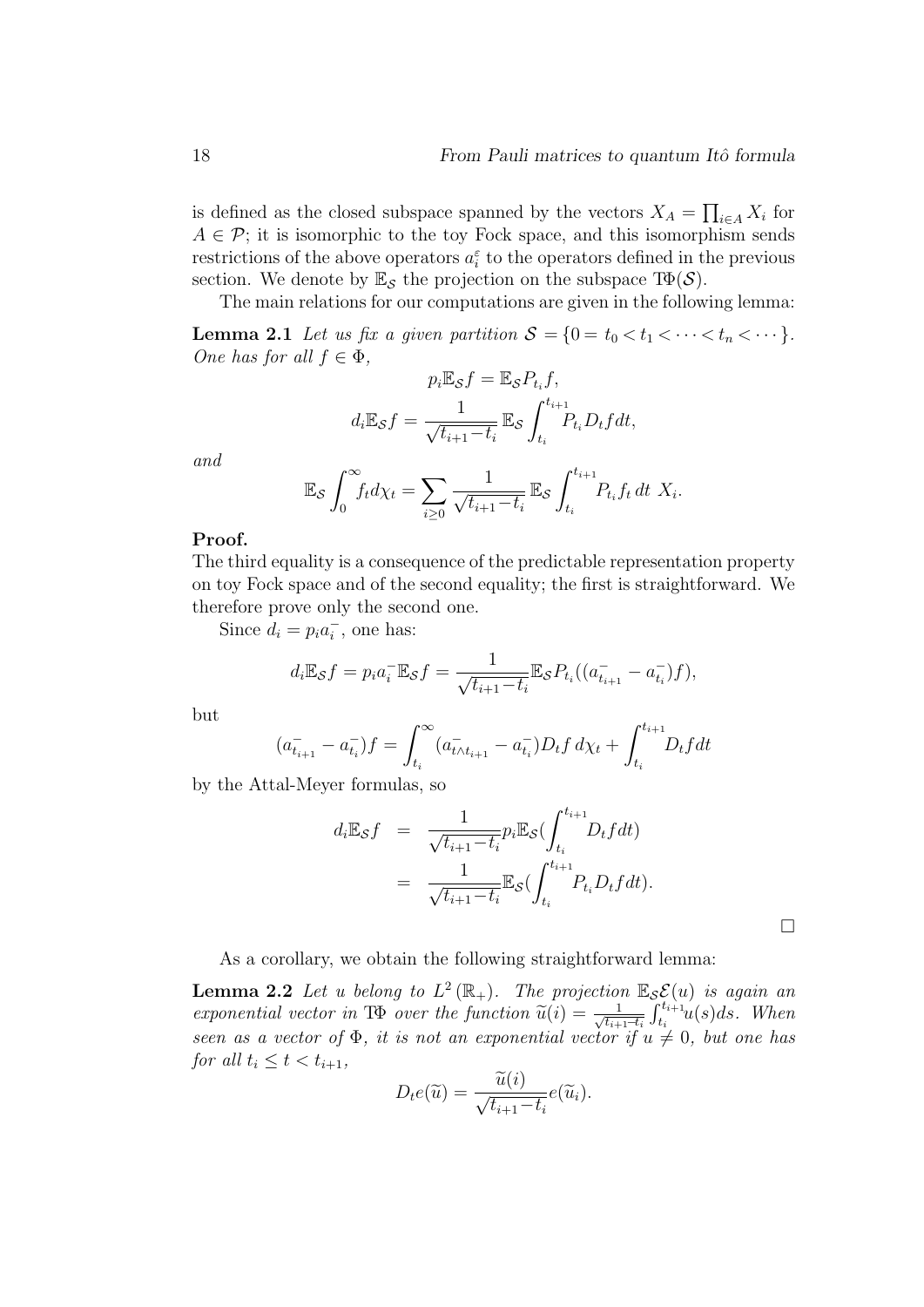is defined as the closed subspace spanned by the vectors $X_A = \prod_{i \in A} X_i$ for $A \in \mathcal{P}$; it is isomorphic to the toy Fock space, and this isomorphism sends restrictions of the above operators $a_i^\varepsilon$ to the operators defined in the previous section. We denote by $\mathbb{E}_\mathcal{S}$ the projection on the subspace $\mathrm{T}\Phi(\mathcal{S})$.

The main relations for our computations are given in the following lemma:

**Lemma 2.1** *Let us fix a given partition $\mathcal{S} = \{0 = t_0 < t_1 < \cdots < t_n < \cdots\}$. One has for all $f \in \Phi$,*

$$p_i \mathbb{E}_\mathcal{S} f = \mathbb{E}_\mathcal{S} P_{t_i} f,$$

$$d_i \mathbb{E}_\mathcal{S} f = \frac{1}{\sqrt{t_{i+1} - t_i}} \, \mathbb{E}_\mathcal{S} \int_{t_i}^{t_{i+1}} P_{t_i} D_t f dt,$$

*and*

$$\mathbb{E}_\mathcal{S} \int_0^\infty f_t d\chi_t = \sum_{i \geq 0} \frac{1}{\sqrt{t_{i+1} - t_i}} \, \mathbb{E}_\mathcal{S} \int_{t_i}^{t_{i+1}} P_{t_i} f_t \, dt \; X_i.$$

**Proof.**
The third equality is a consequence of the predictable representation property on toy Fock space and of the second equality; the first is straightforward. We therefore prove only the second one.

Since $d_i = p_i a_i^-$, one has:

$$d_i \mathbb{E}_\mathcal{S} f = p_i a_i^- \mathbb{E}_\mathcal{S} f = \frac{1}{\sqrt{t_{i+1} - t_i}} \mathbb{E}_\mathcal{S} P_{t_i}((a_{t_{i+1}}^- - a_{t_i}^-) f),$$

but

$$(a_{t_{i+1}}^- - a_{t_i}^-) f = \int_{t_i}^\infty (a_{t \wedge t_{i+1}}^- - a_{t_i}^-) D_t f \, d\chi_t + \int_{t_i}^{t_{i+1}} D_t f dt$$

by the Attal-Meyer formulas, so

$$\begin{aligned} d_i \mathbb{E}_\mathcal{S} f &= \frac{1}{\sqrt{t_{i+1} - t_i}} p_i \mathbb{E}_\mathcal{S} (\int_{t_i}^{t_{i+1}} D_t f dt) \\ &= \frac{1}{\sqrt{t_{i+1} - t_i}} \mathbb{E}_\mathcal{S} (\int_{t_i}^{t_{i+1}} P_{t_i} D_t f dt). \end{aligned}$$

□

As a corollary, we obtain the following straightforward lemma:

**Lemma 2.2** *Let $u$ belong to $L^2(\mathbb{R}_+)$. The projection $\mathbb{E}_\mathcal{S} \mathcal{E}(u)$ is again an exponential vector in $\mathrm{T}\Phi$ over the function $\widetilde{u}(i) = \frac{1}{\sqrt{t_{i+1} - t_i}} \int_{t_i}^{t_{i+1}} u(s) ds$. When seen as a vector of $\Phi$, it is not an exponential vector if $u \neq 0$, but one has for all $t_i \leq t < t_{i+1}$,*

$$D_t e(\widetilde{u}) = \frac{\widetilde{u}(i)}{\sqrt{t_{i+1} - t_i}} e(\widetilde{u}_i).$$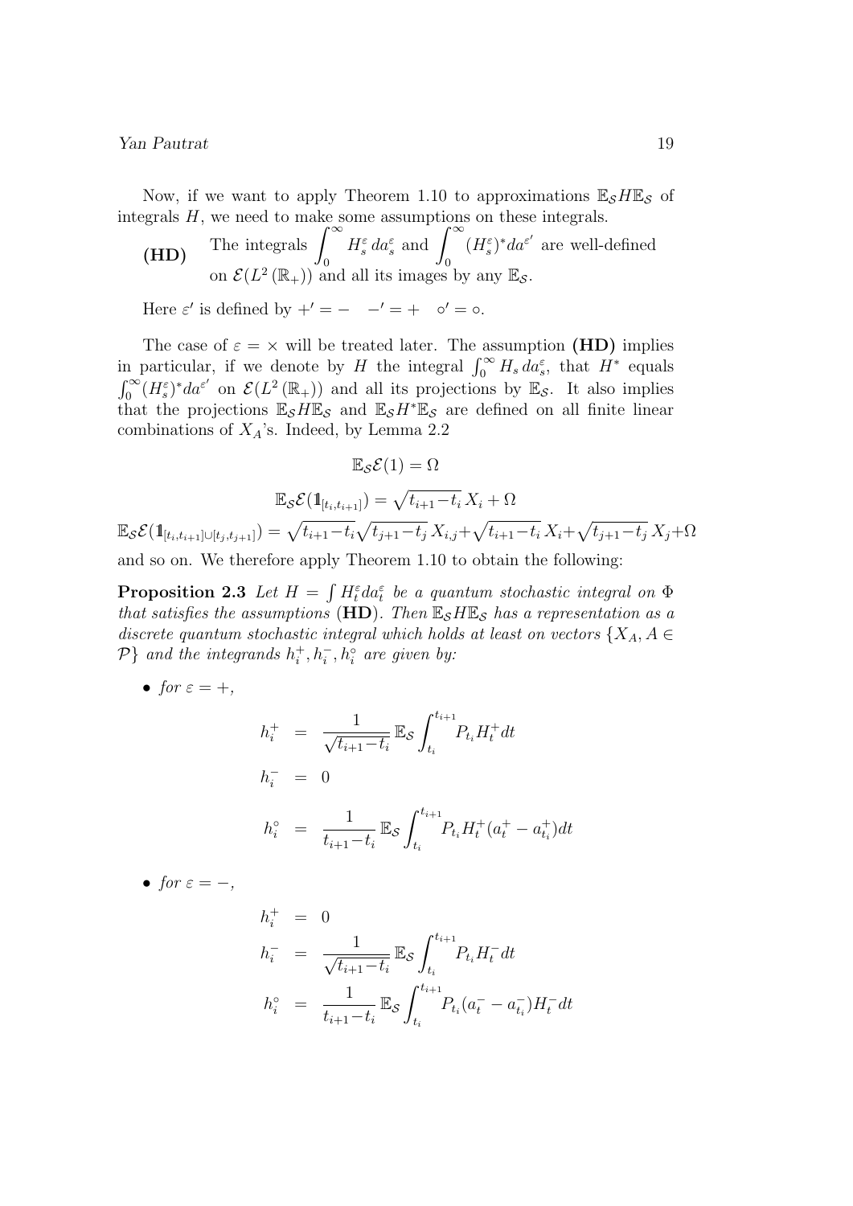Now, if we want to apply Theorem 1.10 to approximations $\mathbb{E}_{\mathcal{S}} H \mathbb{E}_{\mathcal{S}}$ of integrals $H$, we need to make some assumptions on these integrals.

**(HD)** The integrals $\displaystyle\int_0^\infty H_s^\varepsilon \, da_s^\varepsilon$ and $\displaystyle\int_0^\infty (H_s^\varepsilon)^* da^{\varepsilon'}$ are well-defined on $\mathcal{E}(L^2(\mathbb{R}_+))$ and all its images by any $\mathbb{E}_{\mathcal{S}}$.

Here $\varepsilon'$ is defined by $+' = - \quad -' = + \quad \circ' = \circ$.

The case of $\varepsilon = \times$ will be treated later. The assumption **(HD)** implies in particular, if we denote by $H$ the integral $\int_0^\infty H_s \, da_s^\varepsilon$, that $H^*$ equals $\int_0^\infty (H_s^\varepsilon)^* da^{\varepsilon'}$ on $\mathcal{E}(L^2(\mathbb{R}_+))$ and all its projections by $\mathbb{E}_{\mathcal{S}}$. It also implies that the projections $\mathbb{E}_{\mathcal{S}} H \mathbb{E}_{\mathcal{S}}$ and $\mathbb{E}_{\mathcal{S}} H^* \mathbb{E}_{\mathcal{S}}$ are defined on all finite linear combinations of $X_A$'s. Indeed, by Lemma 2.2

$$\mathbb{E}_{\mathcal{S}} \mathcal{E}(1) = \Omega$$

$$\mathbb{E}_{\mathcal{S}} \mathcal{E}(\mathbb{1}_{[t_i,t_{i+1}]}) = \sqrt{t_{i+1}-t_i}\, X_i + \Omega$$

$$\mathbb{E}_{\mathcal{S}} \mathcal{E}(\mathbb{1}_{[t_i,t_{i+1}] \cup [t_j,t_{j+1}]}) = \sqrt{t_{i+1}-t_i}\sqrt{t_{j+1}-t_j}\, X_{i,j} + \sqrt{t_{i+1}-t_i}\, X_i + \sqrt{t_{j+1}-t_j}\, X_j + \Omega$$

and so on. We therefore apply Theorem 1.10 to obtain the following:

**Proposition 2.3** *Let $H = \int H_t^\varepsilon da_t^\varepsilon$ be a quantum stochastic integral on $\Phi$ that satisfies the assumptions* (**HD**). *Then $\mathbb{E}_{\mathcal{S}} H \mathbb{E}_{\mathcal{S}}$ has a representation as a discrete quantum stochastic integral which holds at least on vectors $\{X_A, A \in \mathcal{P}\}$ and the integrands $h_i^+, h_i^-, h_i^\circ$ are given by:*

- *for $\varepsilon = +$,*

$$\begin{aligned}
h_i^+ &= \frac{1}{\sqrt{t_{i+1}-t_i}}\, \mathbb{E}_{\mathcal{S}} \int_{t_i}^{t_{i+1}} P_{t_i} H_t^+ dt \\
h_i^- &= 0 \\
h_i^\circ &= \frac{1}{t_{i+1}-t_i}\, \mathbb{E}_{\mathcal{S}} \int_{t_i}^{t_{i+1}} P_{t_i} H_t^+ (a_t^+ - a_{t_i}^+) dt
\end{aligned}$$

- *for $\varepsilon = -$,*

$$\begin{aligned}
h_i^+ &= 0 \\
h_i^- &= \frac{1}{\sqrt{t_{i+1}-t_i}}\, \mathbb{E}_{\mathcal{S}} \int_{t_i}^{t_{i+1}} P_{t_i} H_t^- dt \\
h_i^\circ &= \frac{1}{t_{i+1}-t_i}\, \mathbb{E}_{\mathcal{S}} \int_{t_i}^{t_{i+1}} P_{t_i} (a_t^- - a_{t_i}^-) H_t^- dt
\end{aligned}$$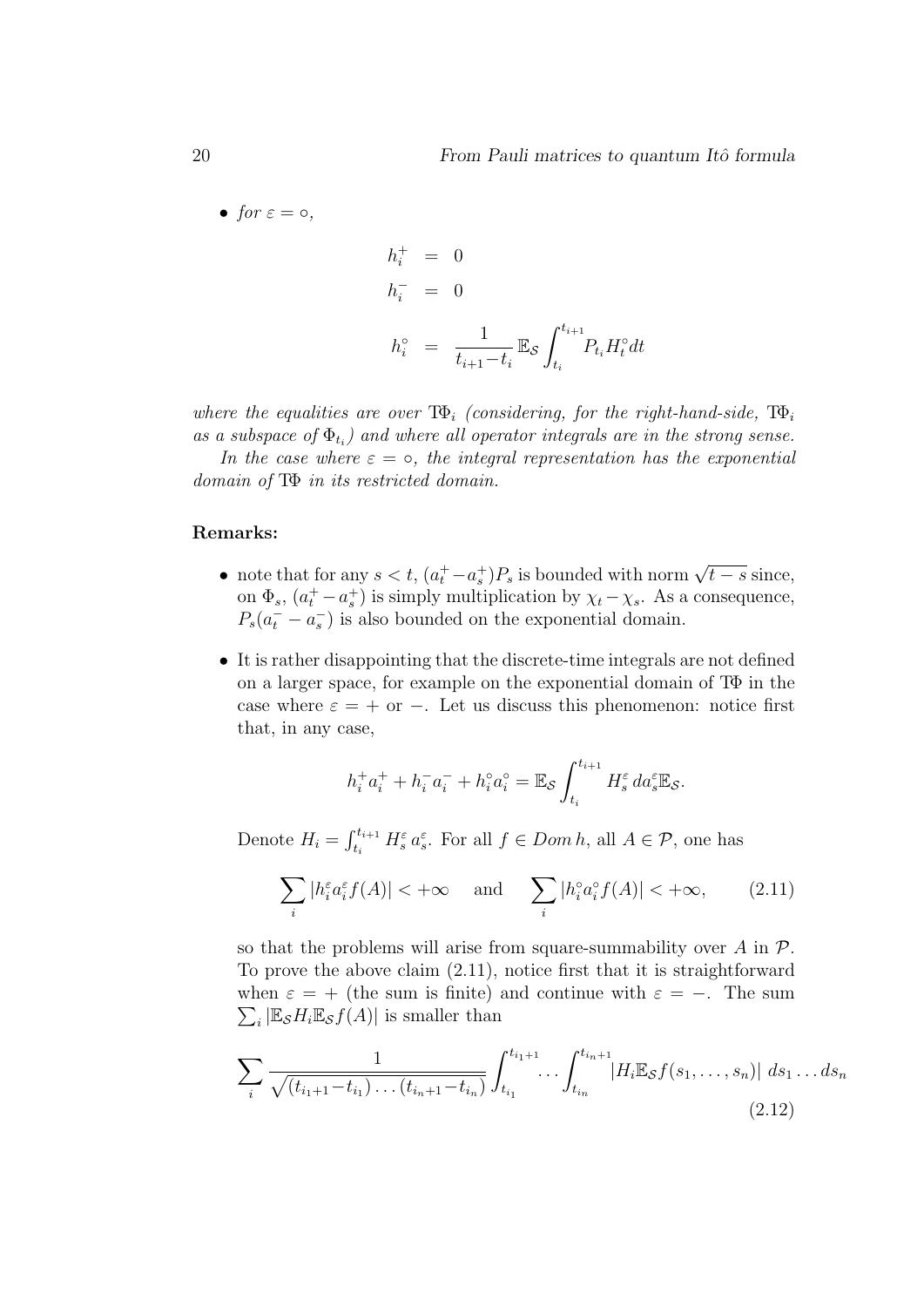- *for* $\varepsilon = \circ$,

$$
\begin{aligned}
h_i^+ &= 0 \\
h_i^- &= 0 \\
h_i^\circ &= \frac{1}{t_{i+1}-t_i}\,\mathbb{E}_\mathcal{S}\int_{t_i}^{t_{i+1}} P_{t_i} H_t^\circ dt
\end{aligned}
$$

*where the equalities are over* $\mathrm{T}\Phi_i$ *(considering, for the right-hand-side,* $\mathrm{T}\Phi_i$ *as a subspace of* $\Phi_{t_i}$*) and where all operator integrals are in the strong sense.*

*In the case where* $\varepsilon = \circ$*, the integral representation has the exponential domain of* $\mathrm{T}\Phi$ *in its restricted domain.*

**Remarks:**

- note that for any $s < t$, $(a_t^+ - a_s^+)P_s$ is bounded with norm $\sqrt{t-s}$ since, on $\Phi_s$, $(a_t^+ - a_s^+)$ is simply multiplication by $\chi_t - \chi_s$. As a consequence, $P_s(a_t^- - a_s^-)$ is also bounded on the exponential domain.

- It is rather disappointing that the discrete-time integrals are not defined on a larger space, for example on the exponential domain of $\mathrm{T}\Phi$ in the case where $\varepsilon = +$ or $-$. Let us discuss this phenomenon: notice first that, in any case,

$$
h_i^+ a_i^+ + h_i^- a_i^- + h_i^\circ a_i^\circ = \mathbb{E}_\mathcal{S}\int_{t_i}^{t_{i+1}} H_s^\varepsilon \, da_s^\varepsilon \mathbb{E}_\mathcal{S}.
$$

  Denote $H_i = \int_{t_i}^{t_{i+1}} H_s^\varepsilon \, a_s^\varepsilon$. For all $f \in Dom\, h$, all $A \in \mathcal{P}$, one has

$$
\sum_i |h_i^\varepsilon a_i^\varepsilon f(A)| < +\infty \quad \text{ and } \quad \sum_i |h_i^\circ a_i^\circ f(A)| < +\infty, \tag{2.11}
$$

  so that the problems will arise from square-summability over $A$ in $\mathcal{P}$. To prove the above claim (2.11), notice first that it is straightforward when $\varepsilon = +$ (the sum is finite) and continue with $\varepsilon = -$. The sum $\sum_i |\mathbb{E}_\mathcal{S} H_i \mathbb{E}_\mathcal{S} f(A)|$ is smaller than

$$
\sum_i \frac{1}{\sqrt{(t_{i_1+1}-t_{i_1})\ldots(t_{i_n+1}-t_{i_n})}}\int_{t_{i_1}}^{t_{i_1+1}} \!\!\ldots \int_{t_{i_n}}^{t_{i_n+1}} |H_i \mathbb{E}_\mathcal{S} f(s_1,\ldots,s_n)| \; ds_1 \ldots ds_n \tag{2.12}
$$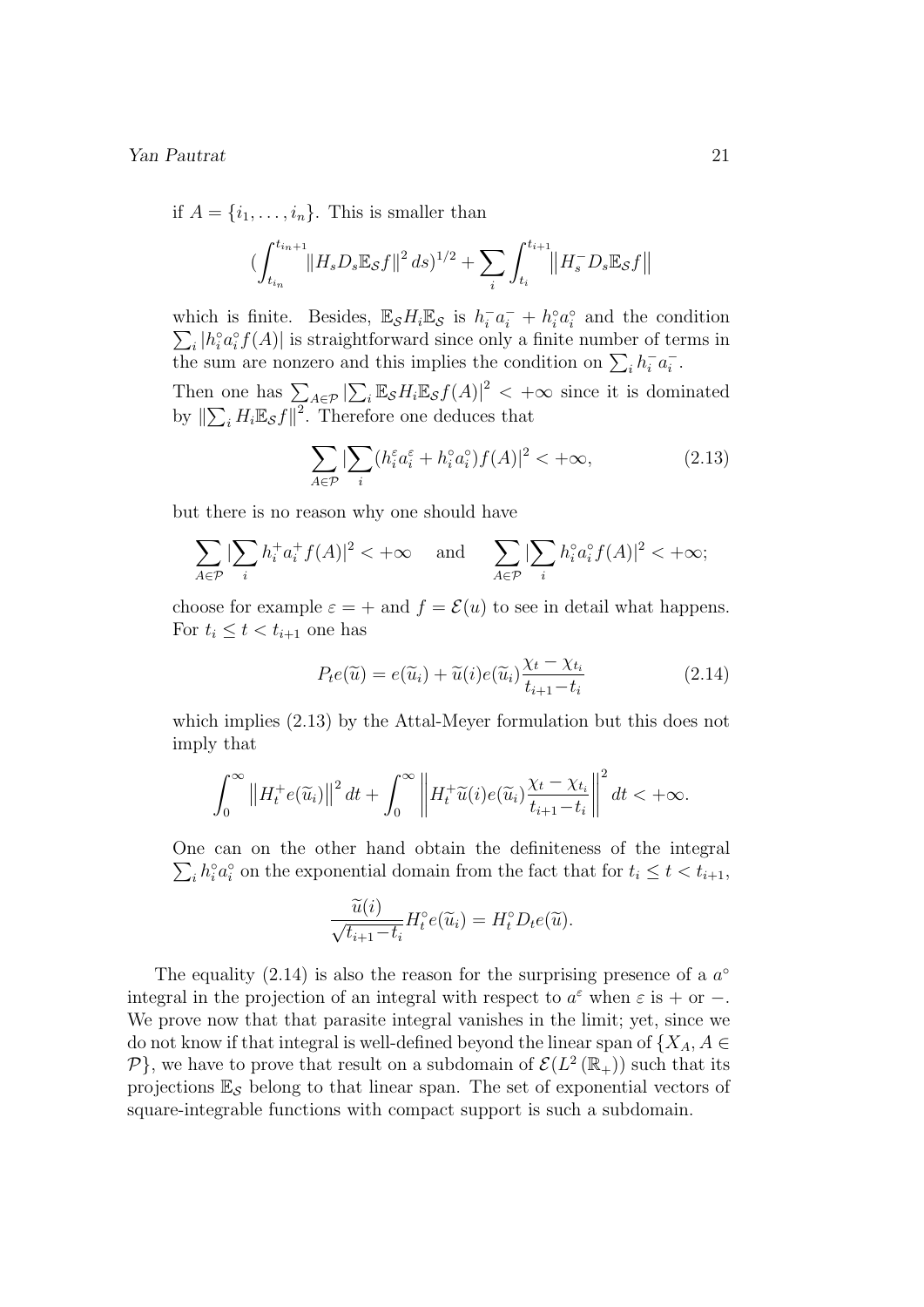if $A = \{i_1, \ldots, i_n\}$. This is smaller than

$$(\int_{t_{i_n}}^{t_{i_n+1}} \|H_s D_s \mathbb{E}_{\mathcal{S}} f\|^2 \, ds)^{1/2} + \sum_i \int_{t_i}^{t_{i+1}} \big\|H_s^- D_s \mathbb{E}_{\mathcal{S}} f\big\|$$

which is finite. Besides, $\mathbb{E}_{\mathcal{S}} H_i \mathbb{E}_{\mathcal{S}}$ is $h_i^- a_i^- + h_i^\circ a_i^\circ$ and the condition $\sum_i |h_i^\circ a_i^\circ f(A)|$ is straightforward since only a finite number of terms in the sum are nonzero and this implies the condition on $\sum_i h_i^- a_i^-$.

Then one has $\sum_{A \in \mathcal{P}} |\sum_i \mathbb{E}_{\mathcal{S}} H_i \mathbb{E}_{\mathcal{S}} f(A)|^2 < +\infty$ since it is dominated by $\|\sum_i H_i \mathbb{E}_{\mathcal{S}} f\|^2$. Therefore one deduces that

$$\sum_{A \in \mathcal{P}} |\sum_i (h_i^\varepsilon a_i^\varepsilon + h_i^\circ a_i^\circ) f(A)|^2 < +\infty, \tag{2.13}$$

but there is no reason why one should have

$$\sum_{A \in \mathcal{P}} |\sum_i h_i^+ a_i^+ f(A)|^2 < +\infty \quad \text{ and } \quad \sum_{A \in \mathcal{P}} |\sum_i h_i^\circ a_i^\circ f(A)|^2 < +\infty;$$

choose for example $\varepsilon = +$ and $f = \mathcal{E}(u)$ to see in detail what happens. For $t_i \le t < t_{i+1}$ one has

$$P_t e(\widetilde{u}) = e(\widetilde{u}_i) + \widetilde{u}(i) e(\widetilde{u}_i) \frac{\chi_t - \chi_{t_i}}{t_{i+1} - t_i} \tag{2.14}$$

which implies (2.13) by the Attal-Meyer formulation but this does not imply that

$$\int_0^\infty \big\|H_t^+ e(\widetilde{u}_i)\big\|^2 \, dt + \int_0^\infty \left\|H_t^+ \widetilde{u}(i) e(\widetilde{u}_i) \frac{\chi_t - \chi_{t_i}}{t_{i+1} - t_i}\right\|^2 dt < +\infty.$$

One can on the other hand obtain the definiteness of the integral $\sum_i h_i^\circ a_i^\circ$ on the exponential domain from the fact that for $t_i \le t < t_{i+1}$,

$$\frac{\widetilde{u}(i)}{\sqrt{t_{i+1} - t_i}} H_t^\circ e(\widetilde{u}_i) = H_t^\circ D_t e(\widetilde{u}).$$

The equality (2.14) is also the reason for the surprising presence of a $a^\circ$ integral in the projection of an integral with respect to $a^\varepsilon$ when $\varepsilon$ is $+$ or $-$. We prove now that that parasite integral vanishes in the limit; yet, since we do not know if that integral is well-defined beyond the linear span of $\{X_A, A \in \mathcal{P}\}$, we have to prove that result on a subdomain of $\mathcal{E}(L^2(\mathbb{R}_+))$ such that its projections $\mathbb{E}_{\mathcal{S}}$ belong to that linear span. The set of exponential vectors of square-integrable functions with compact support is such a subdomain.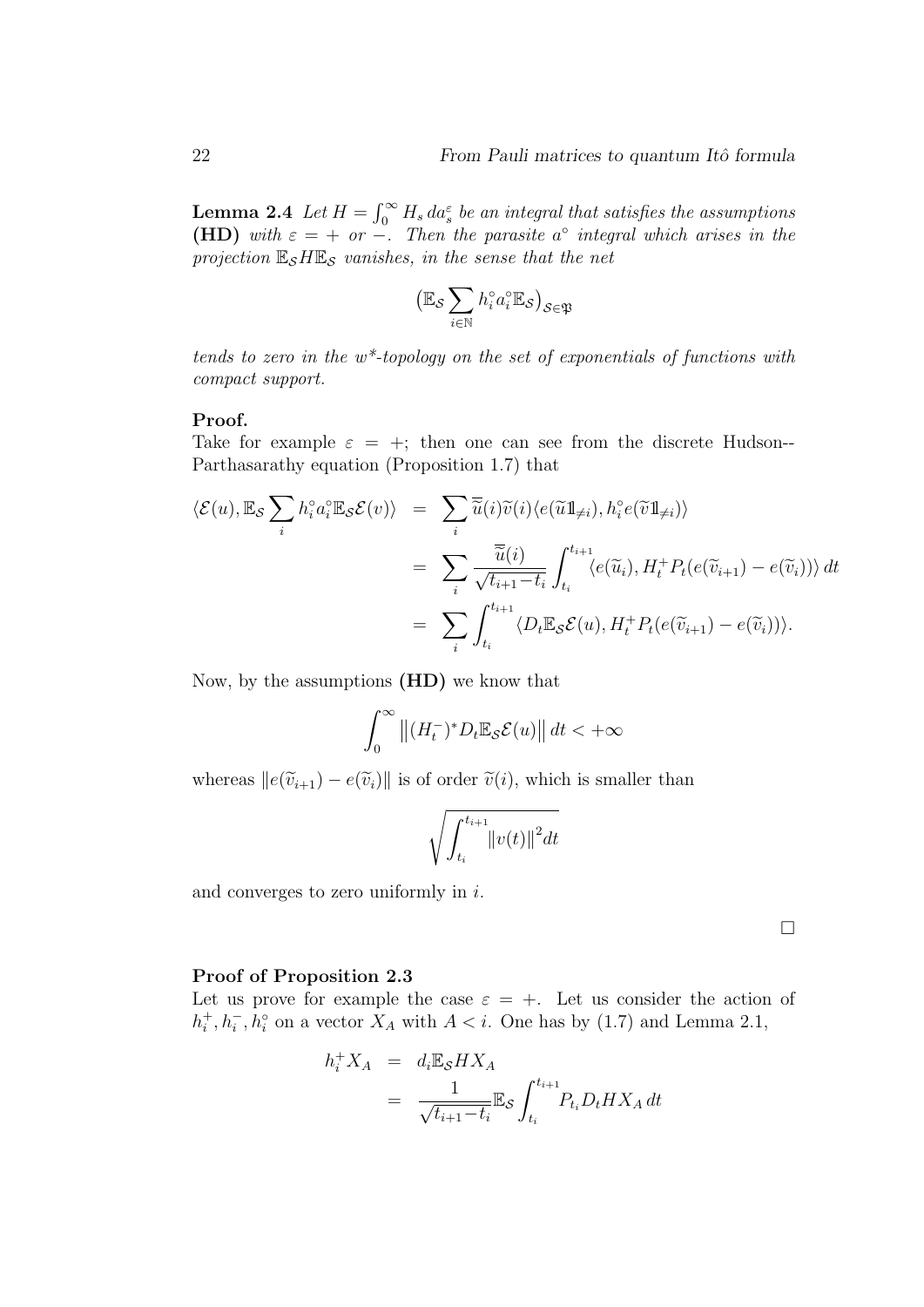**Lemma 2.4** *Let $H = \int_0^\infty H_s \, da_s^\varepsilon$ be an integral that satisfies the assumptions* **(HD)** *with $\varepsilon = +$ or $-$. Then the parasite $a^\circ$ integral which arises in the projection $\mathbb{E}_\mathcal{S} H \mathbb{E}_\mathcal{S}$ vanishes, in the sense that the net*

$$\big(\mathbb{E}_\mathcal{S} \sum_{i\in\mathbb{N}} h_i^\circ a_i^\circ \mathbb{E}_\mathcal{S}\big)_{\mathcal{S}\in\mathfrak{P}}$$

*tends to zero in the $w^*$-topology on the set of exponentials of functions with compact support.*

**Proof.**
Take for example $\varepsilon = +$; then one can see from the discrete Hudson--Parthasarathy equation (Proposition 1.7) that

$$\begin{aligned}
\langle \mathcal{E}(u), \mathbb{E}_\mathcal{S} \sum_i h_i^\circ a_i^\circ \mathbb{E}_\mathcal{S} \mathcal{E}(v)\rangle &= \sum_i \overline{\widetilde{u}}(i)\widetilde{v}(i) \langle e(\widetilde{u}1\!\!1_{\neq i}), h_i^\circ e(\widetilde{v}1\!\!1_{\neq i})\rangle \\
&= \sum_i \frac{\overline{\widetilde{u}}(i)}{\sqrt{t_{i+1}-t_i}} \int_{t_i}^{t_{i+1}} \langle e(\widetilde{u}_i), H_t^+ P_t(e(\widetilde{v}_{i+1}) - e(\widetilde{v}_i))\rangle \, dt \\
&= \sum_i \int_{t_i}^{t_{i+1}} \langle D_t \mathbb{E}_\mathcal{S} \mathcal{E}(u), H_t^+ P_t(e(\widetilde{v}_{i+1}) - e(\widetilde{v}_i))\rangle.
\end{aligned}$$

Now, by the assumptions **(HD)** we know that

$$\int_0^\infty \big\|(H_t^-)^* D_t \mathbb{E}_\mathcal{S} \mathcal{E}(u)\big\| \, dt < +\infty$$

whereas $\|e(\widetilde{v}_{i+1}) - e(\widetilde{v}_i)\|$ is of order $\widetilde{v}(i)$, which is smaller than

$$\sqrt{\int_{t_i}^{t_{i+1}} \|v(t)\|^2 dt}$$

and converges to zero uniformly in $i$.

□

**Proof of Proposition 2.3**
Let us prove for example the case $\varepsilon = +$. Let us consider the action of $h_i^+, h_i^-, h_i^\circ$ on a vector $X_A$ with $A < i$. One has by (1.7) and Lemma 2.1,

$$\begin{aligned}
h_i^+ X_A &= d_i \mathbb{E}_\mathcal{S} H X_A \\
&= \frac{1}{\sqrt{t_{i+1}-t_i}} \mathbb{E}_\mathcal{S} \int_{t_i}^{t_{i+1}} P_{t_i} D_t H X_A \, dt
\end{aligned}$$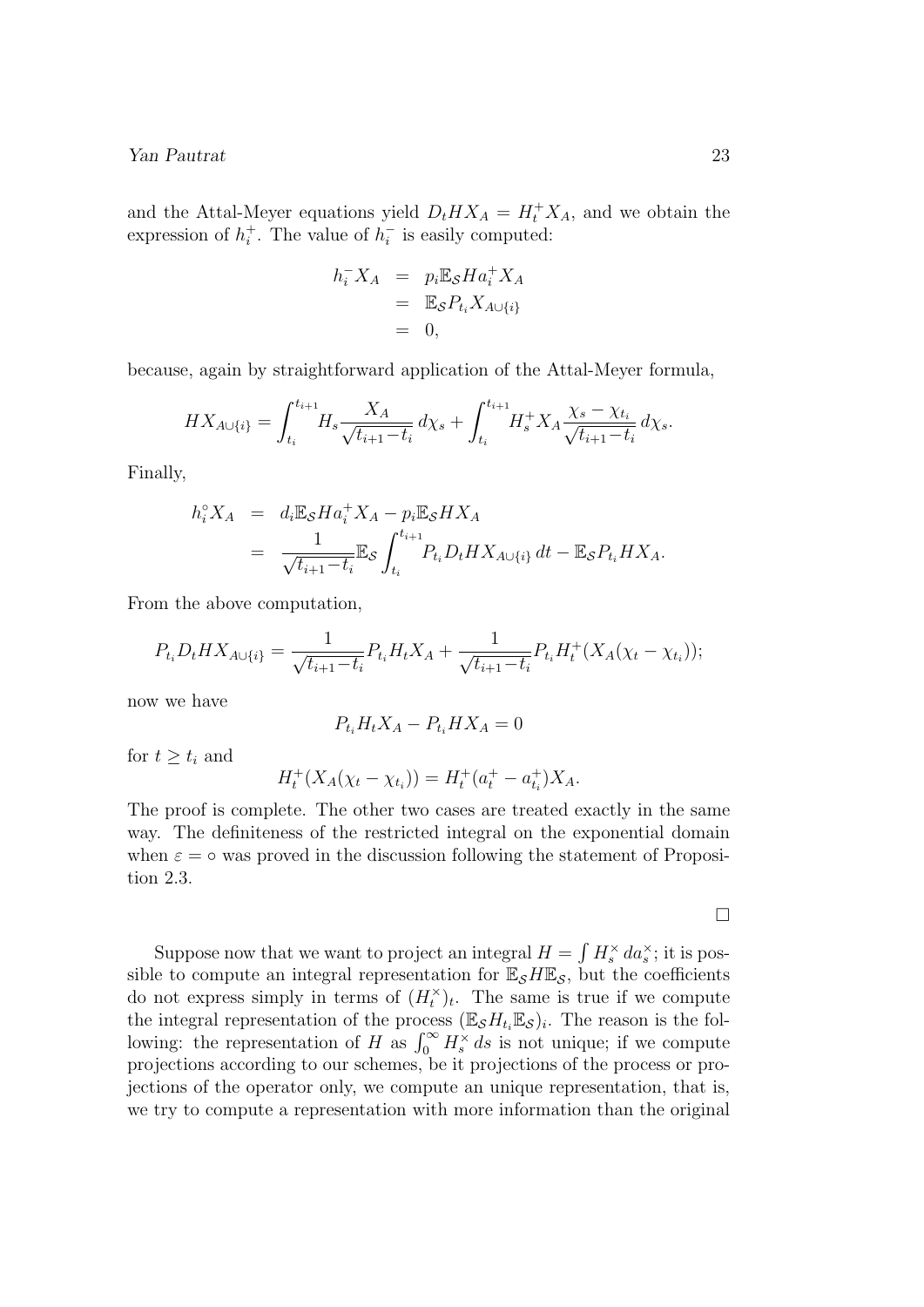and the Attal-Meyer equations yield $D_t H X_A = H_t^+ X_A$, and we obtain the expression of $h_i^+$. The value of $h_i^-$ is easily computed:

$$
\begin{aligned}
h_i^- X_A &= p_i \mathbb{E}_{\mathcal{S}} H a_i^+ X_A \\
&= \mathbb{E}_{\mathcal{S}} P_{t_i} X_{A\cup\{i\}} \\
&= 0,
\end{aligned}
$$

because, again by straightforward application of the Attal-Meyer formula,

$$
H X_{A\cup\{i\}} = \int_{t_i}^{t_{i+1}} H_s \frac{X_A}{\sqrt{t_{i+1}-t_i}}\, d\chi_s + \int_{t_i}^{t_{i+1}} H_s^+ X_A \frac{\chi_s - \chi_{t_i}}{\sqrt{t_{i+1}-t_i}}\, d\chi_s.
$$

Finally,

$$
\begin{aligned}
h_i^\circ X_A &= d_i \mathbb{E}_{\mathcal{S}} H a_i^+ X_A - p_i \mathbb{E}_{\mathcal{S}} H X_A \\
&= \frac{1}{\sqrt{t_{i+1}-t_i}} \mathbb{E}_{\mathcal{S}} \int_{t_i}^{t_{i+1}} P_{t_i} D_t H X_{A\cup\{i\}}\, dt - \mathbb{E}_{\mathcal{S}} P_{t_i} H X_A.
\end{aligned}
$$

From the above computation,

$$
P_{t_i} D_t H X_{A\cup\{i\}} = \frac{1}{\sqrt{t_{i+1}-t_i}} P_{t_i} H_t X_A + \frac{1}{\sqrt{t_{i+1}-t_i}} P_{t_i} H_t^+ (X_A(\chi_t - \chi_{t_i}));
$$

now we have

$$
P_{t_i} H_t X_A - P_{t_i} H X_A = 0
$$

for $t \geq t_i$ and

$$
H_t^+ (X_A(\chi_t - \chi_{t_i})) = H_t^+ (a_t^+ - a_{t_i}^+) X_A.
$$

The proof is complete. The other two cases are treated exactly in the same way. The definiteness of the restricted integral on the exponential domain when $\varepsilon = \circ$ was proved in the discussion following the statement of Proposition 2.3.

□

Suppose now that we want to project an integral $H = \int H_s^\times \, da_s^\times$; it is possible to compute an integral representation for $\mathbb{E}_{\mathcal{S}} H \mathbb{E}_{\mathcal{S}}$, but the coefficients do not express simply in terms of $(H_t^\times)_t$. The same is true if we compute the integral representation of the process $(\mathbb{E}_{\mathcal{S}} H_{t_i} \mathbb{E}_{\mathcal{S}})_i$. The reason is the following: the representation of $H$ as $\int_0^\infty H_s^\times \, ds$ is not unique; if we compute projections according to our schemes, be it projections of the process or projections of the operator only, we compute an unique representation, that is, we try to compute a representation with more information than the original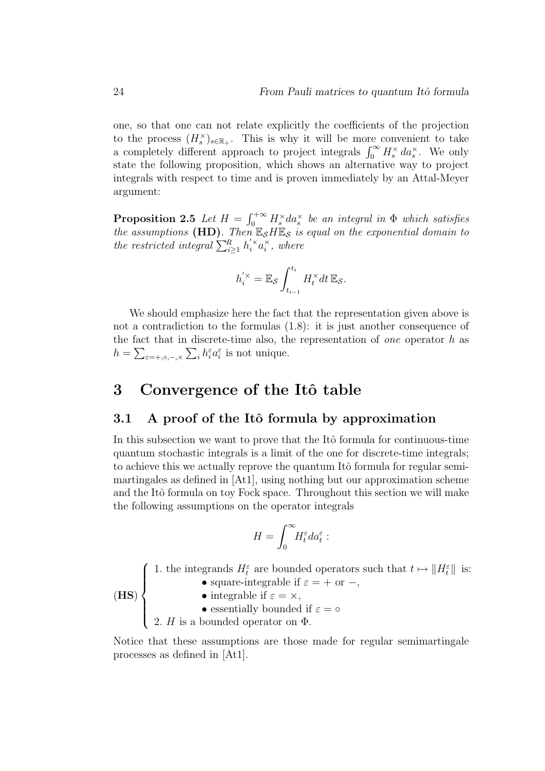one, so that one can not relate explicitly the coefficients of the projection to the process $(H_s^\times)_{s\in\mathbb{R}_+}$. This is why it will be more convenient to take a completely different approach to project integrals $\int_0^\infty H_s^\times \, da_s^\times$. We only state the following proposition, which shows an alternative way to project integrals with respect to time and is proven immediately by an Attal-Meyer argument:

**Proposition 2.5** *Let $H = \int_0^{+\infty} H_s^\times da_s^\times$ be an integral in $\Phi$ which satisfies the assumptions* **(HD)**. *Then $\mathbb{E}_\mathcal{S} H \mathbb{E}_\mathcal{S}$ is equal on the exponential domain to the restricted integral $\sum_{i\geq 1}^R h_i^{'\times} a_i^\times$, where*

$$h_i^{'\times} = \mathbb{E}_\mathcal{S} \int_{t_{i-1}}^{t_i} H_t^\times dt \, \mathbb{E}_\mathcal{S}.$$

We should emphasize here the fact that the representation given above is not a contradiction to the formulas (1.8): it is just another consequence of the fact that in discrete-time also, the representation of *one* operator $h$ as $h = \sum_{\varepsilon=+,\circ,-,\times} \sum_i h_i^\varepsilon a_i^\varepsilon$ is not unique.

# 3 Convergence of the Itô table

## 3.1 A proof of the Itô formula by approximation

In this subsection we want to prove that the Itô formula for continuous-time quantum stochastic integrals is a limit of the one for discrete-time integrals; to achieve this we actually reprove the quantum Itô formula for regular semimartingales as defined in [At1], using nothing but our approximation scheme and the Itô formula on toy Fock space. Throughout this section we will make the following assumptions on the operator integrals

$$H = \int_0^\infty H_t^\varepsilon da_t^\varepsilon :$$

**(HS)**
1. the integrands $H_t^\varepsilon$ are bounded operators such that $t \mapsto \|H_t^\varepsilon\|$ is:
   - square-integrable if $\varepsilon = +$ or $-$,
   - integrable if $\varepsilon = \times$,
   - essentially bounded if $\varepsilon = \circ$
2. $H$ is a bounded operator on $\Phi$.

Notice that these assumptions are those made for regular semimartingale processes as defined in [At1].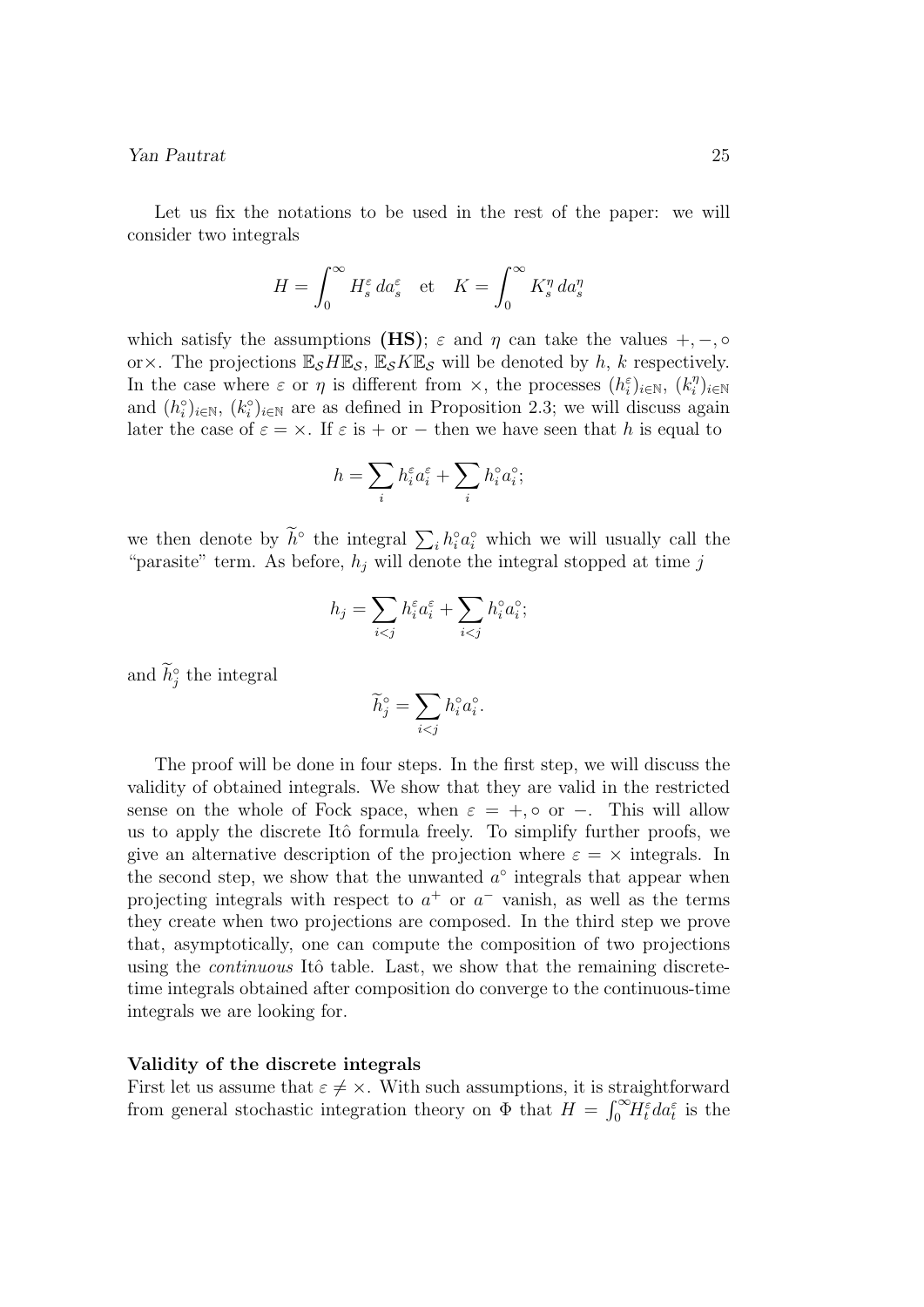Let us fix the notations to be used in the rest of the paper: we will consider two integrals

$$H = \int_0^\infty H_s^\varepsilon \, da_s^\varepsilon \quad \text{et} \quad K = \int_0^\infty K_s^\eta \, da_s^\eta$$

which satisfy the assumptions **(HS)**; $\varepsilon$ and $\eta$ can take the values $+, -, \circ$ or$\times$. The projections $\mathbb{E}_\mathcal{S} H \mathbb{E}_\mathcal{S}$, $\mathbb{E}_\mathcal{S} K \mathbb{E}_\mathcal{S}$ will be denoted by $h$, $k$ respectively. In the case where $\varepsilon$ or $\eta$ is different from $\times$, the processes $(h_i^\varepsilon)_{i\in\mathbb{N}}$, $(k_i^\eta)_{i\in\mathbb{N}}$ and $(h_i^\circ)_{i\in\mathbb{N}}$, $(k_i^\circ)_{i\in\mathbb{N}}$ are as defined in Proposition 2.3; we will discuss again later the case of $\varepsilon = \times$. If $\varepsilon$ is $+$ or $-$ then we have seen that $h$ is equal to

$$h = \sum_i h_i^\varepsilon a_i^\varepsilon + \sum_i h_i^\circ a_i^\circ;$$

we then denote by $\widetilde{h}^\circ$ the integral $\sum_i h_i^\circ a_i^\circ$ which we will usually call the "parasite" term. As before, $h_j$ will denote the integral stopped at time $j$

$$h_j = \sum_{i<j} h_i^\varepsilon a_i^\varepsilon + \sum_{i<j} h_i^\circ a_i^\circ;$$

and $\widetilde{h}_j^\circ$ the integral

$$\widetilde{h}_j^\circ = \sum_{i<j} h_i^\circ a_i^\circ.$$

The proof will be done in four steps. In the first step, we will discuss the validity of obtained integrals. We show that they are valid in the restricted sense on the whole of Fock space, when $\varepsilon = +, \circ$ or $-$. This will allow us to apply the discrete Itô formula freely. To simplify further proofs, we give an alternative description of the projection where $\varepsilon = \times$ integrals. In the second step, we show that the unwanted $a^\circ$ integrals that appear when projecting integrals with respect to $a^+$ or $a^-$ vanish, as well as the terms they create when two projections are composed. In the third step we prove that, asymptotically, one can compute the composition of two projections using the *continuous* Itô table. Last, we show that the remaining discrete-time integrals obtained after composition do converge to the continuous-time integrals we are looking for.

**Validity of the discrete integrals**

First let us assume that $\varepsilon \neq \times$. With such assumptions, it is straightforward from general stochastic integration theory on $\Phi$ that $H = \int_0^\infty H_t^\varepsilon da_t^\varepsilon$ is the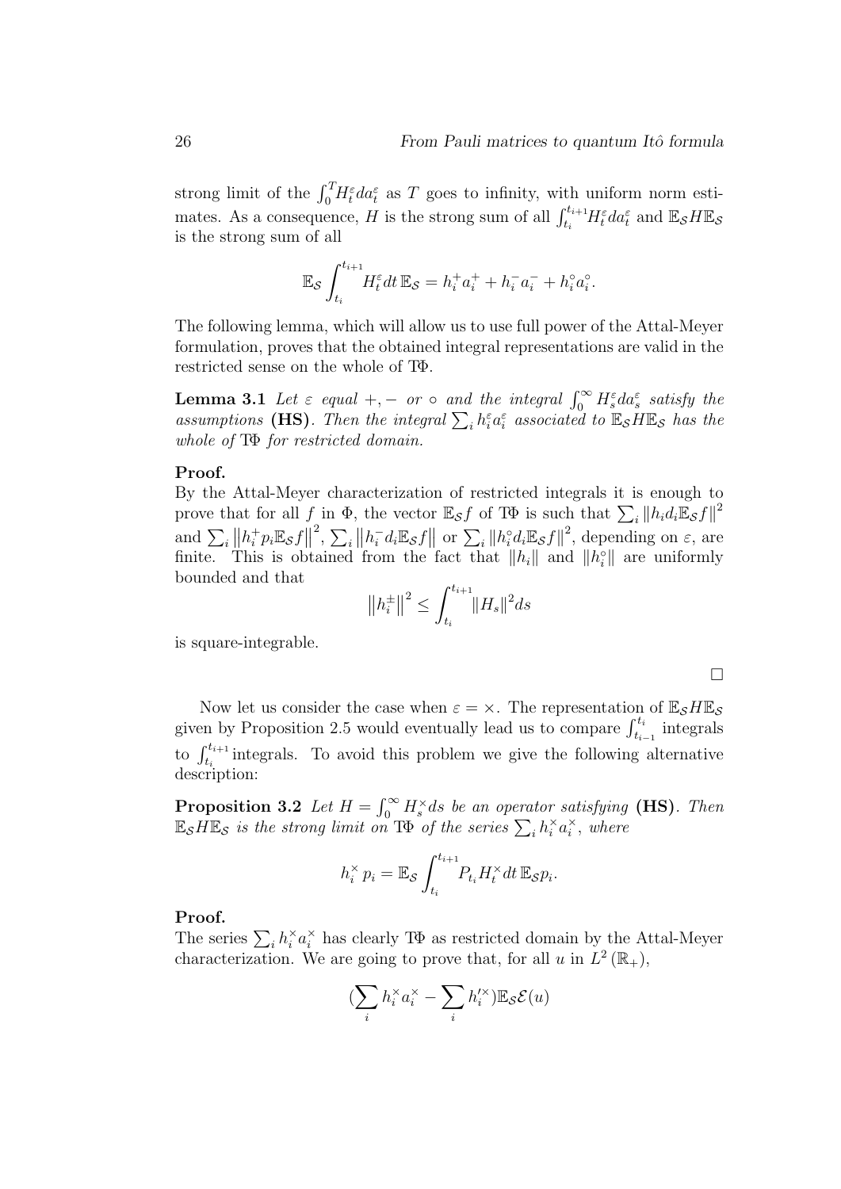strong limit of the $\int_0^T H_t^\varepsilon da_t^\varepsilon$ as $T$ goes to infinity, with uniform norm estimates. As a consequence, $H$ is the strong sum of all $\int_{t_i}^{t_{i+1}} H_t^\varepsilon da_t^\varepsilon$ and $\mathbb{E}_\mathcal{S} H \mathbb{E}_\mathcal{S}$ is the strong sum of all

$$\mathbb{E}_\mathcal{S} \int_{t_i}^{t_{i+1}} H_t^\varepsilon dt \, \mathbb{E}_\mathcal{S} = h_i^+ a_i^+ + h_i^- a_i^- + h_i^\circ a_i^\circ .$$

The following lemma, which will allow us to use full power of the Attal-Meyer formulation, proves that the obtained integral representations are valid in the restricted sense on the whole of $\mathrm{T}\Phi$.

**Lemma 3.1** *Let $\varepsilon$ equal $+, -$ or $\circ$ and the integral $\int_0^\infty H_s^\varepsilon da_s^\varepsilon$ satisfy the assumptions* **(HS)**. *Then the integral $\sum_i h_i^\varepsilon a_i^\varepsilon$ associated to $\mathbb{E}_\mathcal{S} H \mathbb{E}_\mathcal{S}$ has the whole of $\mathrm{T}\Phi$ for restricted domain.*

**Proof.**
By the Attal-Meyer characterization of restricted integrals it is enough to prove that for all $f$ in $\Phi$, the vector $\mathbb{E}_\mathcal{S} f$ of $\mathrm{T}\Phi$ is such that $\sum_i \|h_i d_i \mathbb{E}_\mathcal{S} f\|^2$ and $\sum_i \left\|h_i^+ p_i \mathbb{E}_\mathcal{S} f\right\|^2$, $\sum_i \left\|h_i^- d_i \mathbb{E}_\mathcal{S} f\right\|$ or $\sum_i \|h_i^\circ d_i \mathbb{E}_\mathcal{S} f\|^2$, depending on $\varepsilon$, are finite. This is obtained from the fact that $\|h_i\|$ and $\|h_i^\circ\|$ are uniformly bounded and that

$$\left\|h_i^\pm\right\|^2 \leq \int_{t_i}^{t_{i+1}} \|H_s\|^2 ds$$

is square-integrable.

□

Now let us consider the case when $\varepsilon = \times$. The representation of $\mathbb{E}_\mathcal{S} H \mathbb{E}_\mathcal{S}$ given by Proposition 2.5 would eventually lead us to compare $\int_{t_{i-1}}^{t_i}$ integrals to $\int_{t_i}^{t_{i+1}}$ integrals. To avoid this problem we give the following alternative description:

**Proposition 3.2** *Let $H = \int_0^\infty H_s^\times ds$ be an operator satisfying* **(HS)**. *Then $\mathbb{E}_\mathcal{S} H \mathbb{E}_\mathcal{S}$ is the strong limit on $\mathrm{T}\Phi$ of the series $\sum_i h_i^\times a_i^\times$, where*

$$h_i^\times \, p_i = \mathbb{E}_\mathcal{S} \int_{t_i}^{t_{i+1}} P_{t_i} H_t^\times dt \, \mathbb{E}_\mathcal{S} p_i .$$

**Proof.**
The series $\sum_i h_i^\times a_i^\times$ has clearly $\mathrm{T}\Phi$ as restricted domain by the Attal-Meyer characterization. We are going to prove that, for all $u$ in $L^2(\mathbb{R}_+)$,

$$(\sum_i h_i^\times a_i^\times - \sum_i h_i'^\times) \mathbb{E}_\mathcal{S} \mathcal{E}(u)$$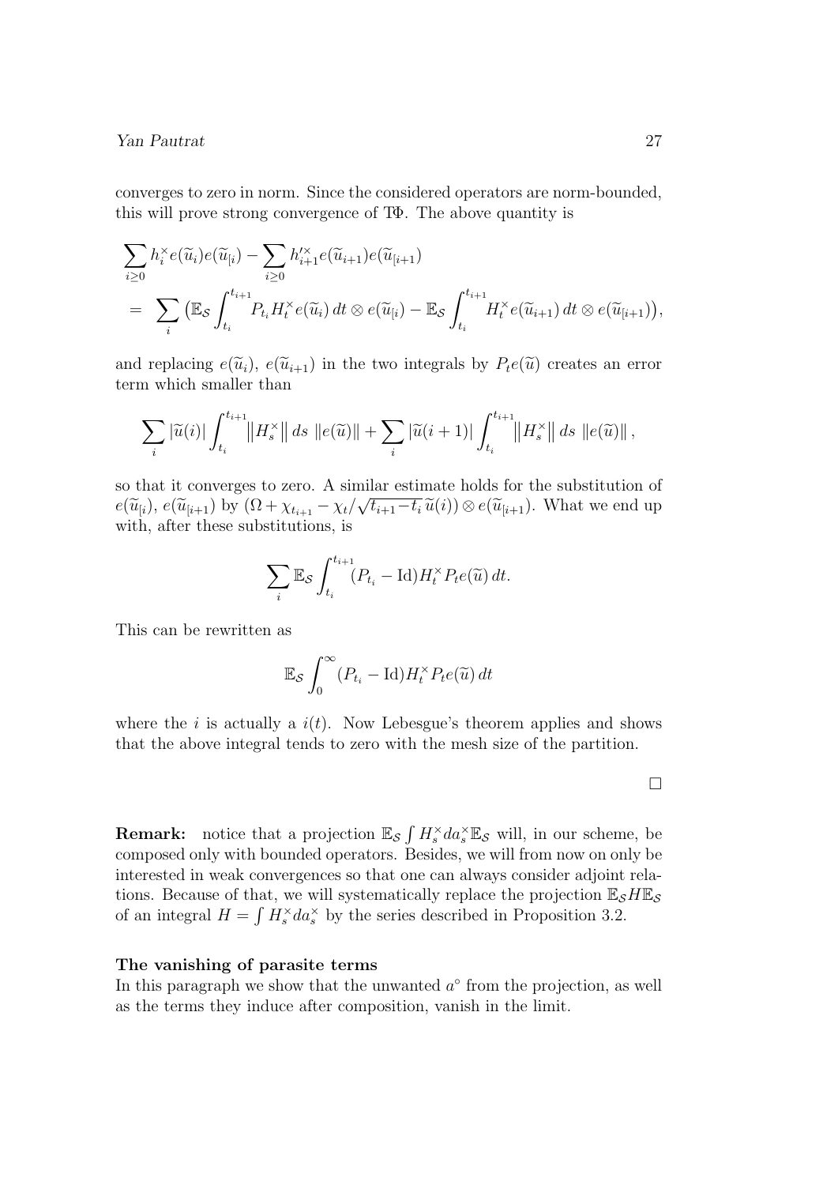converges to zero in norm. Since the considered operators are norm-bounded, this will prove strong convergence of $\mathbb{T}\Phi$. The above quantity is

$$
\begin{aligned}
&\sum_{i\geq 0} h_i^{\times} e(\widetilde{u}_i) e(\widetilde{u}_{[i}) - \sum_{i\geq 0} h_{i+1}^{\prime\times} e(\widetilde{u}_{i+1}) e(\widetilde{u}_{[i+1})\\
&= \sum_i \big(\mathbb{E}_{\mathcal{S}} \int_{t_i}^{t_{i+1}} P_{t_i} H_t^{\times} e(\widetilde{u}_i)\, dt \otimes e(\widetilde{u}_{[i}) - \mathbb{E}_{\mathcal{S}} \int_{t_i}^{t_{i+1}} H_t^{\times} e(\widetilde{u}_{i+1})\, dt \otimes e(\widetilde{u}_{[i+1})\big),
\end{aligned}
$$

and replacing $e(\widetilde{u}_i)$, $e(\widetilde{u}_{i+1})$ in the two integrals by $P_t e(\widetilde{u})$ creates an error term which smaller than

$$
\sum_i |\widetilde{u}(i)| \int_{t_i}^{t_{i+1}} \big\|H_s^{\times}\big\|\, ds\ \|e(\widetilde{u})\| + \sum_i |\widetilde{u}(i+1)| \int_{t_i}^{t_{i+1}} \big\|H_s^{\times}\big\|\, ds\ \|e(\widetilde{u})\|,
$$

so that it converges to zero. A similar estimate holds for the substitution of $e(\widetilde{u}_{[i})$, $e(\widetilde{u}_{[i+1})$ by $(\Omega + \chi_{t_{i+1}} - \chi_t/\sqrt{t_{i+1}-t_i}\,\widetilde{u}(i)) \otimes e(\widetilde{u}_{[i+1})$. What we end up with, after these substitutions, is

$$
\sum_i \mathbb{E}_{\mathcal{S}} \int_{t_i}^{t_{i+1}} (P_{t_i} - \mathrm{Id}) H_t^{\times} P_t e(\widetilde{u})\, dt.
$$

This can be rewritten as

$$
\mathbb{E}_{\mathcal{S}} \int_0^{\infty} (P_{t_i} - \mathrm{Id}) H_t^{\times} P_t e(\widetilde{u})\, dt
$$

where the $i$ is actually a $i(t)$. Now Lebesgue's theorem applies and shows that the above integral tends to zero with the mesh size of the partition.

□

**Remark:** notice that a projection $\mathbb{E}_{\mathcal{S}} \int H_s^{\times} da_s^{\times} \mathbb{E}_{\mathcal{S}}$ will, in our scheme, be composed only with bounded operators. Besides, we will from now on only be interested in weak convergences so that one can always consider adjoint relations. Because of that, we will systematically replace the projection $\mathbb{E}_{\mathcal{S}} H \mathbb{E}_{\mathcal{S}}$ of an integral $H = \int H_s^{\times} da_s^{\times}$ by the series described in Proposition 3.2.

**The vanishing of parasite terms**

In this paragraph we show that the unwanted $a^{\circ}$ from the projection, as well as the terms they induce after composition, vanish in the limit.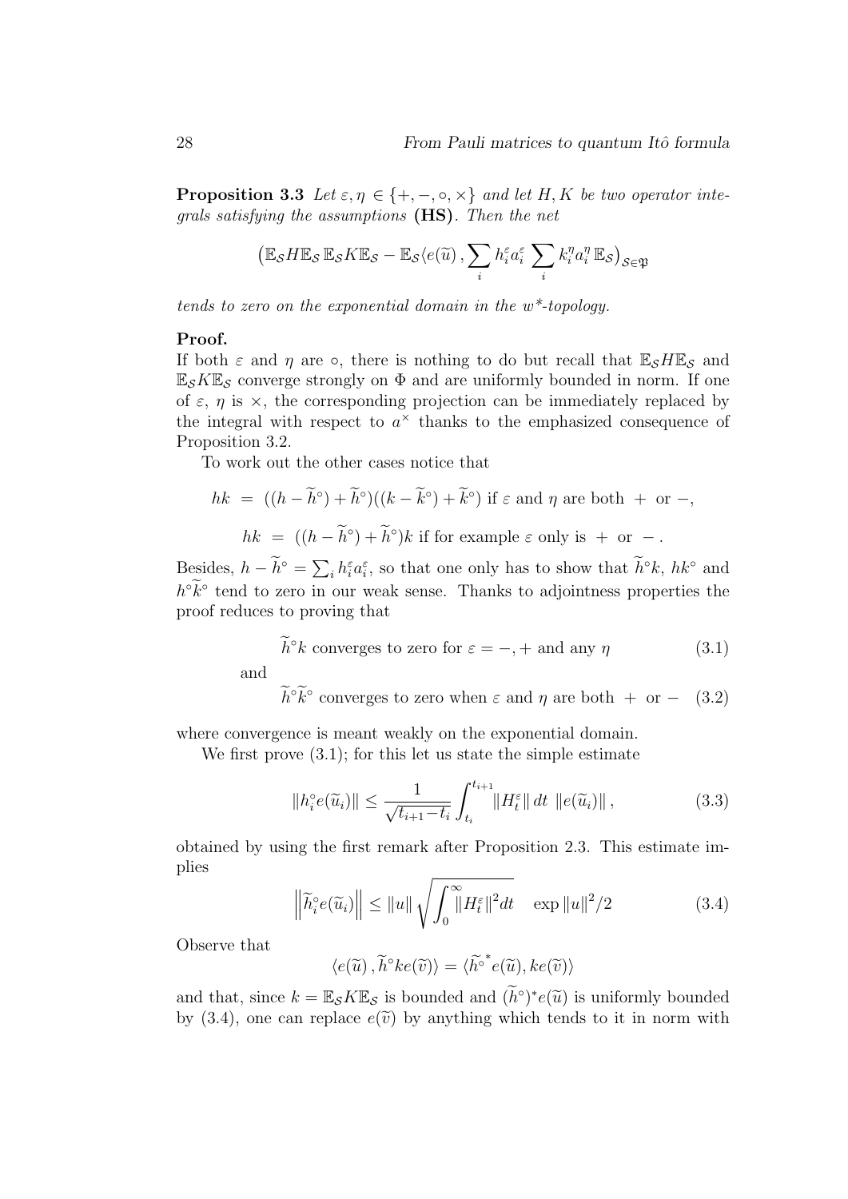**Proposition 3.3** *Let $\varepsilon, \eta \in \{+, -, \circ, \times\}$ and let $H, K$ be two operator integrals satisfying the assumptions* **(HS)**. *Then the net*

$$\big(\mathbb{E}_{\mathcal{S}} H \mathbb{E}_{\mathcal{S}}\, \mathbb{E}_{\mathcal{S}} K \mathbb{E}_{\mathcal{S}} - \mathbb{E}_{\mathcal{S}} \langle e(\widetilde{u})\,, \sum_i h_i^\varepsilon a_i^\varepsilon \sum_i k_i^\eta a_i^\eta\, \mathbb{E}_{\mathcal{S}}\big)_{\mathcal{S}\in\mathfrak{P}}$$

*tends to zero on the exponential domain in the w\*-topology.*

**Proof.**
If both $\varepsilon$ and $\eta$ are $\circ$, there is nothing to do but recall that $\mathbb{E}_{\mathcal{S}} H \mathbb{E}_{\mathcal{S}}$ and $\mathbb{E}_{\mathcal{S}} K \mathbb{E}_{\mathcal{S}}$ converge strongly on $\Phi$ and are uniformly bounded in norm. If one of $\varepsilon$, $\eta$ is $\times$, the corresponding projection can be immediately replaced by the integral with respect to $a^\times$ thanks to the emphasized consequence of Proposition 3.2.

To work out the other cases notice that

$$hk \;=\; ((h - \widetilde{h}^\circ) + \widetilde{h}^\circ)((k - \widetilde{k}^\circ) + \widetilde{k}^\circ) \text{ if } \varepsilon \text{ and } \eta \text{ are both } + \text{ or } -,$$

$$hk \;=\; ((h - \widetilde{h}^\circ) + \widetilde{h}^\circ)k \text{ if for example } \varepsilon \text{ only is } + \text{ or } - .$$

Besides, $h - \widetilde{h}^\circ = \sum_i h_i^\varepsilon a_i^\varepsilon$, so that one only has to show that $\widetilde{h}^\circ k$, $hk^\circ$ and $h^\circ \widetilde{k}^\circ$ tend to zero in our weak sense. Thanks to adjointness properties the proof reduces to proving that

$$\widetilde{h}^\circ k \text{ converges to zero for } \varepsilon = -, + \text{ and any } \eta \tag{3.1}$$

and

$$\widetilde{h}^\circ \widetilde{k}^\circ \text{ converges to zero when } \varepsilon \text{ and } \eta \text{ are both } + \text{ or } - \tag{3.2}$$

where convergence is meant weakly on the exponential domain.

We first prove (3.1); for this let us state the simple estimate

$$\|h_i^\circ e(\widetilde{u}_i)\| \leq \frac{1}{\sqrt{t_{i+1} - t_i}} \int_{t_i}^{t_{i+1}} \|H_t^\varepsilon\|\, dt\; \|e(\widetilde{u}_i)\|\,, \tag{3.3}$$

obtained by using the first remark after Proposition 2.3. This estimate implies

$$\left\|\widetilde{h}_i^\circ e(\widetilde{u}_i)\right\| \leq \|u\| \sqrt{\int_0^\infty \|H_t^\varepsilon\|^2 dt} \quad \exp\|u\|^2/2 \tag{3.4}$$

Observe that

$$\langle e(\widetilde{u})\,, \widetilde{h}^\circ k e(\widetilde{v})\rangle = \langle \widetilde{h^\circ}^* e(\widetilde{u}), k e(\widetilde{v})\rangle$$

and that, since $k = \mathbb{E}_{\mathcal{S}} K \mathbb{E}_{\mathcal{S}}$ is bounded and $(\widetilde{h}^\circ)^* e(\widetilde{u})$ is uniformly bounded by (3.4), one can replace $e(\widetilde{v})$ by anything which tends to it in norm with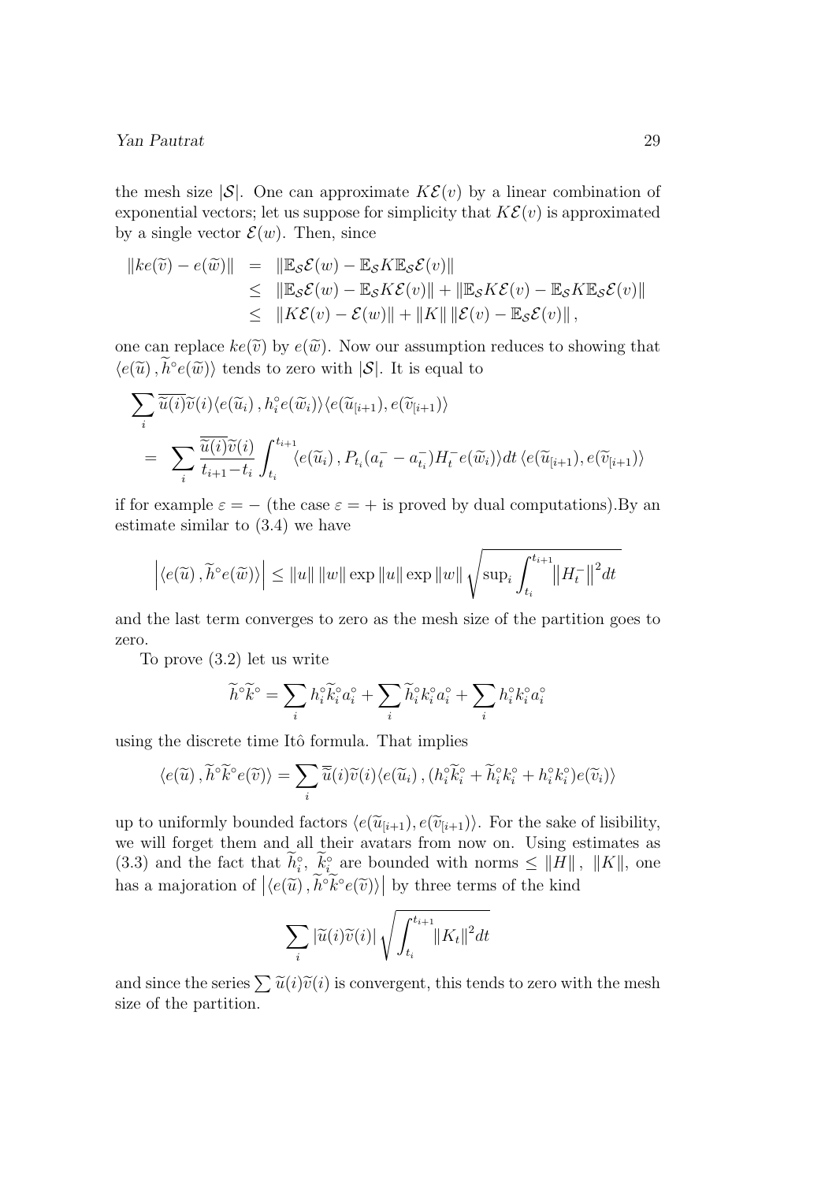the mesh size $|\mathcal{S}|$. One can approximate $K\mathcal{E}(v)$ by a linear combination of exponential vectors; let us suppose for simplicity that $K\mathcal{E}(v)$ is approximated by a single vector $\mathcal{E}(w)$. Then, since

$$
\begin{aligned}
\|ke(\widetilde{v}) - e(\widetilde{w})\| &= \|\mathbb{E}_\mathcal{S}\mathcal{E}(w) - \mathbb{E}_\mathcal{S}K\mathbb{E}_\mathcal{S}\mathcal{E}(v)\| \\
&\leq \|\mathbb{E}_\mathcal{S}\mathcal{E}(w) - \mathbb{E}_\mathcal{S}K\mathcal{E}(v)\| + \|\mathbb{E}_\mathcal{S}K\mathcal{E}(v) - \mathbb{E}_\mathcal{S}K\mathbb{E}_\mathcal{S}\mathcal{E}(v)\| \\
&\leq \|K\mathcal{E}(v) - \mathcal{E}(w)\| + \|K\| \, \|\mathcal{E}(v) - \mathbb{E}_\mathcal{S}\mathcal{E}(v)\|,
\end{aligned}
$$

one can replace $ke(\widetilde{v})$ by $e(\widetilde{w})$. Now our assumption reduces to showing that $\langle e(\widetilde{u}), \widetilde{h}^\circ e(\widetilde{w})\rangle$ tends to zero with $|\mathcal{S}|$. It is equal to

$$
\begin{aligned}
&\sum_i \overline{\widetilde{u}(i)}\widetilde{v}(i)\langle e(\widetilde{u}_i), h_i^\circ e(\widetilde{w}_i)\rangle\langle e(\widetilde{u}_{[i+1}), e(\widetilde{v}_{[i+1})\rangle \\
&= \sum_i \frac{\overline{\widetilde{u}(i)}\widetilde{v}(i)}{t_{i+1}-t_i}\int_{t_i}^{t_{i+1}}\langle e(\widetilde{u}_i), P_{t_i}(a_t^- - a_{t_i}^-)H_t^- e(\widetilde{w}_i)\rangle dt \, \langle e(\widetilde{u}_{[i+1}), e(\widetilde{v}_{[i+1})\rangle
\end{aligned}
$$

if for example $\varepsilon = -$ (the case $\varepsilon = +$ is proved by dual computations).By an estimate similar to (3.4) we have

$$
\left|\langle e(\widetilde{u}), \widetilde{h}^\circ e(\widetilde{w})\rangle\right| \leq \|u\| \, \|w\| \exp\|u\| \exp\|w\| \sqrt{\sup_i \int_{t_i}^{t_{i+1}} \left\|H_t^-\right\|^2 dt}
$$

and the last term converges to zero as the mesh size of the partition goes to zero.

To prove (3.2) let us write

$$
\widetilde{h}^\circ\widetilde{k}^\circ = \sum_i h_i^\circ \widetilde{k}_i^\circ a_i^\circ + \sum_i \widetilde{h}_i^\circ k_i^\circ a_i^\circ + \sum_i h_i^\circ k_i^\circ a_i^\circ
$$

using the discrete time Itô formula. That implies

$$
\langle e(\widetilde{u}), \widetilde{h}^\circ\widetilde{k}^\circ e(\widetilde{v})\rangle = \sum_i \overline{\widetilde{u}}(i)\widetilde{v}(i)\langle e(\widetilde{u}_i), (h_i^\circ\widetilde{k}_i^\circ + \widetilde{h}_i^\circ k_i^\circ + h_i^\circ k_i^\circ)e(\widetilde{v}_i)\rangle
$$

up to uniformly bounded factors $\langle e(\widetilde{u}_{[i+1}), e(\widetilde{v}_{[i+1})\rangle$. For the sake of lisibility, we will forget them and all their avatars from now on. Using estimates as (3.3) and the fact that $\widetilde{h}_i^\circ$, $\widetilde{k}_i^\circ$ are bounded with norms $\leq \|H\|$, $\|K\|$, one has a majoration of $\left|\langle e(\widetilde{u}), \widetilde{h}^\circ\widetilde{k}^\circ e(\widetilde{v})\rangle\right|$ by three terms of the kind

$$
\sum_i |\widetilde{u}(i)\widetilde{v}(i)| \sqrt{\int_{t_i}^{t_{i+1}} \|K_t\|^2 dt}
$$

and since the series $\sum \widetilde{u}(i)\widetilde{v}(i)$ is convergent, this tends to zero with the mesh size of the partition.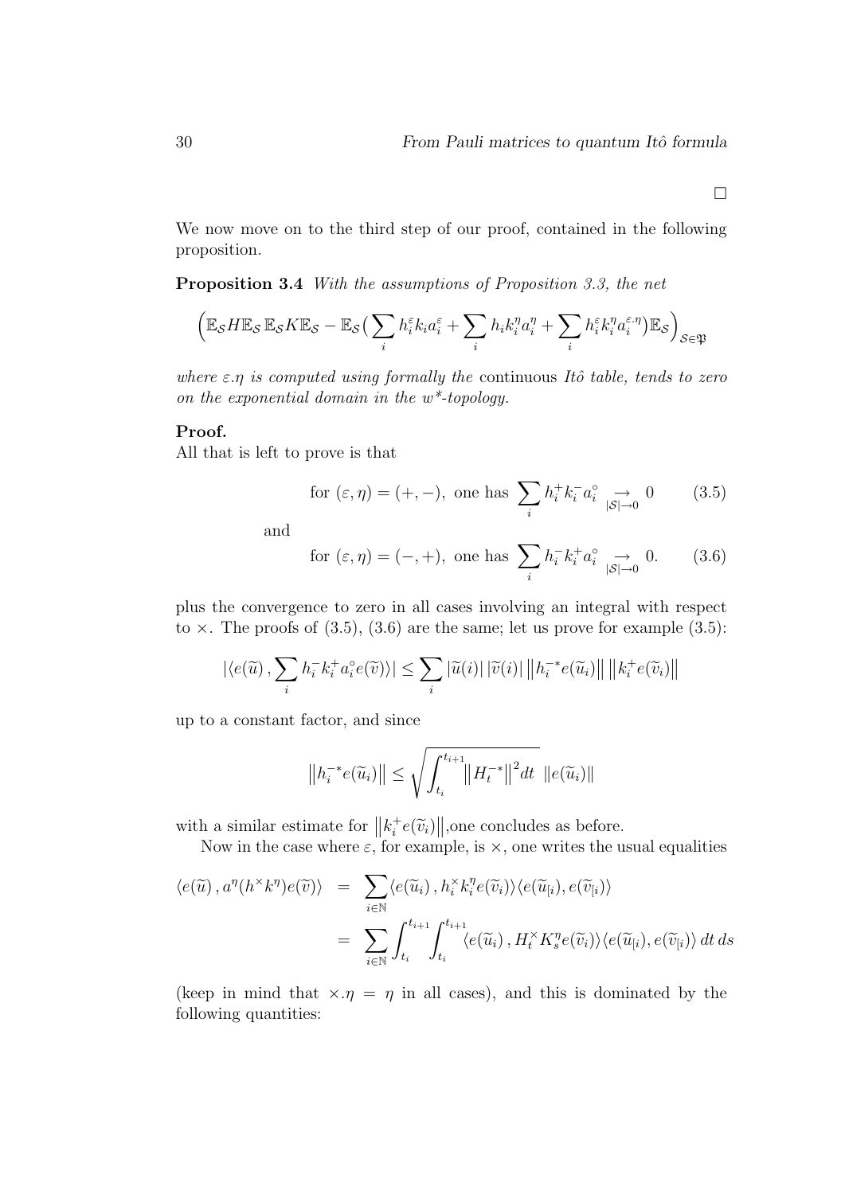□

We now move on to the third step of our proof, contained in the following proposition.

**Proposition 3.4** *With the assumptions of Proposition 3.3, the net*

$$\Big(\mathbb{E}_{\mathcal{S}} H \mathbb{E}_{\mathcal{S}}\, \mathbb{E}_{\mathcal{S}} K \mathbb{E}_{\mathcal{S}} - \mathbb{E}_{\mathcal{S}}\big(\sum_i h_i^{\varepsilon} k_i a_i^{\varepsilon} + \sum_i h_i k_i^{\eta} a_i^{\eta} + \sum_i h_i^{\varepsilon} k_i^{\eta} a_i^{\varepsilon.\eta}\big)\mathbb{E}_{\mathcal{S}}\Big)_{\mathcal{S}\in\mathfrak{P}}$$

*where $\varepsilon.\eta$ is computed using formally the* continuous *Itô table, tends to zero on the exponential domain in the $w^*$-topology.*

**Proof.**
All that is left to prove is that

$$\text{for } (\varepsilon,\eta)=(+,-), \text{ one has } \sum_i h_i^{+} k_i^{-} a_i^{\circ} \underset{|\mathcal{S}|\to 0}{\to} 0 \tag{3.5}$$

and

$$\text{for } (\varepsilon,\eta)=(-,+), \text{ one has } \sum_i h_i^{-} k_i^{+} a_i^{\circ} \underset{|\mathcal{S}|\to 0}{\to} 0. \tag{3.6}$$

plus the convergence to zero in all cases involving an integral with respect to $\times$. The proofs of (3.5), (3.6) are the same; let us prove for example (3.5):

$$|\langle e(\widetilde{u})\,, \sum_i h_i^{-} k_i^{+} a_i^{\circ} e(\widetilde{v})\rangle| \le \sum_i |\widetilde{u}(i)|\,|\widetilde{v}(i)|\,\big\|h_i^{-*} e(\widetilde{u}_i)\big\|\,\big\|k_i^{+} e(\widetilde{v}_i)\big\|$$

up to a constant factor, and since

$$\big\|h_i^{-*} e(\widetilde{u}_i)\big\| \le \sqrt{\int_{t_i}^{t_{i+1}} \big\|H_t^{-*}\big\|^2 dt}\; \|e(\widetilde{u}_i)\|$$

with a similar estimate for $\big\|k_i^{+} e(\widetilde{v}_i)\big\|$,one concludes as before.

Now in the case where $\varepsilon$, for example, is $\times$, one writes the usual equalities

$$\begin{aligned}
\langle e(\widetilde{u})\,, a^{\eta}(h^{\times} k^{\eta}) e(\widetilde{v})\rangle &= \sum_{i\in\mathbb{N}} \langle e(\widetilde{u}_i)\,, h_i^{\times} k_i^{\eta} e(\widetilde{v}_i)\rangle \langle e(\widetilde{u}_{[i)}), e(\widetilde{v}_{[i)})\rangle \\
&= \sum_{i\in\mathbb{N}} \int_{t_i}^{t_{i+1}}\!\!\int_{t_i}^{t_{i+1}} \langle e(\widetilde{u}_i)\,, H_t^{\times} K_s^{\eta} e(\widetilde{v}_i)\rangle \langle e(\widetilde{u}_{[i)}), e(\widetilde{v}_{[i)})\rangle\, dt\, ds
\end{aligned}$$

(keep in mind that $\times.\eta = \eta$ in all cases), and this is dominated by the following quantities: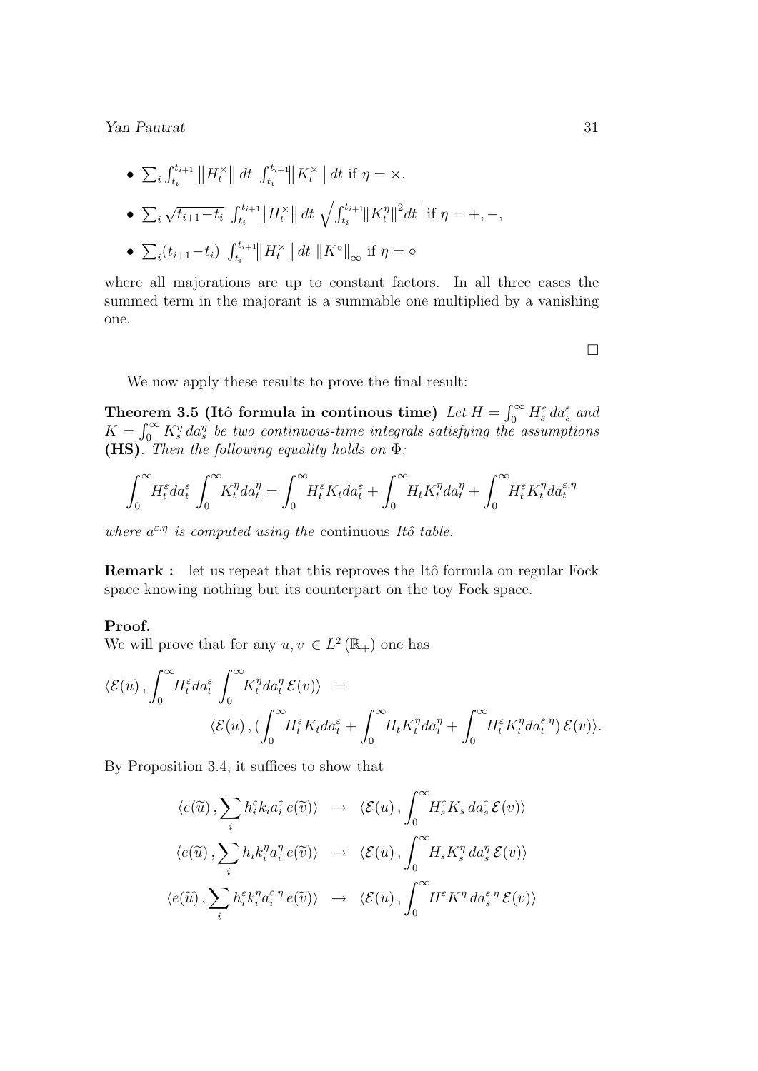- $\sum_i \int_{t_i}^{t_{i+1}} \left\|H_t^\times\right\| dt \ \int_{t_i}^{t_{i+1}} \left\|K_t^\times\right\| dt$ if $\eta = \times$,
- $\sum_i \sqrt{t_{i+1}-t_i}\ \int_{t_i}^{t_{i+1}} \left\|H_t^\times\right\| dt \ \sqrt{\int_{t_i}^{t_{i+1}} \left\|K_t^\eta\right\|^2 dt}$ if $\eta = +, -$,
- $\sum_i (t_{i+1}-t_i)\ \int_{t_i}^{t_{i+1}} \left\|H_t^\times\right\| dt \ \left\|K^\circ\right\|_\infty$ if $\eta = \circ$

where all majorations are up to constant factors. In all three cases the summed term in the majorant is a summable one multiplied by a vanishing one.

□

We now apply these results to prove the final result:

**Theorem 3.5 (Itô formula in continous time)** *Let $H = \int_0^\infty H_s^\varepsilon \, da_s^\varepsilon$ and $K = \int_0^\infty K_s^\eta \, da_s^\eta$ be two continuous-time integrals satisfying the assumptions* **(HS)**. *Then the following equality holds on $\Phi$:*

$$\int_0^\infty H_t^\varepsilon da_t^\varepsilon \int_0^\infty K_t^\eta da_t^\eta = \int_0^\infty H_t^\varepsilon K_t da_t^\varepsilon + \int_0^\infty H_t K_t^\eta da_t^\eta + \int_0^\infty H_t^\varepsilon K_t^\eta da_t^{\varepsilon.\eta}$$

*where $a^{\varepsilon.\eta}$ is computed using the* continuous *Itô table.*

**Remark :** let us repeat that this reproves the Itô formula on regular Fock space knowing nothing but its counterpart on the toy Fock space.

**Proof.**
We will prove that for any $u, v \in L^2(\mathbb{R}_+)$ one has

$$\begin{aligned}
\langle \mathcal{E}(u) \,, \int_0^\infty H_t^\varepsilon da_t^\varepsilon \int_0^\infty K_t^\eta da_t^\eta \, \mathcal{E}(v) \rangle &= \\
&\langle \mathcal{E}(u) \,, (\int_0^\infty H_t^\varepsilon K_t da_t^\varepsilon + \int_0^\infty H_t K_t^\eta da_t^\eta + \int_0^\infty H_t^\varepsilon K_t^\eta da_t^{\varepsilon.\eta}) \, \mathcal{E}(v) \rangle.
\end{aligned}$$

By Proposition 3.4, it suffices to show that

$$\begin{aligned}
\langle e(\widetilde{u}) \,, \sum_i h_i^\varepsilon k_i a_i^\varepsilon \, e(\widetilde{v}) \rangle &\to \langle \mathcal{E}(u) \,, \int_0^\infty H_s^\varepsilon K_s \, da_s^\varepsilon \, \mathcal{E}(v) \rangle \\
\langle e(\widetilde{u}) \,, \sum_i h_i k_i^\eta a_i^\eta \, e(\widetilde{v}) \rangle &\to \langle \mathcal{E}(u) \,, \int_0^\infty H_s K_s^\eta \, da_s^\eta \, \mathcal{E}(v) \rangle \\
\langle e(\widetilde{u}) \,, \sum_i h_i^\varepsilon k_i^\eta a_i^{\varepsilon.\eta} \, e(\widetilde{v}) \rangle &\to \langle \mathcal{E}(u) \,, \int_0^\infty H^\varepsilon K^\eta \, da_s^{\varepsilon.\eta} \, \mathcal{E}(v) \rangle
\end{aligned}$$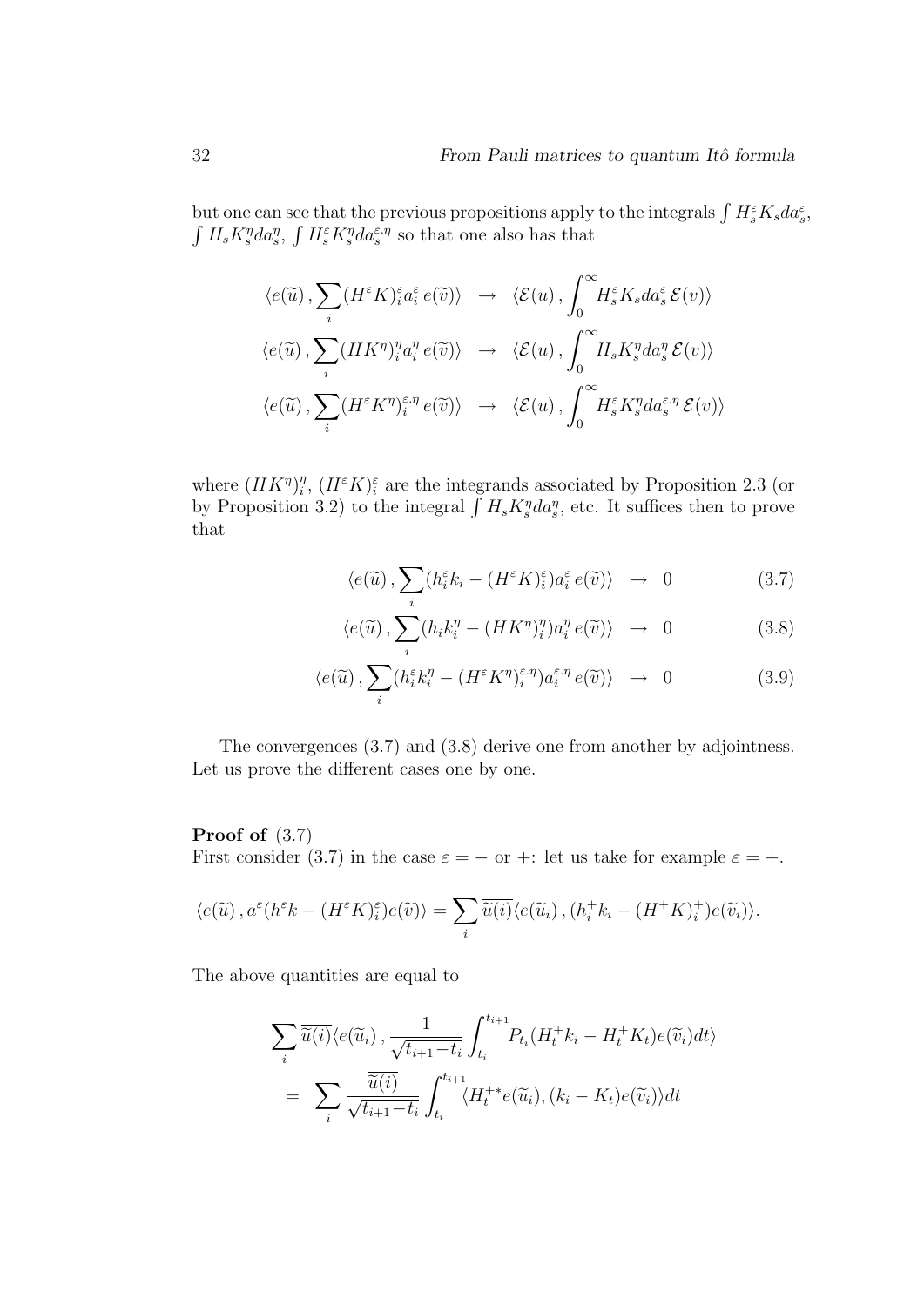but one can see that the previous propositions apply to the integrals $\int H^\varepsilon_s K_s da^\varepsilon_s$, $\int H_s K^\eta_s da^\eta_s$, $\int H^\varepsilon_s K^\eta_s da^{\varepsilon.\eta}_s$ so that one also has that

$$
\begin{aligned}
\langle e(\widetilde{u})\,, \sum_i (H^\varepsilon K)^\varepsilon_i a^\varepsilon_i\, e(\widetilde{v})\rangle &\to \langle \mathcal{E}(u)\,, \int_0^\infty H^\varepsilon_s K_s da^\varepsilon_s\, \mathcal{E}(v)\rangle \\
\langle e(\widetilde{u})\,, \sum_i (HK^\eta)^\eta_i a^\eta_i\, e(\widetilde{v})\rangle &\to \langle \mathcal{E}(u)\,, \int_0^\infty H_s K^\eta_s da^\eta_s\, \mathcal{E}(v)\rangle \\
\langle e(\widetilde{u})\,, \sum_i (H^\varepsilon K^\eta)^{\varepsilon.\eta}_i\, e(\widetilde{v})\rangle &\to \langle \mathcal{E}(u)\,, \int_0^\infty H^\varepsilon_s K^\eta_s da^{\varepsilon.\eta}_s\, \mathcal{E}(v)\rangle
\end{aligned}
$$

where $(HK^\eta)^\eta_i$, $(H^\varepsilon K)^\varepsilon_i$ are the integrands associated by Proposition 2.3 (or by Proposition 3.2) to the integral $\int H_s K^\eta_s da^\eta_s$, etc. It suffices then to prove that

$$
\langle e(\widetilde{u})\,, \sum_i (h^\varepsilon_i k_i - (H^\varepsilon K)^\varepsilon_i) a^\varepsilon_i\, e(\widetilde{v})\rangle \to 0 \tag{3.7}
$$

$$
\langle e(\widetilde{u})\,, \sum_i (h_i k^\eta_i - (HK^\eta)^\eta_i) a^\eta_i\, e(\widetilde{v})\rangle \to 0 \tag{3.8}
$$

$$
\langle e(\widetilde{u})\,, \sum_i (h^\varepsilon_i k^\eta_i - (H^\varepsilon K^\eta)^{\varepsilon.\eta}_i) a^{\varepsilon.\eta}_i\, e(\widetilde{v})\rangle \to 0 \tag{3.9}
$$

The convergences (3.7) and (3.8) derive one from another by adjointness. Let us prove the different cases one by one.

**Proof of** (3.7)
First consider (3.7) in the case $\varepsilon = -$ or $+$: let us take for example $\varepsilon = +$.

$$
\langle e(\widetilde{u})\,, a^\varepsilon(h^\varepsilon k - (H^\varepsilon K)^\varepsilon_i) e(\widetilde{v})\rangle = \sum_i \overline{\widetilde{u}(i)} \langle e(\widetilde{u}_i)\,, (h^+_i k_i - (H^+ K)^+_i) e(\widetilde{v}_i)\rangle.
$$

The above quantities are equal to

$$
\begin{aligned}
&\sum_i \overline{\widetilde{u}(i)} \langle e(\widetilde{u}_i)\,, \frac{1}{\sqrt{t_{i+1} - t_i}} \int_{t_i}^{t_{i+1}} P_{t_i}(H^+_t k_i - H^+_t K_t) e(\widetilde{v}_i) dt\rangle \\
=\ &\sum_i \frac{\overline{\widetilde{u}(i)}}{\sqrt{t_{i+1} - t_i}} \int_{t_i}^{t_{i+1}} \langle H^{+*}_t e(\widetilde{u}_i), (k_i - K_t) e(\widetilde{v}_i)\rangle dt
\end{aligned}
$$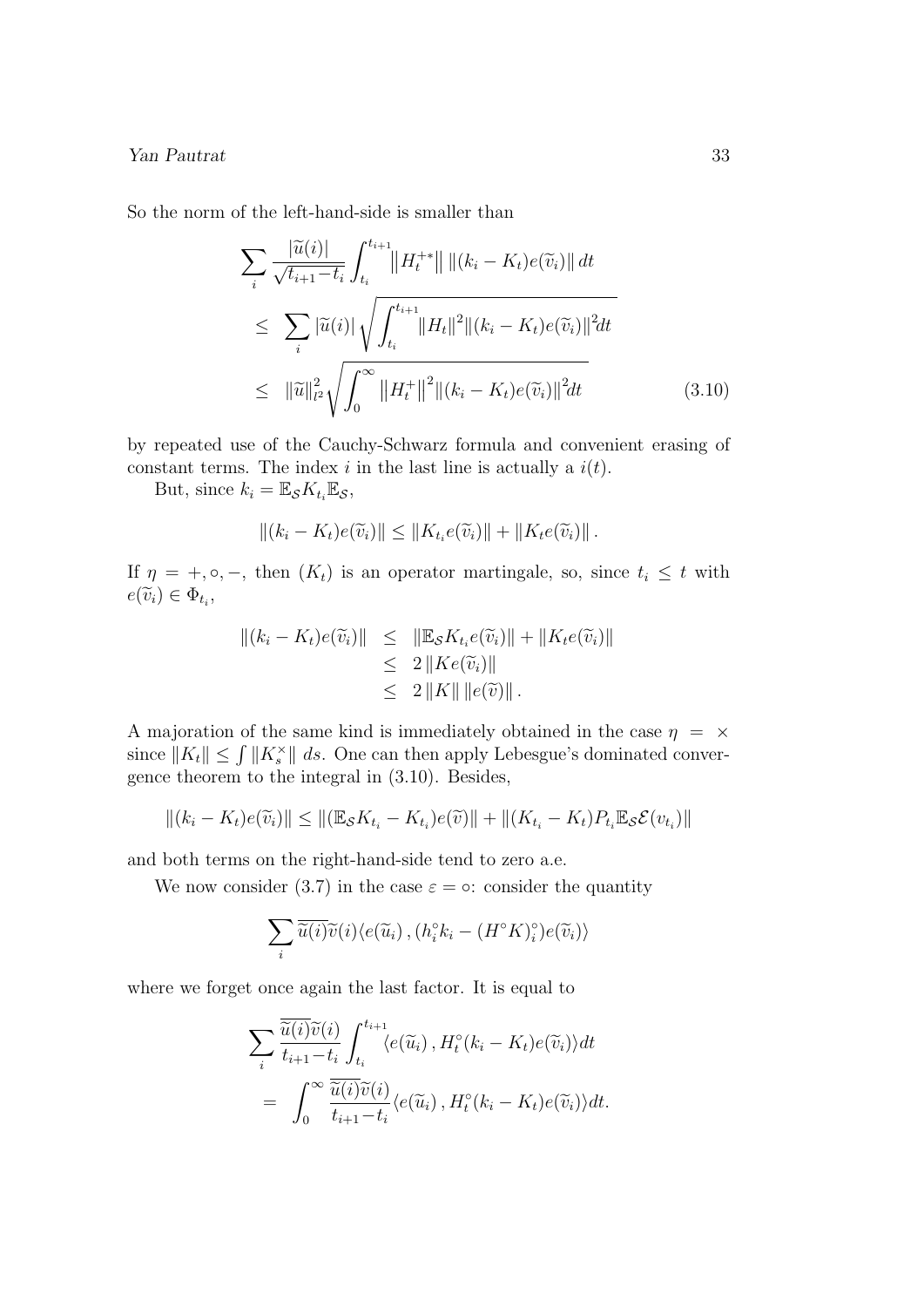So the norm of the left-hand-side is smaller than

$$
\begin{aligned}
\sum_i \frac{|\widetilde{u}(i)|}{\sqrt{t_{i+1}-t_i}} \int_{t_i}^{t_{i+1}} \big\|H_t^{+*}\big\| \, \|(k_i - K_t)e(\widetilde{v}_i)\| \, dt & \\
\leq \; \sum_i |\widetilde{u}(i)| \sqrt{\int_{t_i}^{t_{i+1}} \|H_t\|^2 \|(k_i - K_t)e(\widetilde{v}_i)\|^2 dt} & \\
\leq \; \|\widetilde{u}\|_{l^2}^2 \sqrt{\int_0^\infty \big\|H_t^+\big\|^2 \|(k_i - K_t)e(\widetilde{v}_i)\|^2 dt} & \qquad (3.10)
\end{aligned}
$$

by repeated use of the Cauchy-Schwarz formula and convenient erasing of constant terms. The index $i$ in the last line is actually a $i(t)$.

But, since $k_i = \mathbb{E}_{\mathcal{S}} K_{t_i} \mathbb{E}_{\mathcal{S}}$,

$$
\|(k_i - K_t)e(\widetilde{v}_i)\| \leq \|K_{t_i} e(\widetilde{v}_i)\| + \|K_t e(\widetilde{v}_i)\| .
$$

If $\eta = +, \circ, -$, then $(K_t)$ is an operator martingale, so, since $t_i \leq t$ with $e(\widetilde{v}_i) \in \Phi_{t_i}$,

$$
\begin{aligned}
\|(k_i - K_t)e(\widetilde{v}_i)\| &\leq \|\mathbb{E}_{\mathcal{S}} K_{t_i} e(\widetilde{v}_i)\| + \|K_t e(\widetilde{v}_i)\| \\
&\leq 2 \, \|K e(\widetilde{v}_i)\| \\
&\leq 2 \, \|K\| \, \|e(\widetilde{v})\| .
\end{aligned}
$$

A majoration of the same kind is immediately obtained in the case $\eta = \times$ since $\|K_t\| \leq \int \|K_s^\times\| \, ds$. One can then apply Lebesgue's dominated convergence theorem to the integral in (3.10). Besides,

$$
\|(k_i - K_t)e(\widetilde{v}_i)\| \leq \|(\mathbb{E}_{\mathcal{S}} K_{t_i} - K_{t_i})e(\widetilde{v})\| + \|(K_{t_i} - K_t) P_{t_i} \mathbb{E}_{\mathcal{S}} \mathcal{E}(v_{t_i})\|
$$

and both terms on the right-hand-side tend to zero a.e.

We now consider (3.7) in the case $\varepsilon = \circ$: consider the quantity

$$
\sum_i \overline{\widetilde{u}(i)} \widetilde{v}(i) \langle e(\widetilde{u}_i) \, , (h_i^\circ k_i - (H^\circ K)_i^\circ) e(\widetilde{v}_i) \rangle
$$

where we forget once again the last factor. It is equal to

$$
\begin{aligned}
&\sum_i \frac{\overline{\widetilde{u}(i)} \widetilde{v}(i)}{t_{i+1}-t_i} \int_{t_i}^{t_{i+1}} \langle e(\widetilde{u}_i) \, , H_t^\circ (k_i - K_t) e(\widetilde{v}_i) \rangle dt \\
&= \; \int_0^\infty \frac{\overline{\widetilde{u}(i)} \widetilde{v}(i)}{t_{i+1}-t_i} \langle e(\widetilde{u}_i) \, , H_t^\circ (k_i - K_t) e(\widetilde{v}_i) \rangle dt.
\end{aligned}
$$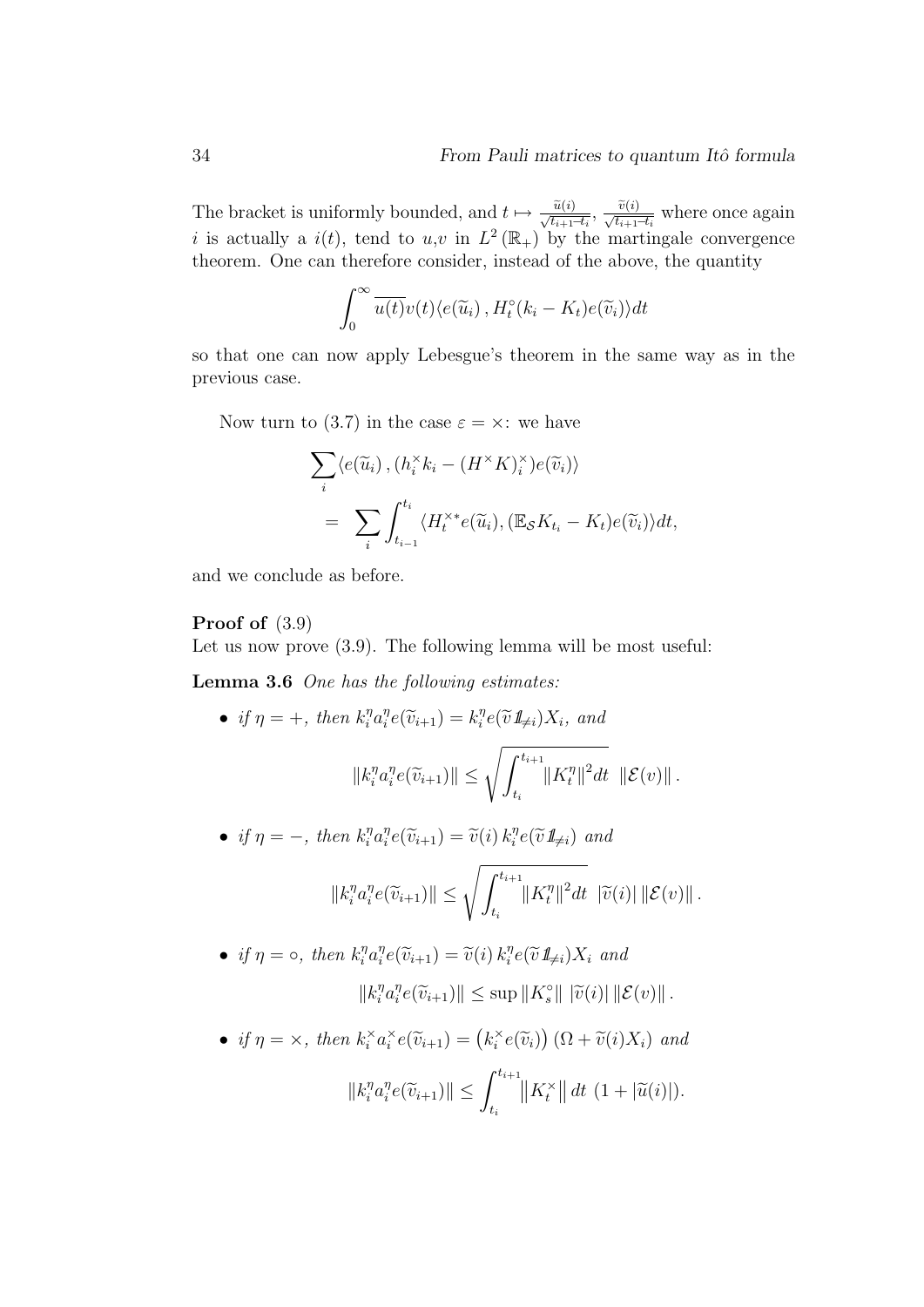The bracket is uniformly bounded, and $t \mapsto \frac{\widetilde{u}(i)}{\sqrt{t_{i+1}-t_i}}, \frac{\widetilde{v}(i)}{\sqrt{t_{i+1}-t_i}}$ where once again $i$ is actually a $i(t)$, tend to $u$,$v$ in $L^2(\mathbb{R}_+)$ by the martingale convergence theorem. One can therefore consider, instead of the above, the quantity

$$\int_0^\infty \overline{u(t)} v(t) \langle e(\widetilde{u}_i)\,, H_t^\circ(k_i - K_t) e(\widetilde{v}_i)\rangle dt$$

so that one can now apply Lebesgue's theorem in the same way as in the previous case.

Now turn to (3.7) in the case $\varepsilon = \times$: we have

$$\begin{aligned}
&\sum_i \langle e(\widetilde{u}_i)\,, (h_i^\times k_i - (H^\times K)_i^\times) e(\widetilde{v}_i)\rangle \\
&= \sum_i \int_{t_{i-1}}^{t_i} \langle H_t^{\times *} e(\widetilde{u}_i), (\mathbb{E}_{\mathcal{S}} K_{t_i} - K_t) e(\widetilde{v}_i)\rangle dt,
\end{aligned}$$

and we conclude as before.

**Proof of** (3.9)
Let us now prove (3.9). The following lemma will be most useful:

**Lemma 3.6** *One has the following estimates:*

- *if* $\eta = +$, *then* $k_i^\eta a_i^\eta e(\widetilde{v}_{i+1}) = k_i^\eta e(\widetilde{v}1\!\!1_{\neq i}) X_i$, *and*

$$\|k_i^\eta a_i^\eta e(\widetilde{v}_{i+1})\| \leq \sqrt{\int_{t_i}^{t_{i+1}} \|K_t^\eta\|^2 dt}\ \ \|\mathcal{E}(v)\|.$$

- *if* $\eta = -$, *then* $k_i^\eta a_i^\eta e(\widetilde{v}_{i+1}) = \widetilde{v}(i)\, k_i^\eta e(\widetilde{v}1\!\!1_{\neq i})$ *and*

$$\|k_i^\eta a_i^\eta e(\widetilde{v}_{i+1})\| \leq \sqrt{\int_{t_i}^{t_{i+1}} \|K_t^\eta\|^2 dt}\ \ |\widetilde{v}(i)|\, \|\mathcal{E}(v)\|.$$

- *if* $\eta = \circ$, *then* $k_i^\eta a_i^\eta e(\widetilde{v}_{i+1}) = \widetilde{v}(i)\, k_i^\eta e(\widetilde{v}1\!\!1_{\neq i}) X_i$ *and*

$$\|k_i^\eta a_i^\eta e(\widetilde{v}_{i+1})\| \leq \sup \|K_s^\circ\|\ |\widetilde{v}(i)|\, \|\mathcal{E}(v)\|.$$

- *if* $\eta = \times$, *then* $k_i^\times a_i^\times e(\widetilde{v}_{i+1}) = \left(k_i^\times e(\widetilde{v}_i)\right)(\Omega + \widetilde{v}(i) X_i)$ *and*

$$\|k_i^\eta a_i^\eta e(\widetilde{v}_{i+1})\| \leq \int_{t_i}^{t_{i+1}} \left\|K_t^\times\right\| dt\ (1 + |\widetilde{u}(i)|).$$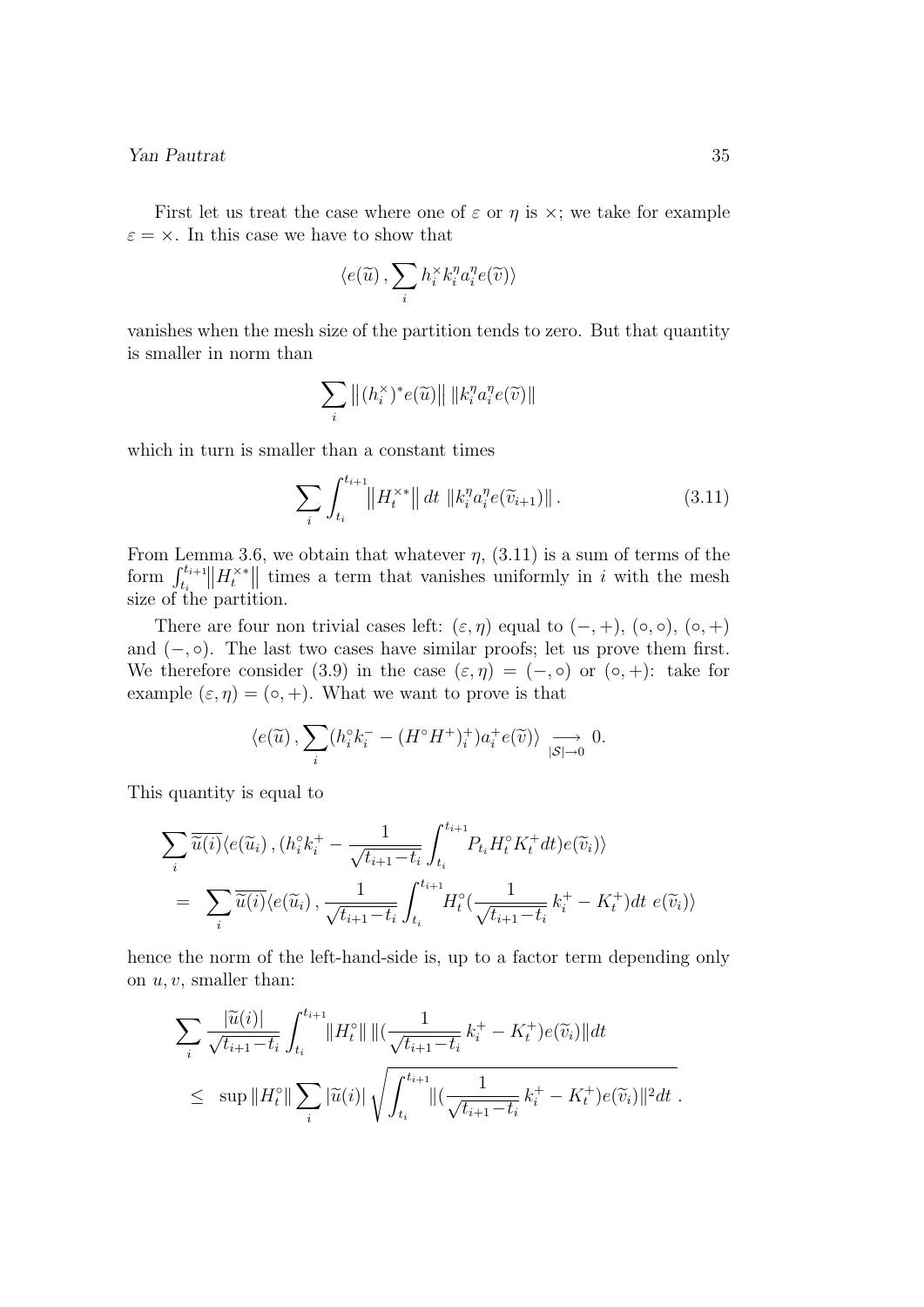First let us treat the case where one of $\varepsilon$ or $\eta$ is $\times$; we take for example $\varepsilon = \times$. In this case we have to show that

$$\langle e(\widetilde{u})\,, \sum_i h_i^\times k_i^\eta a_i^\eta e(\widetilde{v})\rangle$$

vanishes when the mesh size of the partition tends to zero. But that quantity is smaller in norm than

$$\sum_i \big\|(h_i^\times)^* e(\widetilde{u})\big\|\, \|k_i^\eta a_i^\eta e(\widetilde{v})\|$$

which in turn is smaller than a constant times

$$\sum_i \int_{t_i}^{t_{i+1}} \big\|H_t^{\times *}\big\|\, dt\ \|k_i^\eta a_i^\eta e(\widetilde{v}_{i+1})\|\,. \tag{3.11}$$

From Lemma 3.6, we obtain that whatever $\eta$, (3.11) is a sum of terms of the form $\int_{t_i}^{t_{i+1}}\big\|H_t^{\times *}\big\|$ times a term that vanishes uniformly in $i$ with the mesh size of the partition.

There are four non trivial cases left: $(\varepsilon, \eta)$ equal to $(-,+)$, $(\circ,\circ)$, $(\circ,+)$ and $(-,\circ)$. The last two cases have similar proofs; let us prove them first. We therefore consider (3.9) in the case $(\varepsilon,\eta) = (-,\circ)$ or $(\circ,+)$: take for example $(\varepsilon,\eta) = (\circ,+)$. What we want to prove is that

$$\langle e(\widetilde{u})\,, \sum_i (h_i^\circ k_i^- - (H^\circ H^+)_i^+) a_i^+ e(\widetilde{v})\rangle \underset{|\mathcal{S}|\to 0}{\longrightarrow} 0.$$

This quantity is equal to

$$\begin{aligned}
&\sum_i \overline{\widetilde{u}(i)} \langle e(\widetilde{u}_i)\,, (h_i^\circ k_i^+ - \frac{1}{\sqrt{t_{i+1}-t_i}} \int_{t_i}^{t_{i+1}} P_{t_i} H_t^\circ K_t^+ dt) e(\widetilde{v}_i)\rangle \\
&= \sum_i \overline{\widetilde{u}(i)} \langle e(\widetilde{u}_i)\,, \frac{1}{\sqrt{t_{i+1}-t_i}} \int_{t_i}^{t_{i+1}} H_t^\circ (\frac{1}{\sqrt{t_{i+1}-t_i}}\, k_i^+ - K_t^+) dt\ e(\widetilde{v}_i)\rangle
\end{aligned}$$

hence the norm of the left-hand-side is, up to a factor term depending only on $u, v$, smaller than:

$$\begin{aligned}
&\sum_i \frac{|\widetilde{u}(i)|}{\sqrt{t_{i+1}-t_i}} \int_{t_i}^{t_{i+1}} \|H_t^\circ\|\, \|(\frac{1}{\sqrt{t_{i+1}-t_i}}\, k_i^+ - K_t^+) e(\widetilde{v}_i)\| dt \\
&\leq\ \sup \|H_t^\circ\| \sum_i |\widetilde{u}(i)| \sqrt{\int_{t_i}^{t_{i+1}} \|(\frac{1}{\sqrt{t_{i+1}-t_i}}\, k_i^+ - K_t^+) e(\widetilde{v}_i)\|^2 dt}\ .
\end{aligned}$$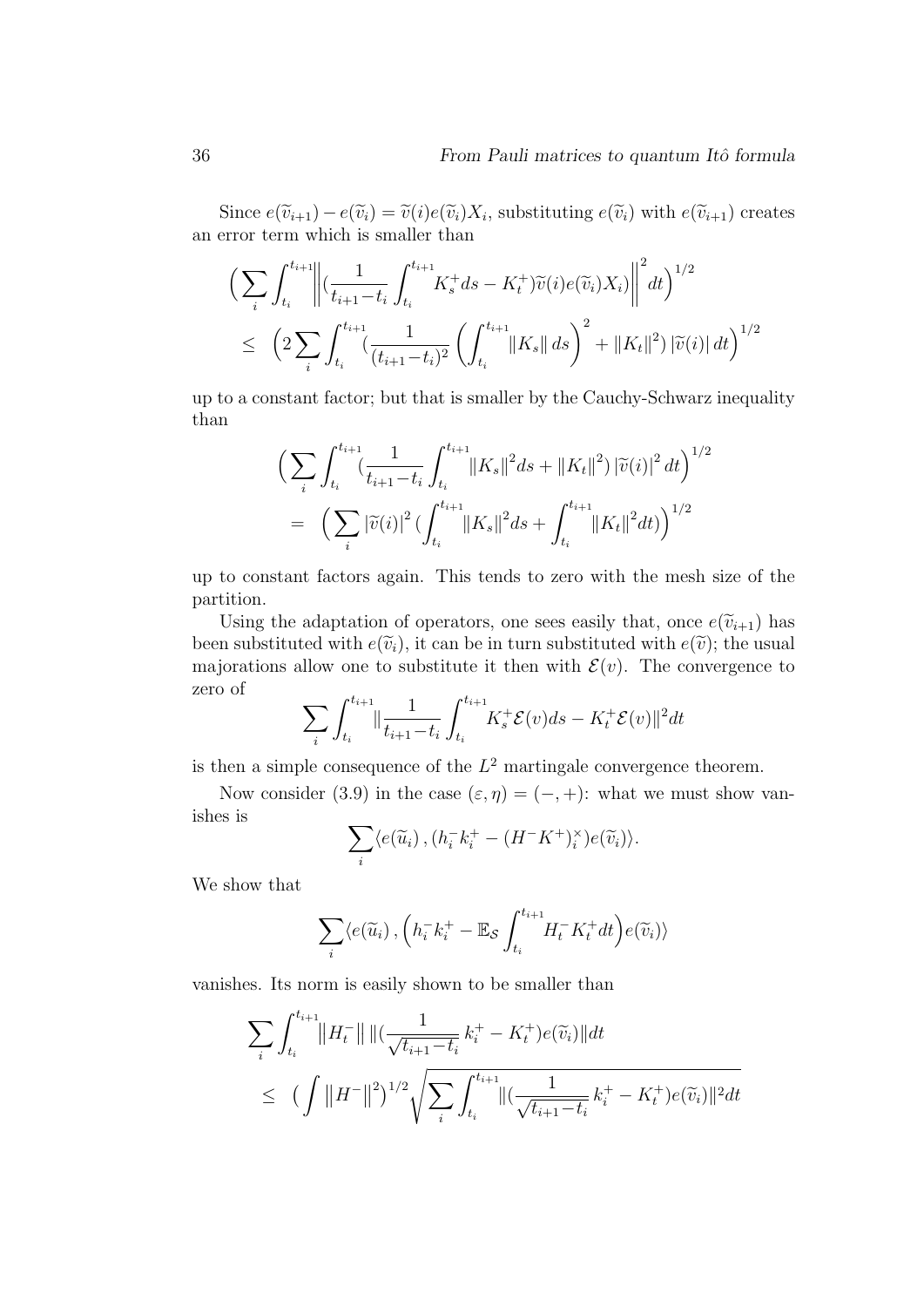Since $e(\widetilde{v}_{i+1}) - e(\widetilde{v}_i) = \widetilde{v}(i)e(\widetilde{v}_i)X_i$, substituting $e(\widetilde{v}_i)$ with $e(\widetilde{v}_{i+1})$ creates an error term which is smaller than

$$
\Big(\sum_i \int_{t_i}^{t_{i+1}} \Big\| (\frac{1}{t_{i+1}-t_i}\int_{t_i}^{t_{i+1}} K_s^+ ds - K_t^+)\widetilde{v}(i)e(\widetilde{v}_i)X_i) \Big\|^2 dt\Big)^{1/2}
$$
$$
\leq \ \Big(2\sum_i \int_{t_i}^{t_{i+1}} (\frac{1}{(t_{i+1}-t_i)^2}\left(\int_{t_i}^{t_{i+1}} \|K_s\|\, ds\right)^2 + \|K_t\|^2)\,|\widetilde{v}(i)|\,dt\Big)^{1/2}
$$

up to a constant factor; but that is smaller by the Cauchy-Schwarz inequality than

$$
\Big(\sum_i \int_{t_i}^{t_{i+1}} (\frac{1}{t_{i+1}-t_i}\int_{t_i}^{t_{i+1}} \|K_s\|^2 ds + \|K_t\|^2)\,|\widetilde{v}(i)|^2\,dt\Big)^{1/2}
$$
$$
= \ \Big(\sum_i |\widetilde{v}(i)|^2\,(\int_{t_i}^{t_{i+1}} \|K_s\|^2 ds + \int_{t_i}^{t_{i+1}} \|K_t\|^2 dt)\Big)^{1/2}
$$

up to constant factors again. This tends to zero with the mesh size of the partition.

Using the adaptation of operators, one sees easily that, once $e(\widetilde{v}_{i+1})$ has been substituted with $e(\widetilde{v}_i)$, it can be in turn substituted with $e(\widetilde{v})$; the usual majorations allow one to substitute it then with $\mathcal{E}(v)$. The convergence to zero of

$$
\sum_i \int_{t_i}^{t_{i+1}} \|\frac{1}{t_{i+1}-t_i}\int_{t_i}^{t_{i+1}} K_s^+\mathcal{E}(v)ds - K_t^+\mathcal{E}(v)\|^2 dt
$$

is then a simple consequence of the $L^2$ martingale convergence theorem.

Now consider (3.9) in the case $(\varepsilon,\eta)=(-,+)$: what we must show vanishes is

$$
\sum_i \langle e(\widetilde{u}_i)\,,(h_i^- k_i^+ - (H^-K^+)_i^\times)e(\widetilde{v}_i)\rangle.
$$

We show that

$$
\sum_i \langle e(\widetilde{u}_i)\,,\Big(h_i^- k_i^+ - \mathbb{E}_{\mathcal{S}}\int_{t_i}^{t_{i+1}} H_t^- K_t^+ dt\Big)e(\widetilde{v}_i)\rangle
$$

vanishes. Its norm is easily shown to be smaller than

$$
\sum_i \int_{t_i}^{t_{i+1}} \big\|H_t^-\big\|\,\|(\frac{1}{\sqrt{t_{i+1}-t_i}}\,k_i^+ - K_t^+)e(\widetilde{v}_i)\|dt
$$
$$
\leq \ \big(\int \big\|H^-\big\|^2\big)^{1/2}\sqrt{\sum_i \int_{t_i}^{t_{i+1}} \|(\frac{1}{\sqrt{t_{i+1}-t_i}}\,k_i^+ - K_t^+)e(\widetilde{v}_i)\|^2 dt}
$$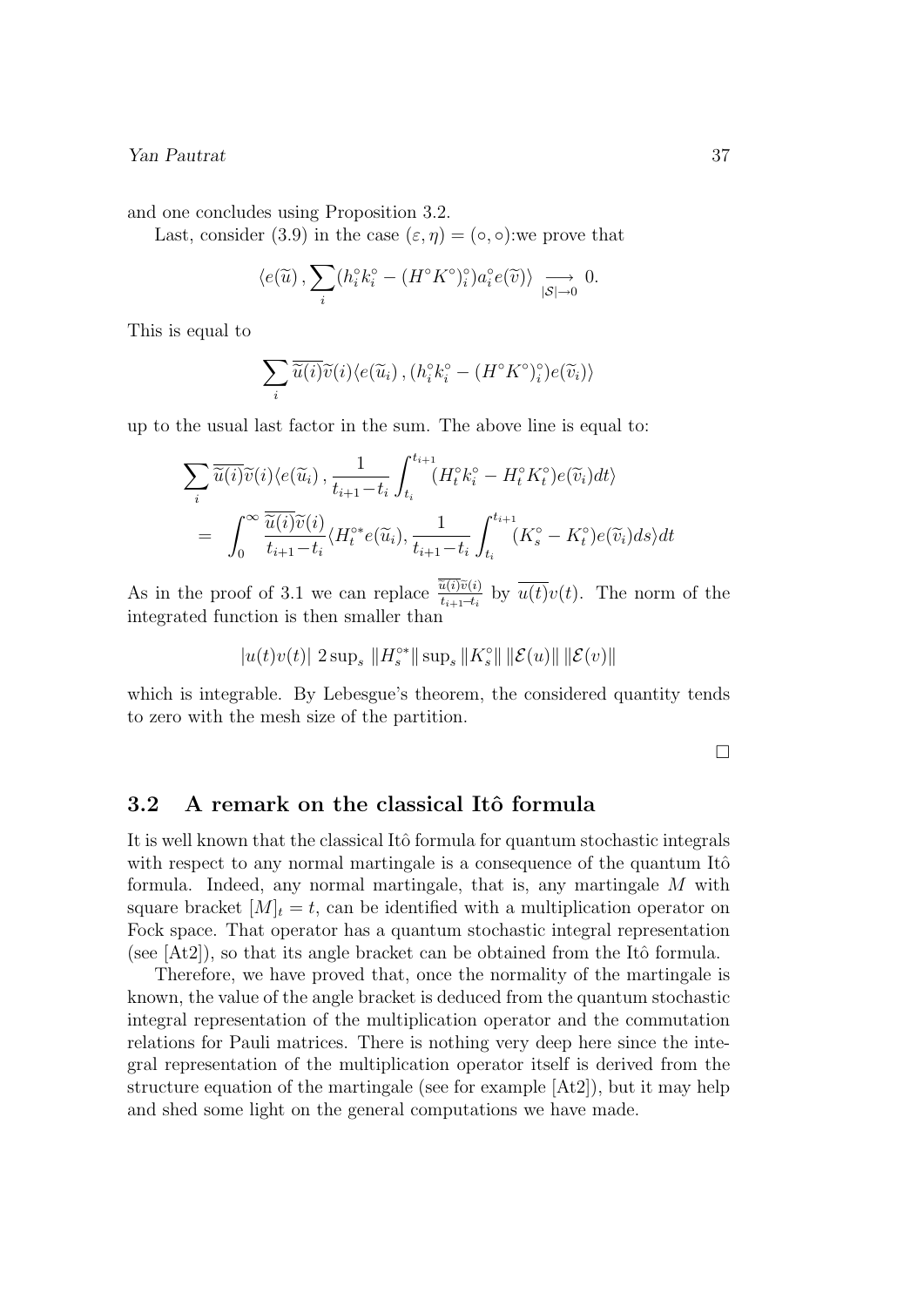and one concludes using Proposition 3.2.

Last, consider (3.9) in the case $(\varepsilon, \eta) = (\circ, \circ)$:we prove that

$$\langle e(\widetilde{u}) \, , \sum_i (h_i^\circ k_i^\circ - (H^\circ K^\circ)_i^\circ) a_i^\circ e(\widetilde{v}) \rangle \underset{|\mathcal{S}| \to 0}{\longrightarrow} 0.$$

This is equal to

$$\sum_i \overline{\widetilde{u}(i)} \widetilde{v}(i) \langle e(\widetilde{u}_i) \, , (h_i^\circ k_i^\circ - (H^\circ K^\circ)_i^\circ) e(\widetilde{v}_i) \rangle$$

up to the usual last factor in the sum. The above line is equal to:

$$\begin{aligned}
&\sum_i \overline{\widetilde{u}(i)} \widetilde{v}(i) \langle e(\widetilde{u}_i) \, , \frac{1}{t_{i+1} - t_i} \int_{t_i}^{t_{i+1}} (H_t^\circ k_i^\circ - H_t^\circ K_t^\circ) e(\widetilde{v}_i) dt \rangle \\
= \; &\int_0^\infty \frac{\overline{\widetilde{u}(i)} \widetilde{v}(i)}{t_{i+1} - t_i} \langle H_t^{\circ *} e(\widetilde{u}_i), \frac{1}{t_{i+1} - t_i} \int_{t_i}^{t_{i+1}} (K_s^\circ - K_t^\circ) e(\widetilde{v}_i) ds \rangle dt
\end{aligned}$$

As in the proof of 3.1 we can replace $\frac{\overline{\widetilde{u}(i)} \widetilde{v}(i)}{t_{i+1} - t_i}$ by $\overline{u(t)} v(t)$. The norm of the integrated function is then smaller than

$$|u(t) v(t)| \; 2 \sup_s \|H_s^{\circ *}\| \sup_s \|K_s^\circ\| \, \|\mathcal{E}(u)\| \, \|\mathcal{E}(v)\|$$

which is integrable. By Lebesgue's theorem, the considered quantity tends to zero with the mesh size of the partition.

□

## 3.2 A remark on the classical Itô formula

It is well known that the classical Itô formula for quantum stochastic integrals with respect to any normal martingale is a consequence of the quantum Itô formula. Indeed, any normal martingale, that is, any martingale $M$ with square bracket $[M]_t = t$, can be identified with a multiplication operator on Fock space. That operator has a quantum stochastic integral representation (see [At2]), so that its angle bracket can be obtained from the Itô formula.

Therefore, we have proved that, once the normality of the martingale is known, the value of the angle bracket is deduced from the quantum stochastic integral representation of the multiplication operator and the commutation relations for Pauli matrices. There is nothing very deep here since the integral representation of the multiplication operator itself is derived from the structure equation of the martingale (see for example [At2]), but it may help and shed some light on the general computations we have made.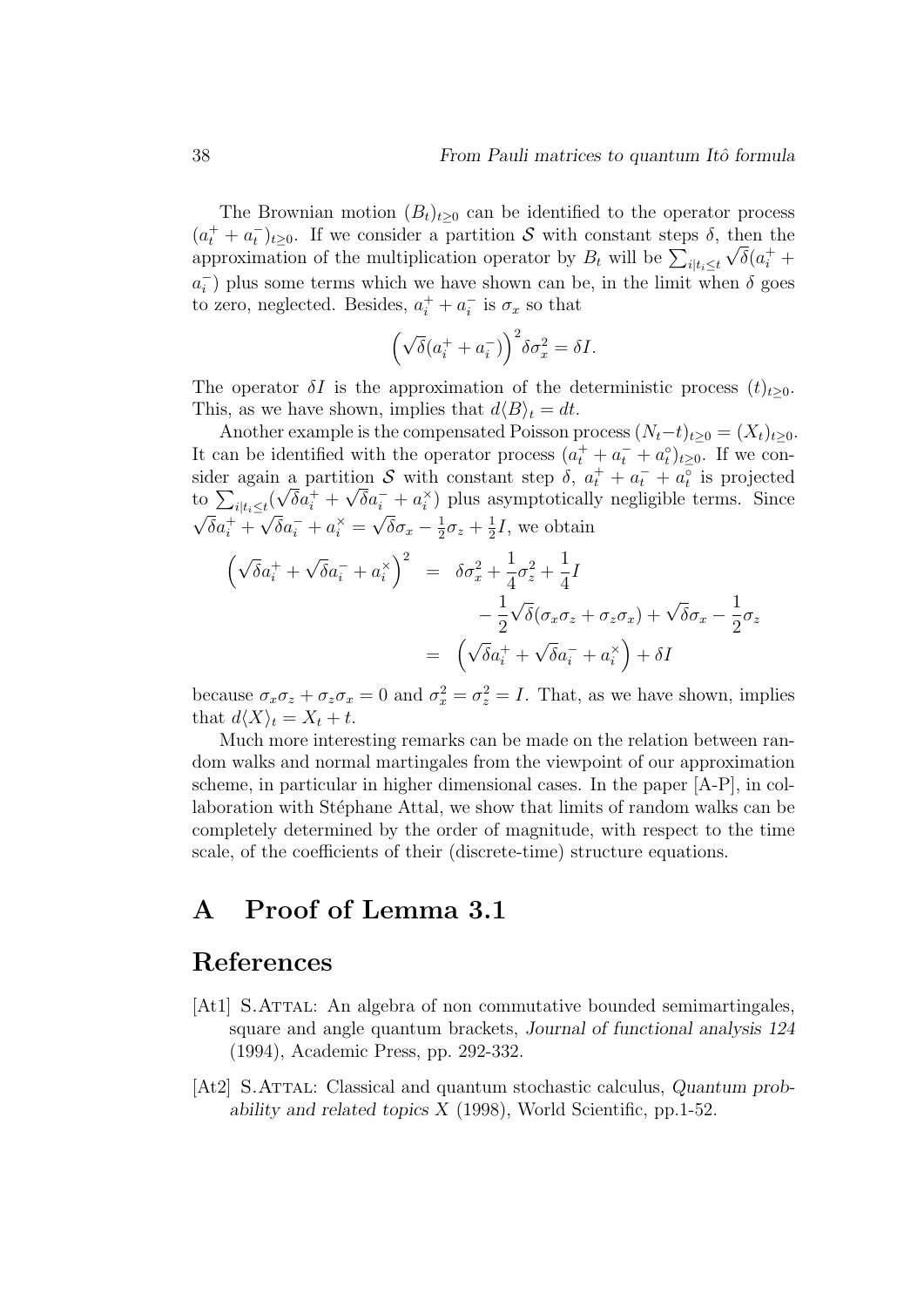The Brownian motion $(B_t)_{t\geq 0}$ can be identified to the operator process $(a_t^+ + a_t^-)_{t\geq 0}$. If we consider a partition $\mathcal{S}$ with constant steps $\delta$, then the approximation of the multiplication operator by $B_t$ will be $\sum_{i|t_i\leq t}\sqrt{\delta}(a_i^+ + a_i^-)$ plus some terms which we have shown can be, in the limit when $\delta$ goes to zero, neglected. Besides, $a_i^+ + a_i^-$ is $\sigma_x$ so that

$$\left(\sqrt{\delta}(a_i^+ + a_i^-)\right)^2 \delta\sigma_x^2 = \delta I.$$

The operator $\delta I$ is the approximation of the deterministic process $(t)_{t\geq 0}$. This, as we have shown, implies that $d\langle B\rangle_t = dt$.

Another example is the compensated Poisson process $(N_t - t)_{t\geq 0} = (X_t)_{t\geq 0}$. It can be identified with the operator process $(a_t^+ + a_t^- + a_t^\circ)_{t\geq 0}$. If we consider again a partition $\mathcal{S}$ with constant step $\delta$, $a_t^+ + a_t^- + a_t^\circ$ is projected to $\sum_{i|t_i\leq t}(\sqrt{\delta}a_i^+ + \sqrt{\delta}a_i^- + a_i^\times)$ plus asymptotically negligible terms. Since $\sqrt{\delta}a_i^+ + \sqrt{\delta}a_i^- + a_i^\times = \sqrt{\delta}\sigma_x - \frac{1}{2}\sigma_z + \frac{1}{2}I$, we obtain

$$\begin{aligned}
\left(\sqrt{\delta}a_i^+ + \sqrt{\delta}a_i^- + a_i^\times\right)^2 &= \delta\sigma_x^2 + \frac{1}{4}\sigma_z^2 + \frac{1}{4}I \\
&\quad - \frac{1}{2}\sqrt{\delta}(\sigma_x\sigma_z + \sigma_z\sigma_x) + \sqrt{\delta}\sigma_x - \frac{1}{2}\sigma_z \\
&= \left(\sqrt{\delta}a_i^+ + \sqrt{\delta}a_i^- + a_i^\times\right) + \delta I
\end{aligned}$$

because $\sigma_x\sigma_z + \sigma_z\sigma_x = 0$ and $\sigma_x^2 = \sigma_z^2 = I$. That, as we have shown, implies that $d\langle X\rangle_t = X_t + t$.

Much more interesting remarks can be made on the relation between random walks and normal martingales from the viewpoint of our approximation scheme, in particular in higher dimensional cases. In the paper [A-P], in collaboration with Stéphane Attal, we show that limits of random walks can be completely determined by the order of magnitude, with respect to the time scale, of the coefficients of their (discrete-time) structure equations.

# A Proof of Lemma 3.1

# References

[At1] S. Attal: An algebra of non commutative bounded semimartingales, square and angle quantum brackets, *Journal of functional analysis 124* (1994), Academic Press, pp. 292-332.

[At2] S. Attal: Classical and quantum stochastic calculus, *Quantum probability and related topics X* (1998), World Scientific, pp.1-52.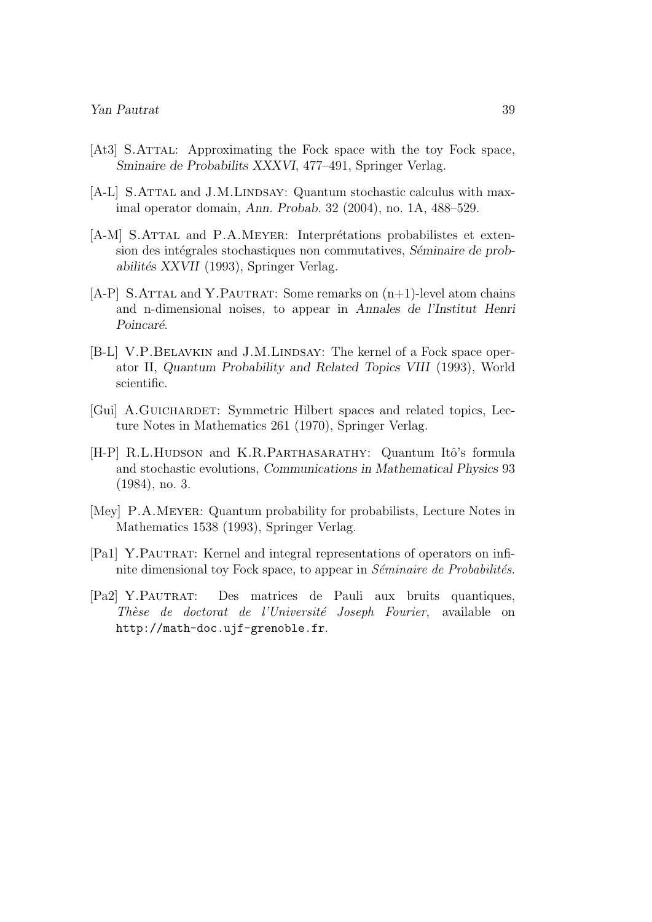[At3] S.Attal: Approximating the Fock space with the toy Fock space, *Sminaire de Probabilits XXXVI*, 477–491, Springer Verlag.

[A-L] S.Attal and J.M.Lindsay: Quantum stochastic calculus with maximal operator domain, *Ann. Probab.* 32 (2004), no. 1A, 488–529.

[A-M] S.Attal and P.A.Meyer: Interprétations probabilistes et extension des intégrales stochastiques non commutatives, *Séminaire de probabilités XXVII* (1993), Springer Verlag.

[A-P] S.Attal and Y.Pautrat: Some remarks on (n+1)-level atom chains and n-dimensional noises, to appear in *Annales de l'Institut Henri Poincaré*.

[B-L] V.P.Belavkin and J.M.Lindsay: The kernel of a Fock space operator II, *Quantum Probability and Related Topics VIII* (1993), World scientific.

[Gui] A.Guichardet: Symmetric Hilbert spaces and related topics, Lecture Notes in Mathematics 261 (1970), Springer Verlag.

[H-P] R.L.Hudson and K.R.Parthasarathy: Quantum Itô's formula and stochastic evolutions, *Communications in Mathematical Physics* 93 (1984), no. 3.

[Mey] P.A.Meyer: Quantum probability for probabilists, Lecture Notes in Mathematics 1538 (1993), Springer Verlag.

[Pa1] Y.Pautrat: Kernel and integral representations of operators on infinite dimensional toy Fock space, to appear in *Séminaire de Probabilités*.

[Pa2] Y.Pautrat: Des matrices de Pauli aux bruits quantiques, *Thèse de doctorat de l'Université Joseph Fourier*, available on `http://math-doc.ujf-grenoble.fr`.